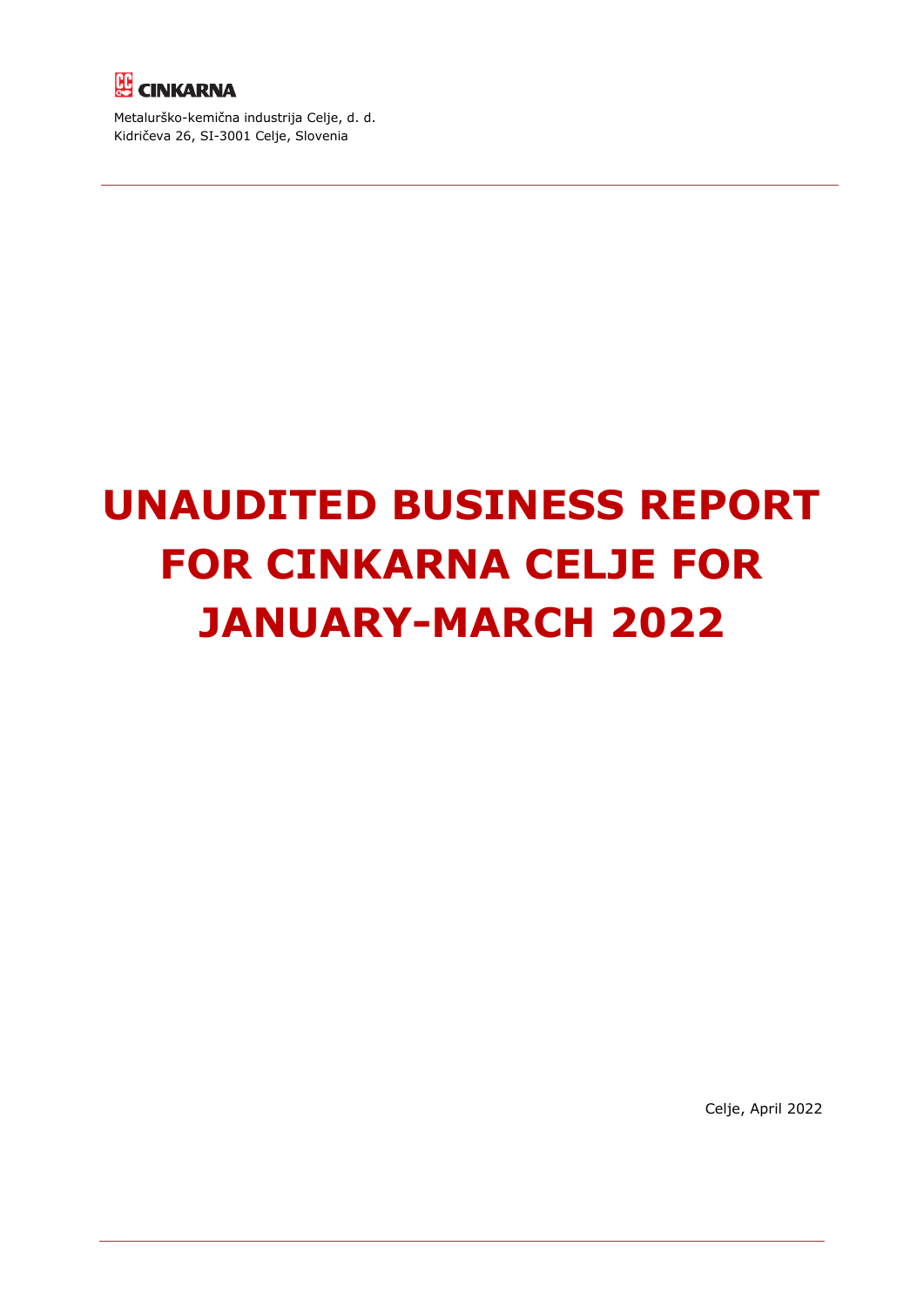CINKARNA

Metalurško-kemična industrija Celje, d. d.
Kidričeva 26, SI-3001 Celje, Slovenia

# UNAUDITED BUSINESS REPORT FOR CINKARNA CELJE FOR JANUARY-MARCH 2022

Celje, April 2022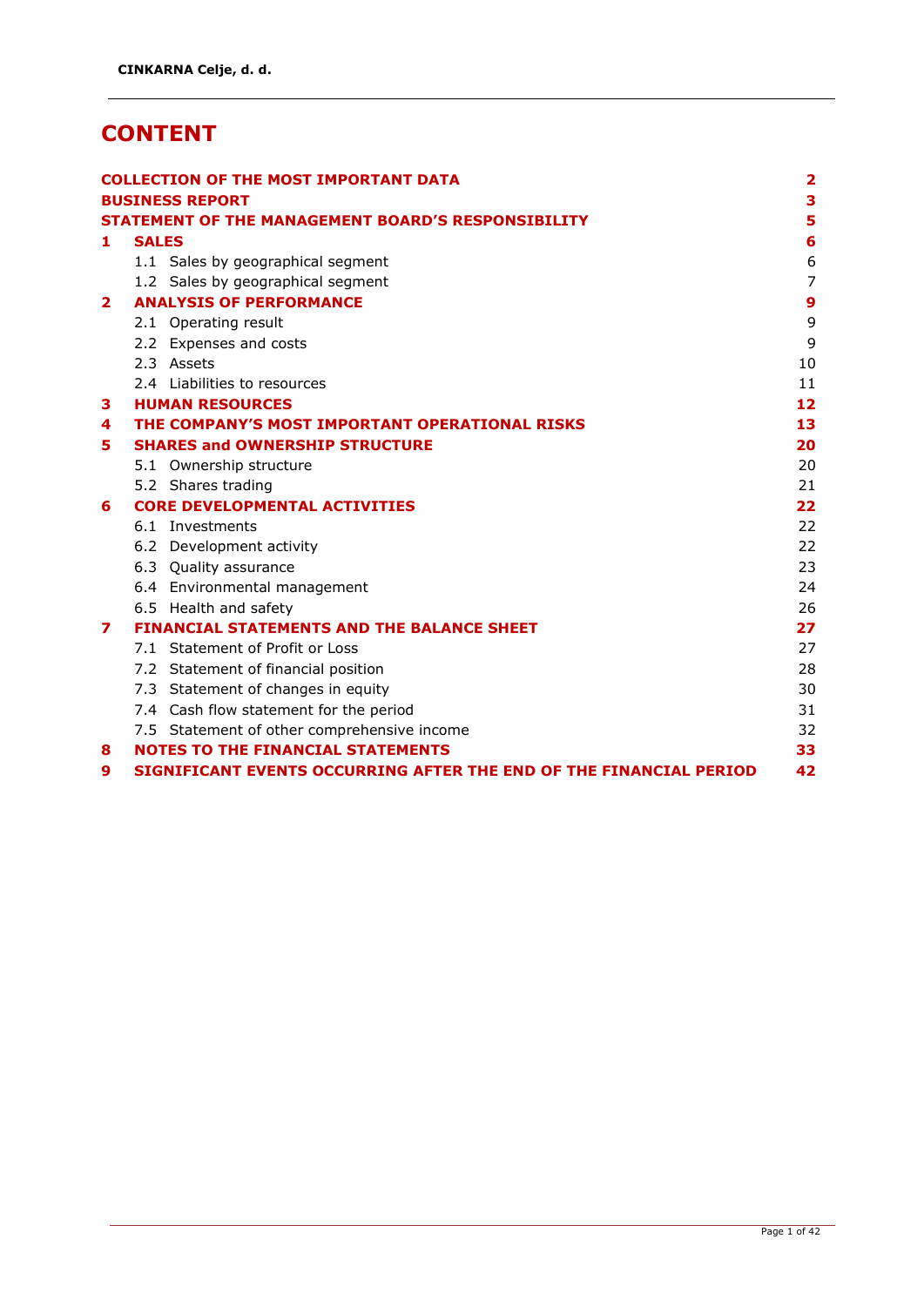# CONTENT

| | | |
|---|---|---|
| **COLLECTION OF THE MOST IMPORTANT DATA** | | **2** |
| **BUSINESS REPORT** | | **3** |
| **STATEMENT OF THE MANAGEMENT BOARD'S RESPONSIBILITY** | | **5** |
| **1** | **SALES** | **6** |
| | 1.1 Sales by geographical segment | 6 |
| | 1.2 Sales by geographical segment | 7 |
| **2** | **ANALYSIS OF PERFORMANCE** | **9** |
| | 2.1 Operating result | 9 |
| | 2.2 Expenses and costs | 9 |
| | 2.3 Assets | 10 |
| | 2.4 Liabilities to resources | 11 |
| **3** | **HUMAN RESOURCES** | **12** |
| **4** | **THE COMPANY'S MOST IMPORTANT OPERATIONAL RISKS** | **13** |
| **5** | **SHARES and OWNERSHIP STRUCTURE** | **20** |
| | 5.1 Ownership structure | 20 |
| | 5.2 Shares trading | 21 |
| **6** | **CORE DEVELOPMENTAL ACTIVITIES** | **22** |
| | 6.1 Investments | 22 |
| | 6.2 Development activity | 22 |
| | 6.3 Quality assurance | 23 |
| | 6.4 Environmental management | 24 |
| | 6.5 Health and safety | 26 |
| **7** | **FINANCIAL STATEMENTS AND THE BALANCE SHEET** | **27** |
| | 7.1 Statement of Profit or Loss | 27 |
| | 7.2 Statement of financial position | 28 |
| | 7.3 Statement of changes in equity | 30 |
| | 7.4 Cash flow statement for the period | 31 |
| | 7.5 Statement of other comprehensive income | 32 |
| **8** | **NOTES TO THE FINANCIAL STATEMENTS** | **33** |
| **9** | **SIGNIFICANT EVENTS OCCURRING AFTER THE END OF THE FINANCIAL PERIOD** | **42** |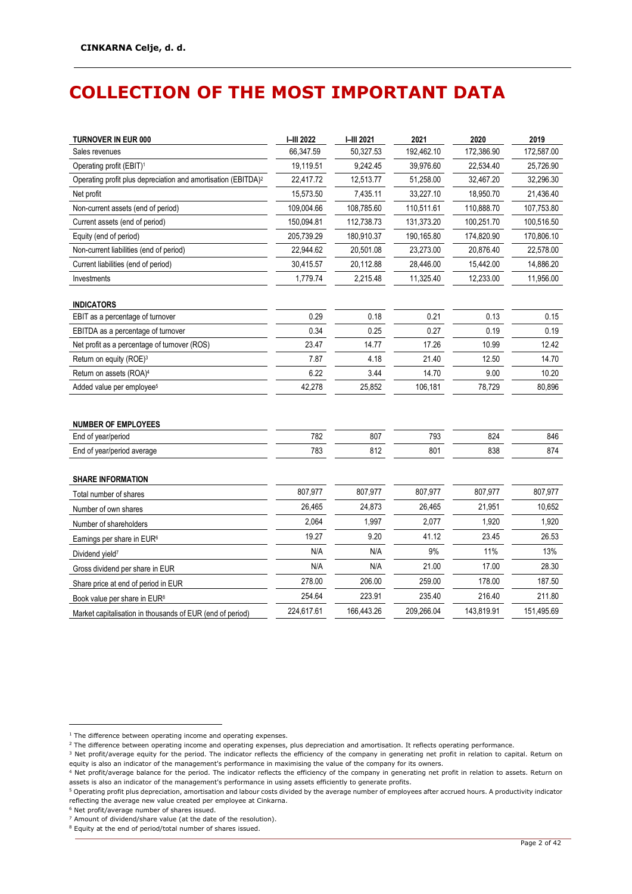# COLLECTION OF THE MOST IMPORTANT DATA

| TURNOVER IN EUR 000 | I–III 2022 | I–III 2021 | 2021 | 2020 | 2019 |
|---|---|---|---|---|---|
| Sales revenues | 66,347.59 | 50,327.53 | 192,462.10 | 172,386.90 | 172,587.00 |
| Operating profit (EBIT)[1] | 19,119.51 | 9,242.45 | 39,976.60 | 22,534.40 | 25,726.90 |
| Operating profit plus depreciation and amortisation (EBITDA)[2] | 22,417.72 | 12,513.77 | 51,258.00 | 32,467.20 | 32,296.30 |
| Net profit | 15,573.50 | 7,435.11 | 33,227.10 | 18,950.70 | 21,436.40 |
| Non-current assets (end of period) | 109,004.66 | 108,785.60 | 110,511.61 | 110,888.70 | 107,753.80 |
| Current assets (end of period) | 150,094.81 | 112,738.73 | 131,373.20 | 100,251.70 | 100,516.50 |
| Equity (end of period) | 205,739.29 | 180,910.37 | 190,165.80 | 174,820.90 | 170,806.10 |
| Non-current liabilities (end of period) | 22,944.62 | 20,501.08 | 23,273.00 | 20,876.40 | 22,578.00 |
| Current liabilities (end of period) | 30,415.57 | 20,112.88 | 28,446.00 | 15,442.00 | 14,886.20 |
| Investments | 1,779.74 | 2,215.48 | 11,325.40 | 12,233.00 | 11,956.00 |
| **INDICATORS** | | | | | |
| EBIT as a percentage of turnover | 0.29 | 0.18 | 0.21 | 0.13 | 0.15 |
| EBITDA as a percentage of turnover | 0.34 | 0.25 | 0.27 | 0.19 | 0.19 |
| Net profit as a percentage of turnover (ROS) | 23.47 | 14.77 | 17.26 | 10.99 | 12.42 |
| Return on equity (ROE)[3] | 7.87 | 4.18 | 21.40 | 12.50 | 14.70 |
| Return on assets (ROA)[4] | 6.22 | 3.44 | 14.70 | 9.00 | 10.20 |
| Added value per employee[5] | 42,278 | 25,852 | 106,181 | 78,729 | 80,896 |
| **NUMBER OF EMPLOYEES** | | | | | |
| End of year/period | 782 | 807 | 793 | 824 | 846 |
| End of year/period average | 783 | 812 | 801 | 838 | 874 |
| **SHARE INFORMATION** | | | | | |
| Total number of shares | 807,977 | 807,977 | 807,977 | 807,977 | 807,977 |
| Number of own shares | 26,465 | 24,873 | 26,465 | 21,951 | 10,652 |
| Number of shareholders | 2,064 | 1,997 | 2,077 | 1,920 | 1,920 |
| Earnings per share in EUR[6] | 19.27 | 9.20 | 41.12 | 23.45 | 26.53 |
| Dividend yield[7] | N/A | N/A | 9% | 11% | 13% |
| Gross dividend per share in EUR | N/A | N/A | 21.00 | 17.00 | 28.30 |
| Share price at end of period in EUR | 278.00 | 206.00 | 259.00 | 178.00 | 187.50 |
| Book value per share in EUR[8] | 254.64 | 223.91 | 235.40 | 216.40 | 211.80 |
| Market capitalisation in thousands of EUR (end of period) | 224,617.61 | 166,443.26 | 209,266.04 | 143,819.91 | 151,495.69 |

[1] The difference between operating income and operating expenses.

[2] The difference between operating income and operating expenses, plus depreciation and amortisation. It reflects operating performance.

[3] Net profit/average equity for the period. The indicator reflects the efficiency of the company in generating net profit in relation to capital. Return on equity is also an indicator of the management's performance in maximising the value of the company for its owners.

[4] Net profit/average balance for the period. The indicator reflects the efficiency of the company in generating net profit in relation to assets. Return on assets is also an indicator of the management's performance in using assets efficiently to generate profits.

[5] Operating profit plus depreciation, amortisation and labour costs divided by the average number of employees after accrued hours. A productivity indicator reflecting the average new value created per employee at Cinkarna.

[6] Net profit/average number of shares issued.

[7] Amount of dividend/share value (at the date of the resolution).

[8] Equity at the end of period/total number of shares issued.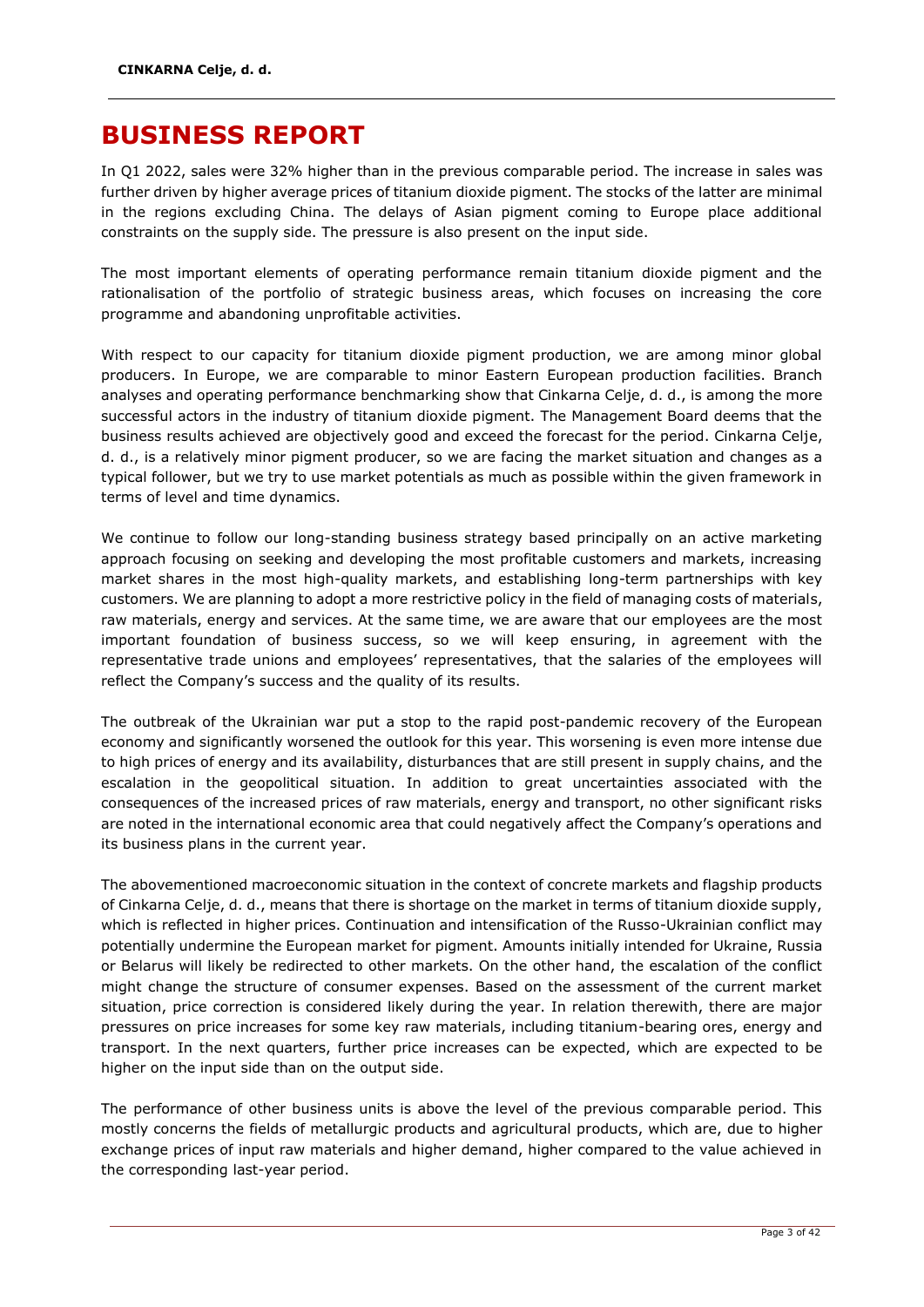# BUSINESS REPORT

In Q1 2022, sales were 32% higher than in the previous comparable period. The increase in sales was further driven by higher average prices of titanium dioxide pigment. The stocks of the latter are minimal in the regions excluding China. The delays of Asian pigment coming to Europe place additional constraints on the supply side. The pressure is also present on the input side.

The most important elements of operating performance remain titanium dioxide pigment and the rationalisation of the portfolio of strategic business areas, which focuses on increasing the core programme and abandoning unprofitable activities.

With respect to our capacity for titanium dioxide pigment production, we are among minor global producers. In Europe, we are comparable to minor Eastern European production facilities. Branch analyses and operating performance benchmarking show that Cinkarna Celje, d. d., is among the more successful actors in the industry of titanium dioxide pigment. The Management Board deems that the business results achieved are objectively good and exceed the forecast for the period. Cinkarna Celje, d. d., is a relatively minor pigment producer, so we are facing the market situation and changes as a typical follower, but we try to use market potentials as much as possible within the given framework in terms of level and time dynamics.

We continue to follow our long-standing business strategy based principally on an active marketing approach focusing on seeking and developing the most profitable customers and markets, increasing market shares in the most high-quality markets, and establishing long-term partnerships with key customers. We are planning to adopt a more restrictive policy in the field of managing costs of materials, raw materials, energy and services. At the same time, we are aware that our employees are the most important foundation of business success, so we will keep ensuring, in agreement with the representative trade unions and employees' representatives, that the salaries of the employees will reflect the Company's success and the quality of its results.

The outbreak of the Ukrainian war put a stop to the rapid post-pandemic recovery of the European economy and significantly worsened the outlook for this year. This worsening is even more intense due to high prices of energy and its availability, disturbances that are still present in supply chains, and the escalation in the geopolitical situation. In addition to great uncertainties associated with the consequences of the increased prices of raw materials, energy and transport, no other significant risks are noted in the international economic area that could negatively affect the Company's operations and its business plans in the current year.

The abovementioned macroeconomic situation in the context of concrete markets and flagship products of Cinkarna Celje, d. d., means that there is shortage on the market in terms of titanium dioxide supply, which is reflected in higher prices. Continuation and intensification of the Russo-Ukrainian conflict may potentially undermine the European market for pigment. Amounts initially intended for Ukraine, Russia or Belarus will likely be redirected to other markets. On the other hand, the escalation of the conflict might change the structure of consumer expenses. Based on the assessment of the current market situation, price correction is considered likely during the year. In relation therewith, there are major pressures on price increases for some key raw materials, including titanium-bearing ores, energy and transport. In the next quarters, further price increases can be expected, which are expected to be higher on the input side than on the output side.

The performance of other business units is above the level of the previous comparable period. This mostly concerns the fields of metallurgic products and agricultural products, which are, due to higher exchange prices of input raw materials and higher demand, higher compared to the value achieved in the corresponding last-year period.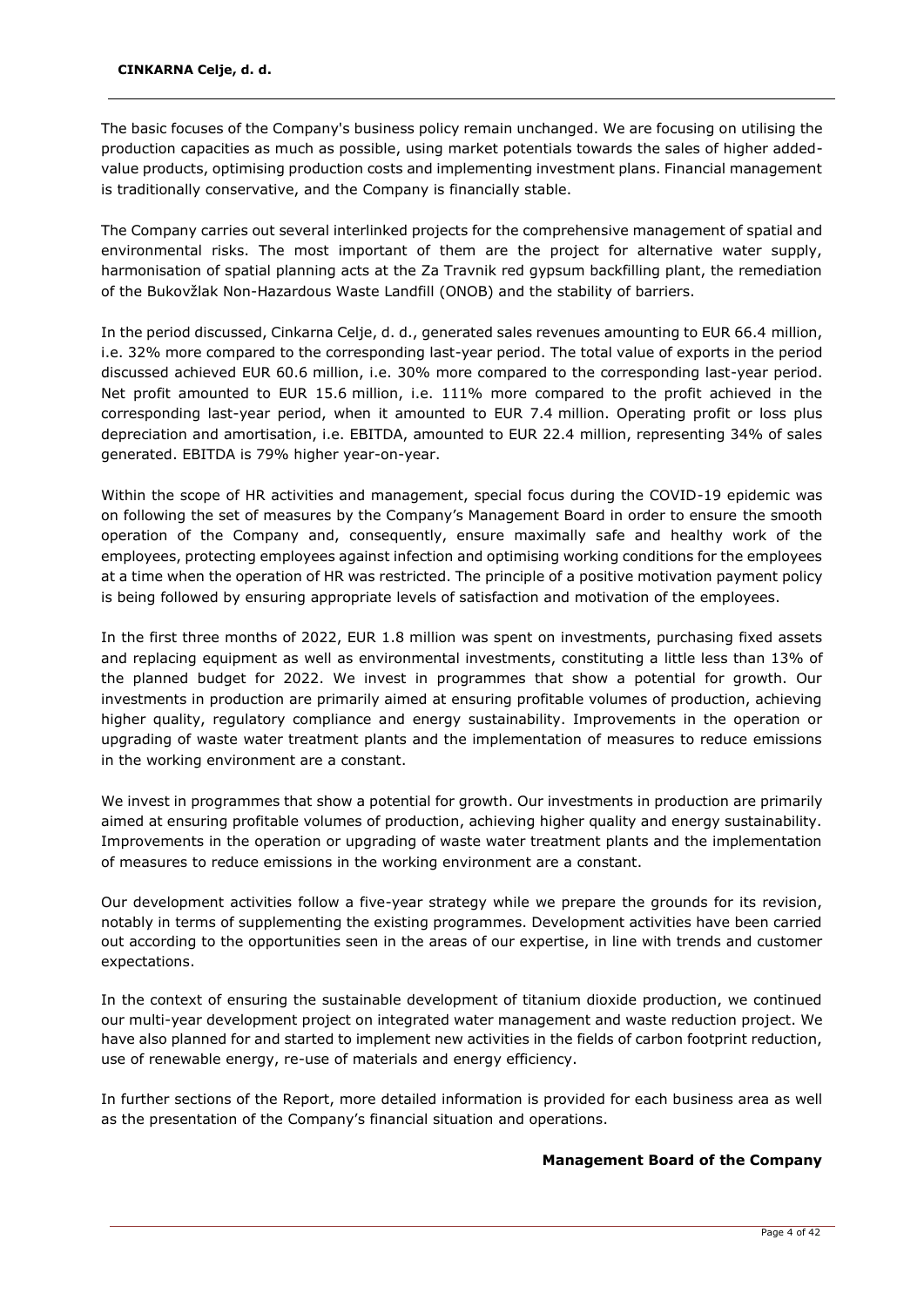The basic focuses of the Company's business policy remain unchanged. We are focusing on utilising the production capacities as much as possible, using market potentials towards the sales of higher added-value products, optimising production costs and implementing investment plans. Financial management is traditionally conservative, and the Company is financially stable.

The Company carries out several interlinked projects for the comprehensive management of spatial and environmental risks. The most important of them are the project for alternative water supply, harmonisation of spatial planning acts at the Za Travnik red gypsum backfilling plant, the remediation of the Bukovžlak Non-Hazardous Waste Landfill (ONOB) and the stability of barriers.

In the period discussed, Cinkarna Celje, d. d., generated sales revenues amounting to EUR 66.4 million, i.e. 32% more compared to the corresponding last-year period. The total value of exports in the period discussed achieved EUR 60.6 million, i.e. 30% more compared to the corresponding last-year period. Net profit amounted to EUR 15.6 million, i.e. 111% more compared to the profit achieved in the corresponding last-year period, when it amounted to EUR 7.4 million. Operating profit or loss plus depreciation and amortisation, i.e. EBITDA, amounted to EUR 22.4 million, representing 34% of sales generated. EBITDA is 79% higher year-on-year.

Within the scope of HR activities and management, special focus during the COVID-19 epidemic was on following the set of measures by the Company's Management Board in order to ensure the smooth operation of the Company and, consequently, ensure maximally safe and healthy work of the employees, protecting employees against infection and optimising working conditions for the employees at a time when the operation of HR was restricted. The principle of a positive motivation payment policy is being followed by ensuring appropriate levels of satisfaction and motivation of the employees.

In the first three months of 2022, EUR 1.8 million was spent on investments, purchasing fixed assets and replacing equipment as well as environmental investments, constituting a little less than 13% of the planned budget for 2022. We invest in programmes that show a potential for growth. Our investments in production are primarily aimed at ensuring profitable volumes of production, achieving higher quality, regulatory compliance and energy sustainability. Improvements in the operation or upgrading of waste water treatment plants and the implementation of measures to reduce emissions in the working environment are a constant.

We invest in programmes that show a potential for growth. Our investments in production are primarily aimed at ensuring profitable volumes of production, achieving higher quality and energy sustainability. Improvements in the operation or upgrading of waste water treatment plants and the implementation of measures to reduce emissions in the working environment are a constant.

Our development activities follow a five-year strategy while we prepare the grounds for its revision, notably in terms of supplementing the existing programmes. Development activities have been carried out according to the opportunities seen in the areas of our expertise, in line with trends and customer expectations.

In the context of ensuring the sustainable development of titanium dioxide production, we continued our multi-year development project on integrated water management and waste reduction project. We have also planned for and started to implement new activities in the fields of carbon footprint reduction, use of renewable energy, re-use of materials and energy efficiency.

In further sections of the Report, more detailed information is provided for each business area as well as the presentation of the Company's financial situation and operations.

**Management Board of the Company**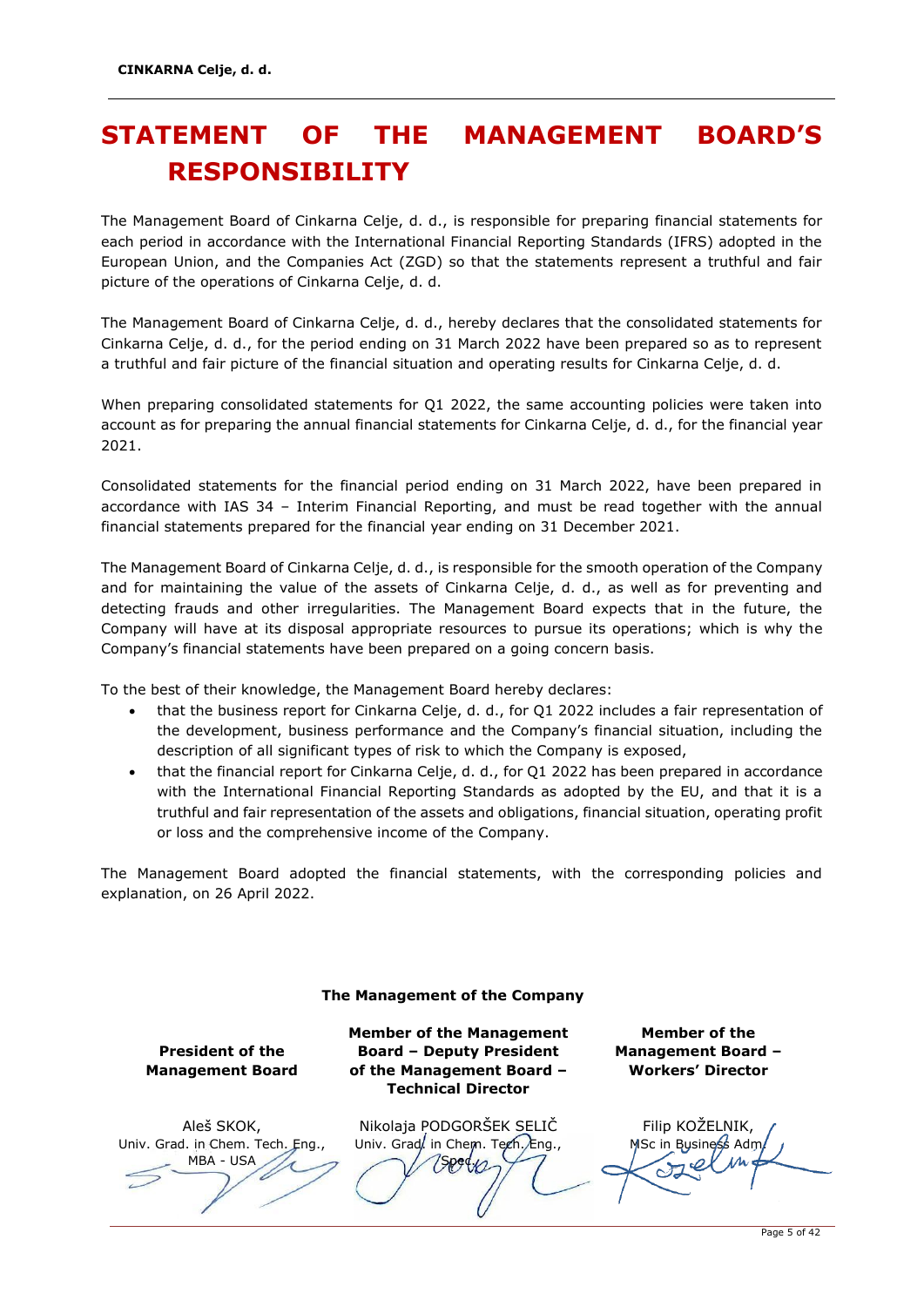# STATEMENT OF THE MANAGEMENT BOARD'S RESPONSIBILITY

The Management Board of Cinkarna Celje, d. d., is responsible for preparing financial statements for each period in accordance with the International Financial Reporting Standards (IFRS) adopted in the European Union, and the Companies Act (ZGD) so that the statements represent a truthful and fair picture of the operations of Cinkarna Celje, d. d.

The Management Board of Cinkarna Celje, d. d., hereby declares that the consolidated statements for Cinkarna Celje, d. d., for the period ending on 31 March 2022 have been prepared so as to represent a truthful and fair picture of the financial situation and operating results for Cinkarna Celje, d. d.

When preparing consolidated statements for Q1 2022, the same accounting policies were taken into account as for preparing the annual financial statements for Cinkarna Celje, d. d., for the financial year 2021.

Consolidated statements for the financial period ending on 31 March 2022, have been prepared in accordance with IAS 34 – Interim Financial Reporting, and must be read together with the annual financial statements prepared for the financial year ending on 31 December 2021.

The Management Board of Cinkarna Celje, d. d., is responsible for the smooth operation of the Company and for maintaining the value of the assets of Cinkarna Celje, d. d., as well as for preventing and detecting frauds and other irregularities. The Management Board expects that in the future, the Company will have at its disposal appropriate resources to pursue its operations; which is why the Company's financial statements have been prepared on a going concern basis.

To the best of their knowledge, the Management Board hereby declares:

- that the business report for Cinkarna Celje, d. d., for Q1 2022 includes a fair representation of the development, business performance and the Company's financial situation, including the description of all significant types of risk to which the Company is exposed,
- that the financial report for Cinkarna Celje, d. d., for Q1 2022 has been prepared in accordance with the International Financial Reporting Standards as adopted by the EU, and that it is a truthful and fair representation of the assets and obligations, financial situation, operating profit or loss and the comprehensive income of the Company.

The Management Board adopted the financial statements, with the corresponding policies and explanation, on 26 April 2022.

**The Management of the Company**

| **President of the Management Board** | **Member of the Management Board – Deputy President of the Management Board – Technical Director** | **Member of the Management Board – Workers' Director** |
|---|---|---|
| Aleš SKOK, Univ. Grad. in Chem. Tech. Eng., MBA - USA | Nikolaja PODGORŠEK SELIČ Univ. Grad. in Chem. Tech. Eng., Spec. | Filip KOŽELNIK, MSc in Business Adm. |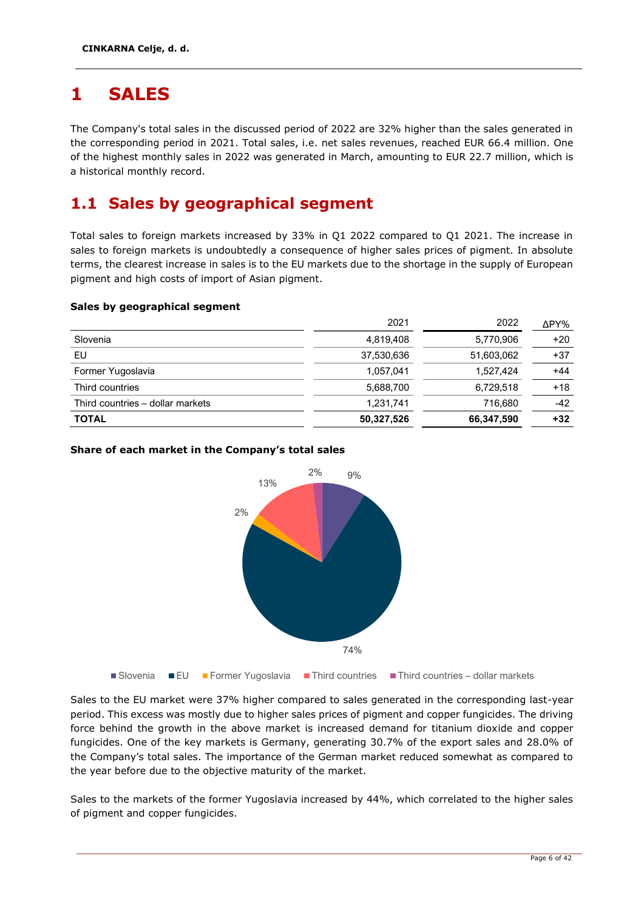# 1 SALES

The Company's total sales in the discussed period of 2022 are 32% higher than the sales generated in the corresponding period in 2021. Total sales, i.e. net sales revenues, reached EUR 66.4 million. One of the highest monthly sales in 2022 was generated in March, amounting to EUR 22.7 million, which is a historical monthly record.

## 1.1 Sales by geographical segment

Total sales to foreign markets increased by 33% in Q1 2022 compared to Q1 2021. The increase in sales to foreign markets is undoubtedly a consequence of higher sales prices of pigment. In absolute terms, the clearest increase in sales is to the EU markets due to the shortage in the supply of European pigment and high costs of import of Asian pigment.

**Sales by geographical segment**

| | 2021 | 2022 | ΔPY% |
|---|---|---|---|
| Slovenia | 4,819,408 | 5,770,906 | +20 |
| EU | 37,530,636 | 51,603,062 | +37 |
| Former Yugoslavia | 1,057,041 | 1,527,424 | +44 |
| Third countries | 5,688,700 | 6,729,518 | +18 |
| Third countries – dollar markets | 1,231,741 | 716,680 | -42 |
| **TOTAL** | **50,327,526** | **66,347,590** | **+32** |

**Share of each market in the Company's total sales**

Slovenia 9%, EU 74%, Former Yugoslavia 2%, Third countries 13%, Third countries – dollar markets 2%

Sales to the EU market were 37% higher compared to sales generated in the corresponding last-year period. This excess was mostly due to higher sales prices of pigment and copper fungicides. The driving force behind the growth in the above market is increased demand for titanium dioxide and copper fungicides. One of the key markets is Germany, generating 30.7% of the export sales and 28.0% of the Company's total sales. The importance of the German market reduced somewhat as compared to the year before due to the objective maturity of the market.

Sales to the markets of the former Yugoslavia increased by 44%, which correlated to the higher sales of pigment and copper fungicides.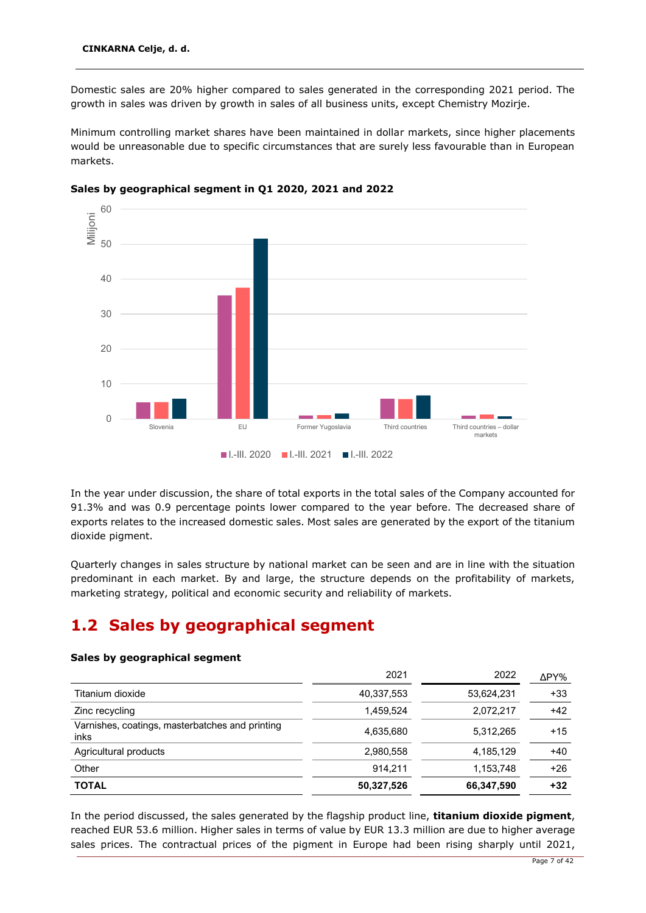Domestic sales are 20% higher compared to sales generated in the corresponding 2021 period. The growth in sales was driven by growth in sales of all business units, except Chemistry Mozirje.

Minimum controlling market shares have been maintained in dollar markets, since higher placements would be unreasonable due to specific circumstances that are surely less favourable than in European markets.

**Sales by geographical segment in Q1 2020, 2021 and 2022**

In the year under discussion, the share of total exports in the total sales of the Company accounted for 91.3% and was 0.9 percentage points lower compared to the year before. The decreased share of exports relates to the increased domestic sales. Most sales are generated by the export of the titanium dioxide pigment.

Quarterly changes in sales structure by national market can be seen and are in line with the situation predominant in each market. By and large, the structure depends on the profitability of markets, marketing strategy, political and economic security and reliability of markets.

## 1.2 Sales by geographical segment

**Sales by geographical segment**

| | 2021 | 2022 | ΔPY% |
|---|---|---|---|
| Titanium dioxide | 40,337,553 | 53,624,231 | +33 |
| Zinc recycling | 1,459,524 | 2,072,217 | +42 |
| Varnishes, coatings, masterbatches and printing inks | 4,635,680 | 5,312,265 | +15 |
| Agricultural products | 2,980,558 | 4,185,129 | +40 |
| Other | 914,211 | 1,153,748 | +26 |
| **TOTAL** | **50,327,526** | **66,347,590** | **+32** |

In the period discussed, the sales generated by the flagship product line, **titanium dioxide pigment**, reached EUR 53.6 million. Higher sales in terms of value by EUR 13.3 million are due to higher average sales prices. The contractual prices of the pigment in Europe had been rising sharply until 2021,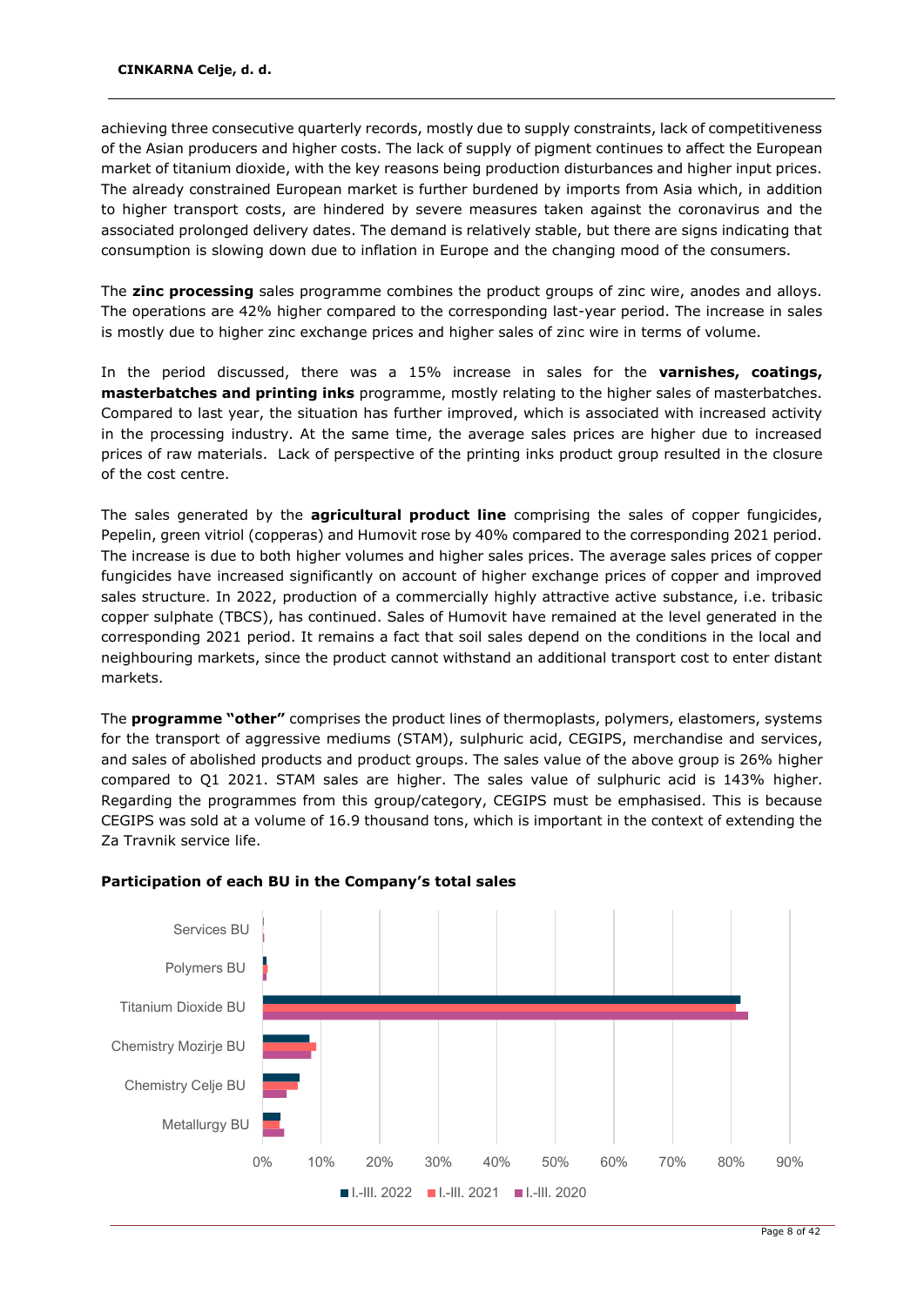achieving three consecutive quarterly records, mostly due to supply constraints, lack of competitiveness of the Asian producers and higher costs. The lack of supply of pigment continues to affect the European market of titanium dioxide, with the key reasons being production disturbances and higher input prices. The already constrained European market is further burdened by imports from Asia which, in addition to higher transport costs, are hindered by severe measures taken against the coronavirus and the associated prolonged delivery dates. The demand is relatively stable, but there are signs indicating that consumption is slowing down due to inflation in Europe and the changing mood of the consumers.

The **zinc processing** sales programme combines the product groups of zinc wire, anodes and alloys. The operations are 42% higher compared to the corresponding last-year period. The increase in sales is mostly due to higher zinc exchange prices and higher sales of zinc wire in terms of volume.

In the period discussed, there was a 15% increase in sales for the **varnishes, coatings, masterbatches and printing inks** programme, mostly relating to the higher sales of masterbatches. Compared to last year, the situation has further improved, which is associated with increased activity in the processing industry. At the same time, the average sales prices are higher due to increased prices of raw materials. Lack of perspective of the printing inks product group resulted in the closure of the cost centre.

The sales generated by the **agricultural product line** comprising the sales of copper fungicides, Pepelin, green vitriol (copperas) and Humovit rose by 40% compared to the corresponding 2021 period. The increase is due to both higher volumes and higher sales prices. The average sales prices of copper fungicides have increased significantly on account of higher exchange prices of copper and improved sales structure. In 2022, production of a commercially highly attractive active substance, i.e. tribasic copper sulphate (TBCS), has continued. Sales of Humovit have remained at the level generated in the corresponding 2021 period. It remains a fact that soil sales depend on the conditions in the local and neighbouring markets, since the product cannot withstand an additional transport cost to enter distant markets.

The **programme "other"** comprises the product lines of thermoplasts, polymers, elastomers, systems for the transport of aggressive mediums (STAM), sulphuric acid, CEGIPS, merchandise and services, and sales of abolished products and product groups. The sales value of the above group is 26% higher compared to Q1 2021. STAM sales are higher. The sales value of sulphuric acid is 143% higher. Regarding the programmes from this group/category, CEGIPS must be emphasised. This is because CEGIPS was sold at a volume of 16.9 thousand tons, which is important in the context of extending the Za Travnik service life.

**Participation of each BU in the Company's total sales**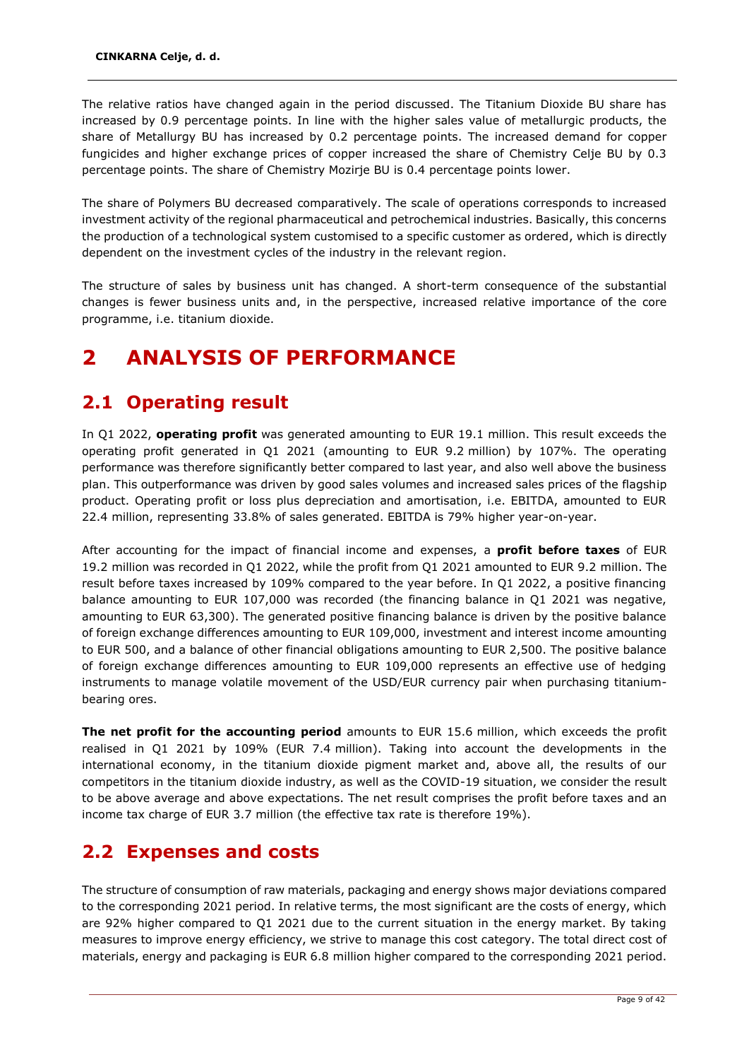The relative ratios have changed again in the period discussed. The Titanium Dioxide BU share has increased by 0.9 percentage points. In line with the higher sales value of metallurgic products, the share of Metallurgy BU has increased by 0.2 percentage points. The increased demand for copper fungicides and higher exchange prices of copper increased the share of Chemistry Celje BU by 0.3 percentage points. The share of Chemistry Mozirje BU is 0.4 percentage points lower.

The share of Polymers BU decreased comparatively. The scale of operations corresponds to increased investment activity of the regional pharmaceutical and petrochemical industries. Basically, this concerns the production of a technological system customised to a specific customer as ordered, which is directly dependent on the investment cycles of the industry in the relevant region.

The structure of sales by business unit has changed. A short-term consequence of the substantial changes is fewer business units and, in the perspective, increased relative importance of the core programme, i.e. titanium dioxide.

# 2 ANALYSIS OF PERFORMANCE

## 2.1 Operating result

In Q1 2022, **operating profit** was generated amounting to EUR 19.1 million. This result exceeds the operating profit generated in Q1 2021 (amounting to EUR 9.2 million) by 107%. The operating performance was therefore significantly better compared to last year, and also well above the business plan. This outperformance was driven by good sales volumes and increased sales prices of the flagship product. Operating profit or loss plus depreciation and amortisation, i.e. EBITDA, amounted to EUR 22.4 million, representing 33.8% of sales generated. EBITDA is 79% higher year-on-year.

After accounting for the impact of financial income and expenses, a **profit before taxes** of EUR 19.2 million was recorded in Q1 2022, while the profit from Q1 2021 amounted to EUR 9.2 million. The result before taxes increased by 109% compared to the year before. In Q1 2022, a positive financing balance amounting to EUR 107,000 was recorded (the financing balance in Q1 2021 was negative, amounting to EUR 63,300). The generated positive financing balance is driven by the positive balance of foreign exchange differences amounting to EUR 109,000, investment and interest income amounting to EUR 500, and a balance of other financial obligations amounting to EUR 2,500. The positive balance of foreign exchange differences amounting to EUR 109,000 represents an effective use of hedging instruments to manage volatile movement of the USD/EUR currency pair when purchasing titanium-bearing ores.

**The net profit for the accounting period** amounts to EUR 15.6 million, which exceeds the profit realised in Q1 2021 by 109% (EUR 7.4 million). Taking into account the developments in the international economy, in the titanium dioxide pigment market and, above all, the results of our competitors in the titanium dioxide industry, as well as the COVID-19 situation, we consider the result to be above average and above expectations. The net result comprises the profit before taxes and an income tax charge of EUR 3.7 million (the effective tax rate is therefore 19%).

## 2.2 Expenses and costs

The structure of consumption of raw materials, packaging and energy shows major deviations compared to the corresponding 2021 period. In relative terms, the most significant are the costs of energy, which are 92% higher compared to Q1 2021 due to the current situation in the energy market. By taking measures to improve energy efficiency, we strive to manage this cost category. The total direct cost of materials, energy and packaging is EUR 6.8 million higher compared to the corresponding 2021 period.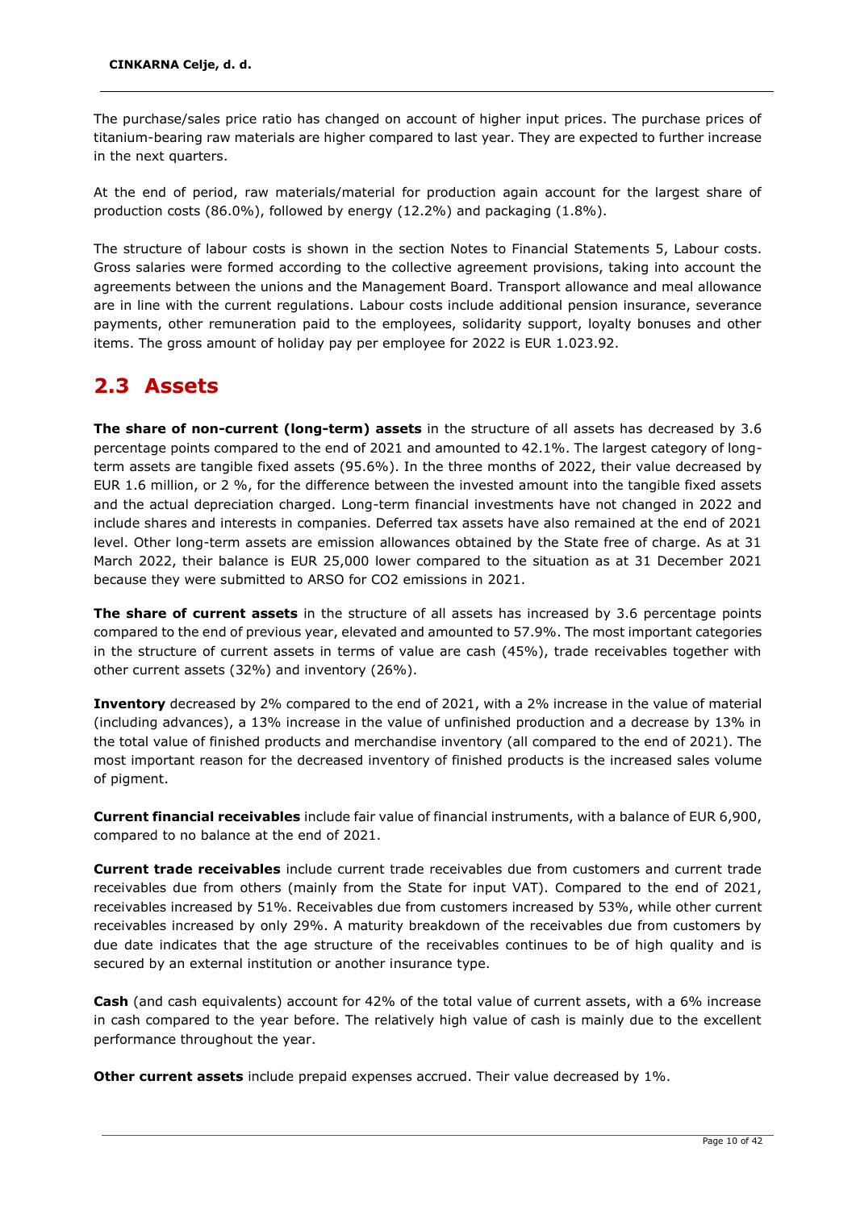The purchase/sales price ratio has changed on account of higher input prices. The purchase prices of titanium-bearing raw materials are higher compared to last year. They are expected to further increase in the next quarters.

At the end of period, raw materials/material for production again account for the largest share of production costs (86.0%), followed by energy (12.2%) and packaging (1.8%).

The structure of labour costs is shown in the section Notes to Financial Statements 5, Labour costs. Gross salaries were formed according to the collective agreement provisions, taking into account the agreements between the unions and the Management Board. Transport allowance and meal allowance are in line with the current regulations. Labour costs include additional pension insurance, severance payments, other remuneration paid to the employees, solidarity support, loyalty bonuses and other items. The gross amount of holiday pay per employee for 2022 is EUR 1.023.92.

## 2.3 Assets

**The share of non-current (long-term) assets** in the structure of all assets has decreased by 3.6 percentage points compared to the end of 2021 and amounted to 42.1%. The largest category of long-term assets are tangible fixed assets (95.6%). In the three months of 2022, their value decreased by EUR 1.6 million, or 2 %, for the difference between the invested amount into the tangible fixed assets and the actual depreciation charged. Long-term financial investments have not changed in 2022 and include shares and interests in companies. Deferred tax assets have also remained at the end of 2021 level. Other long-term assets are emission allowances obtained by the State free of charge. As at 31 March 2022, their balance is EUR 25,000 lower compared to the situation as at 31 December 2021 because they were submitted to ARSO for CO2 emissions in 2021.

**The share of current assets** in the structure of all assets has increased by 3.6 percentage points compared to the end of previous year, elevated and amounted to 57.9%. The most important categories in the structure of current assets in terms of value are cash (45%), trade receivables together with other current assets (32%) and inventory (26%).

**Inventory** decreased by 2% compared to the end of 2021, with a 2% increase in the value of material (including advances), a 13% increase in the value of unfinished production and a decrease by 13% in the total value of finished products and merchandise inventory (all compared to the end of 2021). The most important reason for the decreased inventory of finished products is the increased sales volume of pigment.

**Current financial receivables** include fair value of financial instruments, with a balance of EUR 6,900, compared to no balance at the end of 2021.

**Current trade receivables** include current trade receivables due from customers and current trade receivables due from others (mainly from the State for input VAT). Compared to the end of 2021, receivables increased by 51%. Receivables due from customers increased by 53%, while other current receivables increased by only 29%. A maturity breakdown of the receivables due from customers by due date indicates that the age structure of the receivables continues to be of high quality and is secured by an external institution or another insurance type.

**Cash** (and cash equivalents) account for 42% of the total value of current assets, with a 6% increase in cash compared to the year before. The relatively high value of cash is mainly due to the excellent performance throughout the year.

**Other current assets** include prepaid expenses accrued. Their value decreased by 1%.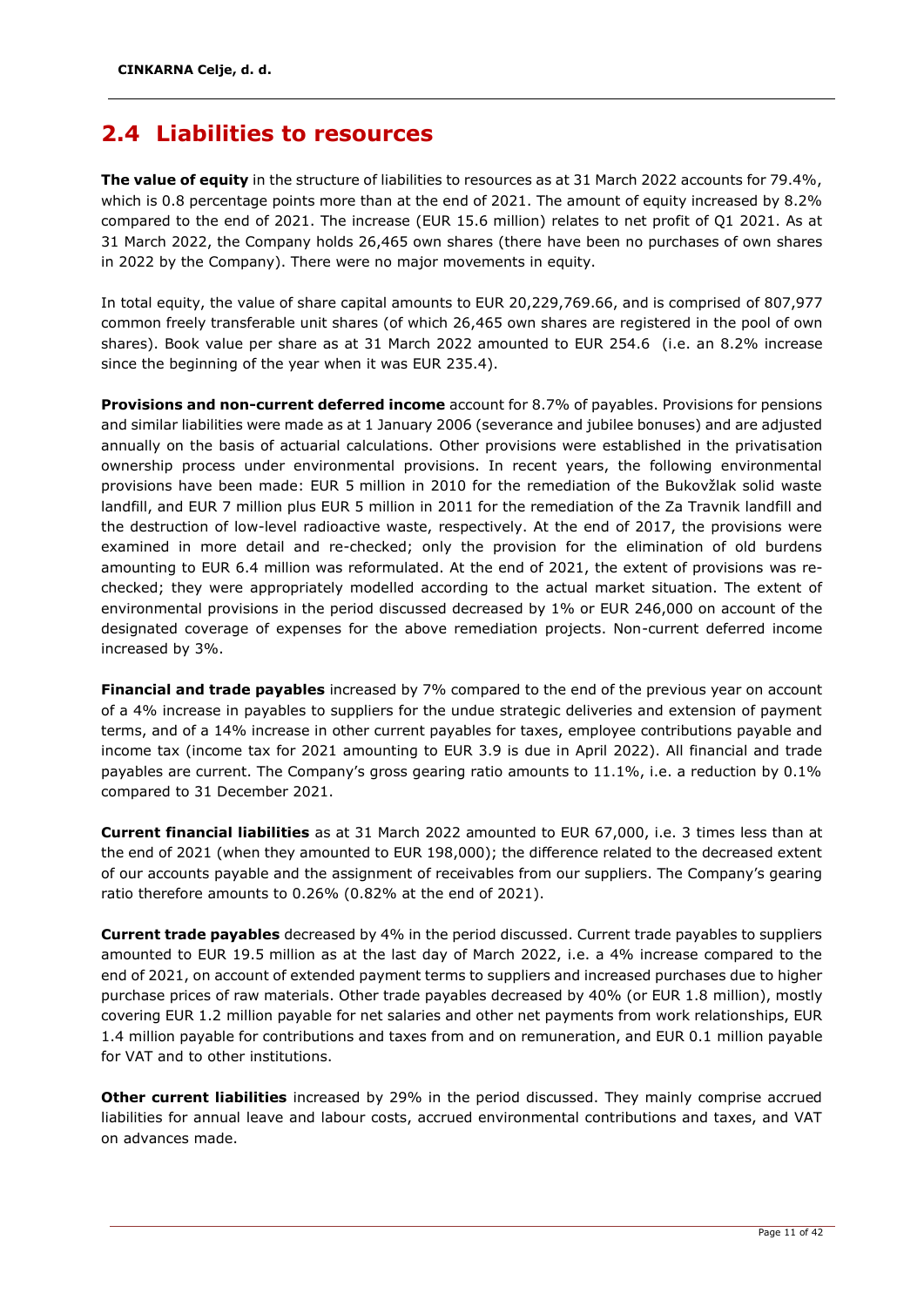## 2.4 Liabilities to resources

**The value of equity** in the structure of liabilities to resources as at 31 March 2022 accounts for 79.4%, which is 0.8 percentage points more than at the end of 2021. The amount of equity increased by 8.2% compared to the end of 2021. The increase (EUR 15.6 million) relates to net profit of Q1 2021. As at 31 March 2022, the Company holds 26,465 own shares (there have been no purchases of own shares in 2022 by the Company). There were no major movements in equity.

In total equity, the value of share capital amounts to EUR 20,229,769.66, and is comprised of 807,977 common freely transferable unit shares (of which 26,465 own shares are registered in the pool of own shares). Book value per share as at 31 March 2022 amounted to EUR 254.6 (i.e. an 8.2% increase since the beginning of the year when it was EUR 235.4).

**Provisions and non-current deferred income** account for 8.7% of payables. Provisions for pensions and similar liabilities were made as at 1 January 2006 (severance and jubilee bonuses) and are adjusted annually on the basis of actuarial calculations. Other provisions were established in the privatisation ownership process under environmental provisions. In recent years, the following environmental provisions have been made: EUR 5 million in 2010 for the remediation of the Bukovžlak solid waste landfill, and EUR 7 million plus EUR 5 million in 2011 for the remediation of the Za Travnik landfill and the destruction of low-level radioactive waste, respectively. At the end of 2017, the provisions were examined in more detail and re-checked; only the provision for the elimination of old burdens amounting to EUR 6.4 million was reformulated. At the end of 2021, the extent of provisions was re-checked; they were appropriately modelled according to the actual market situation. The extent of environmental provisions in the period discussed decreased by 1% or EUR 246,000 on account of the designated coverage of expenses for the above remediation projects. Non-current deferred income increased by 3%.

**Financial and trade payables** increased by 7% compared to the end of the previous year on account of a 4% increase in payables to suppliers for the undue strategic deliveries and extension of payment terms, and of a 14% increase in other current payables for taxes, employee contributions payable and income tax (income tax for 2021 amounting to EUR 3.9 is due in April 2022). All financial and trade payables are current. The Company's gross gearing ratio amounts to 11.1%, i.e. a reduction by 0.1% compared to 31 December 2021.

**Current financial liabilities** as at 31 March 2022 amounted to EUR 67,000, i.e. 3 times less than at the end of 2021 (when they amounted to EUR 198,000); the difference related to the decreased extent of our accounts payable and the assignment of receivables from our suppliers. The Company's gearing ratio therefore amounts to 0.26% (0.82% at the end of 2021).

**Current trade payables** decreased by 4% in the period discussed. Current trade payables to suppliers amounted to EUR 19.5 million as at the last day of March 2022, i.e. a 4% increase compared to the end of 2021, on account of extended payment terms to suppliers and increased purchases due to higher purchase prices of raw materials. Other trade payables decreased by 40% (or EUR 1.8 million), mostly covering EUR 1.2 million payable for net salaries and other net payments from work relationships, EUR 1.4 million payable for contributions and taxes from and on remuneration, and EUR 0.1 million payable for VAT and to other institutions.

**Other current liabilities** increased by 29% in the period discussed. They mainly comprise accrued liabilities for annual leave and labour costs, accrued environmental contributions and taxes, and VAT on advances made.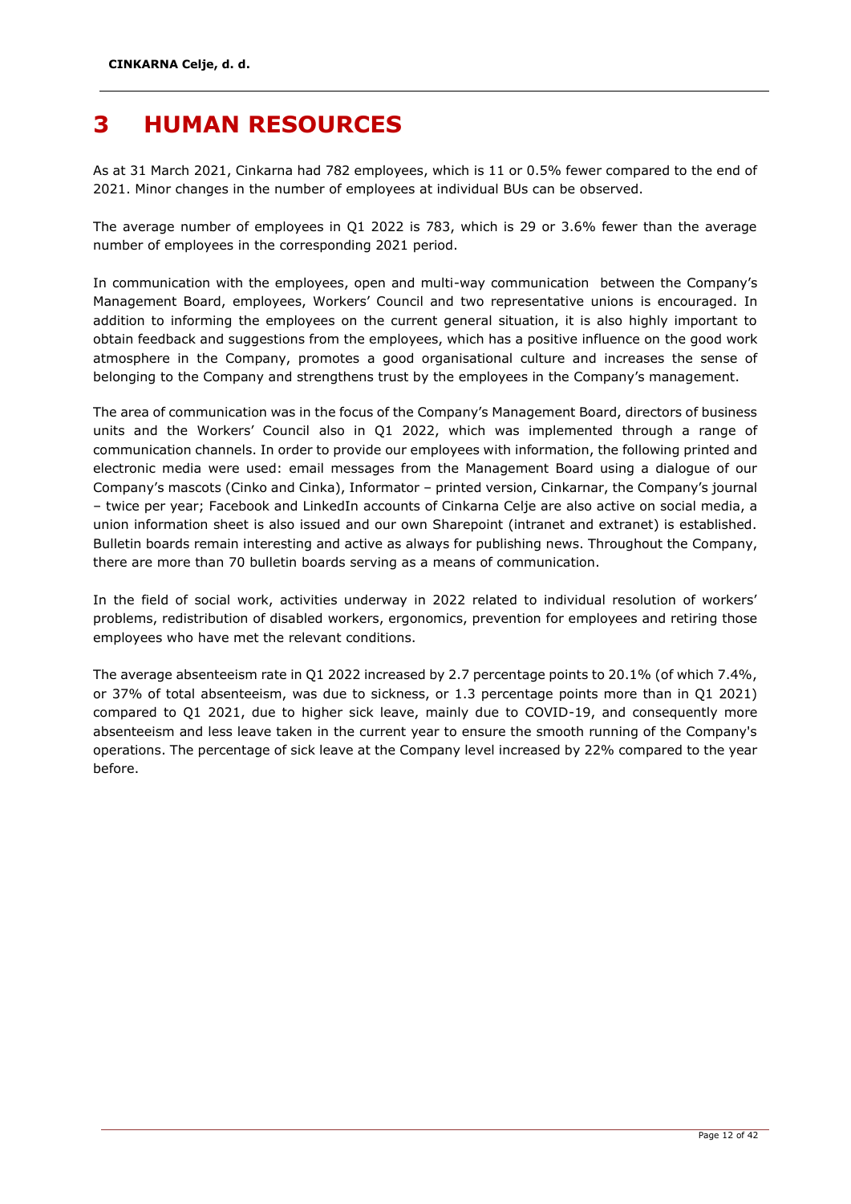# 3 HUMAN RESOURCES

As at 31 March 2021, Cinkarna had 782 employees, which is 11 or 0.5% fewer compared to the end of 2021. Minor changes in the number of employees at individual BUs can be observed.

The average number of employees in Q1 2022 is 783, which is 29 or 3.6% fewer than the average number of employees in the corresponding 2021 period.

In communication with the employees, open and multi-way communication between the Company's Management Board, employees, Workers' Council and two representative unions is encouraged. In addition to informing the employees on the current general situation, it is also highly important to obtain feedback and suggestions from the employees, which has a positive influence on the good work atmosphere in the Company, promotes a good organisational culture and increases the sense of belonging to the Company and strengthens trust by the employees in the Company's management.

The area of communication was in the focus of the Company's Management Board, directors of business units and the Workers' Council also in Q1 2022, which was implemented through a range of communication channels. In order to provide our employees with information, the following printed and electronic media were used: email messages from the Management Board using a dialogue of our Company's mascots (Cinko and Cinka), Informator – printed version, Cinkarnar, the Company's journal – twice per year; Facebook and LinkedIn accounts of Cinkarna Celje are also active on social media, a union information sheet is also issued and our own Sharepoint (intranet and extranet) is established. Bulletin boards remain interesting and active as always for publishing news. Throughout the Company, there are more than 70 bulletin boards serving as a means of communication.

In the field of social work, activities underway in 2022 related to individual resolution of workers' problems, redistribution of disabled workers, ergonomics, prevention for employees and retiring those employees who have met the relevant conditions.

The average absenteeism rate in Q1 2022 increased by 2.7 percentage points to 20.1% (of which 7.4%, or 37% of total absenteeism, was due to sickness, or 1.3 percentage points more than in Q1 2021) compared to Q1 2021, due to higher sick leave, mainly due to COVID-19, and consequently more absenteeism and less leave taken in the current year to ensure the smooth running of the Company's operations. The percentage of sick leave at the Company level increased by 22% compared to the year before.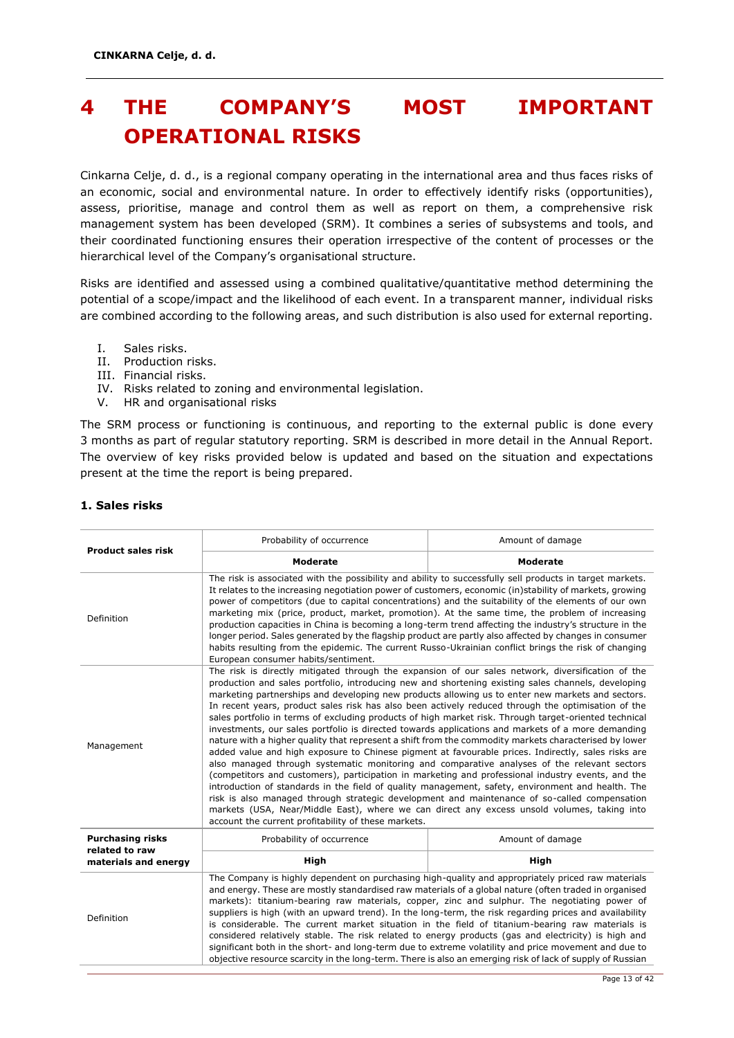# 4 THE COMPANY'S MOST IMPORTANT OPERATIONAL RISKS

Cinkarna Celje, d. d., is a regional company operating in the international area and thus faces risks of an economic, social and environmental nature. In order to effectively identify risks (opportunities), assess, prioritise, manage and control them as well as report on them, a comprehensive risk management system has been developed (SRM). It combines a series of subsystems and tools, and their coordinated functioning ensures their operation irrespective of the content of processes or the hierarchical level of the Company's organisational structure.

Risks are identified and assessed using a combined qualitative/quantitative method determining the potential of a scope/impact and the likelihood of each event. In a transparent manner, individual risks are combined according to the following areas, and such distribution is also used for external reporting.

I. Sales risks.
II. Production risks.
III. Financial risks.
IV. Risks related to zoning and environmental legislation.
V. HR and organisational risks

The SRM process or functioning is continuous, and reporting to the external public is done every 3 months as part of regular statutory reporting. SRM is described in more detail in the Annual Report. The overview of key risks provided below is updated and based on the situation and expectations present at the time the report is being prepared.

## 1. Sales risks

| **Product sales risk** | Probability of occurrence | Amount of damage |
|---|---|---|
| | **Moderate** | **Moderate** |
| Definition | The risk is associated with the possibility and ability to successfully sell products in target markets. It relates to the increasing negotiation power of customers, economic (in)stability of markets, growing power of competitors (due to capital concentrations) and the suitability of the elements of our own marketing mix (price, product, market, promotion). At the same time, the problem of increasing production capacities in China is becoming a long-term trend affecting the industry's structure in the longer period. Sales generated by the flagship product are partly also affected by changes in consumer habits resulting from the epidemic. The current Russo-Ukrainian conflict brings the risk of changing European consumer habits/sentiment. | |
| Management | The risk is directly mitigated through the expansion of our sales network, diversification of the production and sales portfolio, introducing new and shortening existing sales channels, developing marketing partnerships and developing new products allowing us to enter new markets and sectors. In recent years, product sales risk has also been actively reduced through the optimisation of the sales portfolio in terms of excluding products of high market risk. Through target-oriented technical investments, our sales portfolio is directed towards applications and markets of a more demanding nature with a higher quality that represent a shift from the commodity markets characterised by lower added value and high exposure to Chinese pigment at favourable prices. Indirectly, sales risks are also managed through systematic monitoring and comparative analyses of the relevant sectors (competitors and customers), participation in marketing and professional industry events, and the introduction of standards in the field of quality management, safety, environment and health. The risk is also managed through strategic development and maintenance of so-called compensation markets (USA, Near/Middle East), where we can direct any excess unsold volumes, taking into account the current profitability of these markets. | |
| **Purchasing risks related to raw materials and energy** | Probability of occurrence | Amount of damage |
| | **High** | **High** |
| Definition | The Company is highly dependent on purchasing high-quality and appropriately priced raw materials and energy. These are mostly standardised raw materials of a global nature (often traded in organised markets): titanium-bearing raw materials, copper, zinc and sulphur. The negotiating power of suppliers is high (with an upward trend). In the long-term, the risk regarding prices and availability is considerable. The current market situation in the field of titanium-bearing raw materials is considered relatively stable. The risk related to energy products (gas and electricity) is high and significant both in the short- and long-term due to extreme volatility and price movement and due to objective resource scarcity in the long-term. There is also an emerging risk of lack of supply of Russian | |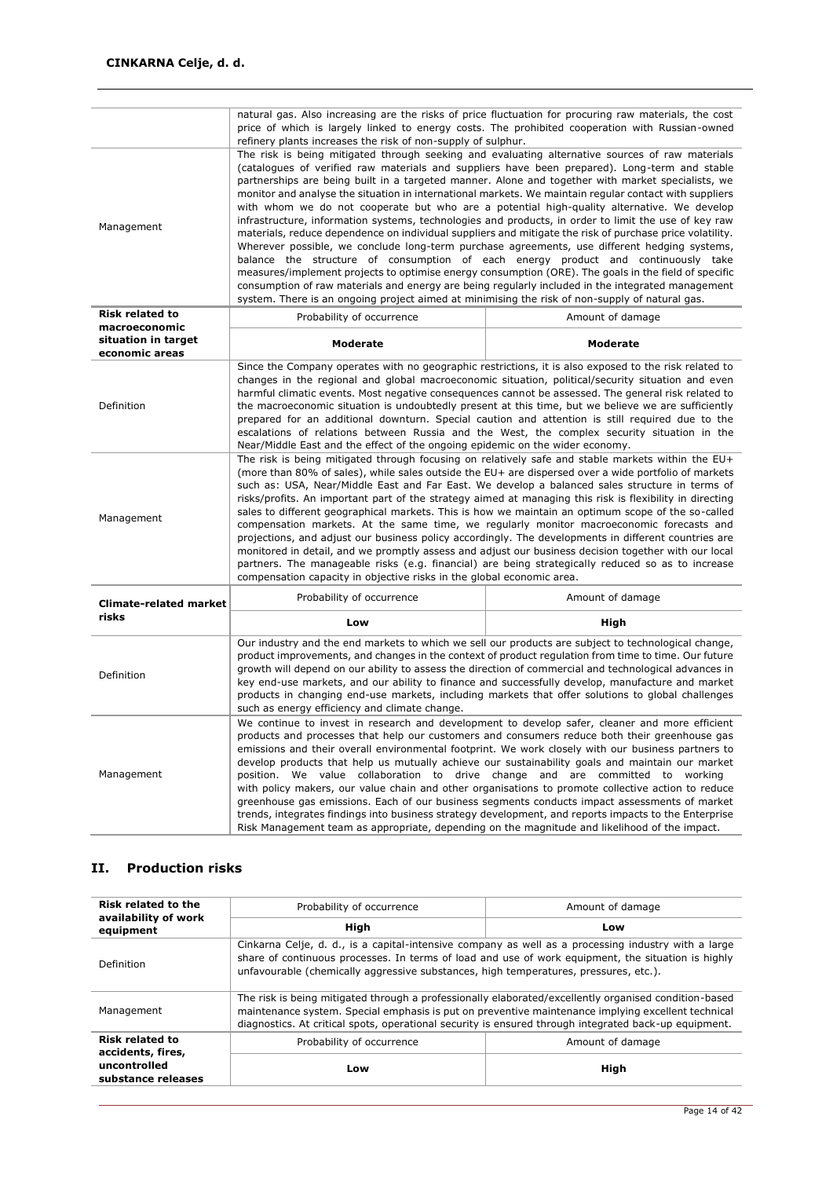| | | |
|---|---|---|
| | natural gas. Also increasing are the risks of price fluctuation for procuring raw materials, the cost price of which is largely linked to energy costs. The prohibited cooperation with Russian-owned refinery plants increases the risk of non-supply of sulphur. | |
| Management | The risk is being mitigated through seeking and evaluating alternative sources of raw materials (catalogues of verified raw materials and suppliers have been prepared). Long-term and stable partnerships are being built in a targeted manner. Alone and together with market specialists, we monitor and analyse the situation in international markets. We maintain regular contact with suppliers with whom we do not cooperate but who are a potential high-quality alternative. We develop infrastructure, information systems, technologies and products, in order to limit the use of key raw materials, reduce dependence on individual suppliers and mitigate the risk of purchase price volatility. Wherever possible, we conclude long-term purchase agreements, use different hedging systems, balance the structure of consumption of each energy product and continuously take measures/implement projects to optimise energy consumption (ORE). The goals in the field of specific consumption of raw materials and energy are being regularly included in the integrated management system. There is an ongoing project aimed at minimising the risk of non-supply of natural gas. | |
| **Risk related to macroeconomic situation in target economic areas** | Probability of occurrence | Amount of damage |
| | **Moderate** | **Moderate** |
| Definition | Since the Company operates with no geographic restrictions, it is also exposed to the risk related to changes in the regional and global macroeconomic situation, political/security situation and even harmful climatic events. Most negative consequences cannot be assessed. The general risk related to the macroeconomic situation is undoubtedly present at this time, but we believe we are sufficiently prepared for an additional downturn. Special caution and attention is still required due to the escalations of relations between Russia and the West, the complex security situation in the Near/Middle East and the effect of the ongoing epidemic on the wider economy. | |
| Management | The risk is being mitigated through focusing on relatively safe and stable markets within the EU+ (more than 80% of sales), while sales outside the EU+ are dispersed over a wide portfolio of markets such as: USA, Near/Middle East and Far East. We develop a balanced sales structure in terms of risks/profits. An important part of the strategy aimed at managing this risk is flexibility in directing sales to different geographical markets. This is how we maintain an optimum scope of the so-called compensation markets. At the same time, we regularly monitor macroeconomic forecasts and projections, and adjust our business policy accordingly. The developments in different countries are monitored in detail, and we promptly assess and adjust our business decision together with our local partners. The manageable risks (e.g. financial) are being strategically reduced so as to increase compensation capacity in objective risks in the global economic area. | |
| **Climate-related market risks** | Probability of occurrence | Amount of damage |
| | **Low** | **High** |
| Definition | Our industry and the end markets to which we sell our products are subject to technological change, product improvements, and changes in the context of product regulation from time to time. Our future growth will depend on our ability to assess the direction of commercial and technological advances in key end-use markets, and our ability to finance and successfully develop, manufacture and market products in changing end-use markets, including markets that offer solutions to global challenges such as energy efficiency and climate change. | |
| Management | We continue to invest in research and development to develop safer, cleaner and more efficient products and processes that help our customers and consumers reduce both their greenhouse gas emissions and their overall environmental footprint. We work closely with our business partners to develop products that help us mutually achieve our sustainability goals and maintain our market position. We value collaboration to drive change and are committed to working with policy makers, our value chain and other organisations to promote collective action to reduce greenhouse gas emissions. Each of our business segments conducts impact assessments of market trends, integrates findings into business strategy development, and reports impacts to the Enterprise Risk Management team as appropriate, depending on the magnitude and likelihood of the impact. | |

## II. Production risks

| | | |
|---|---|---|
| **Risk related to the availability of work equipment** | Probability of occurrence | Amount of damage |
| | **High** | **Low** |
| Definition | Cinkarna Celje, d. d., is a capital-intensive company as well as a processing industry with a large share of continuous processes. In terms of load and use of work equipment, the situation is highly unfavourable (chemically aggressive substances, high temperatures, pressures, etc.). | |
| Management | The risk is being mitigated through a professionally elaborated/excellently organised condition-based maintenance system. Special emphasis is put on preventive maintenance implying excellent technical diagnostics. At critical spots, operational security is ensured through integrated back-up equipment. | |
| **Risk related to accidents, fires, uncontrolled substance releases** | Probability of occurrence | Amount of damage |
| | **Low** | **High** |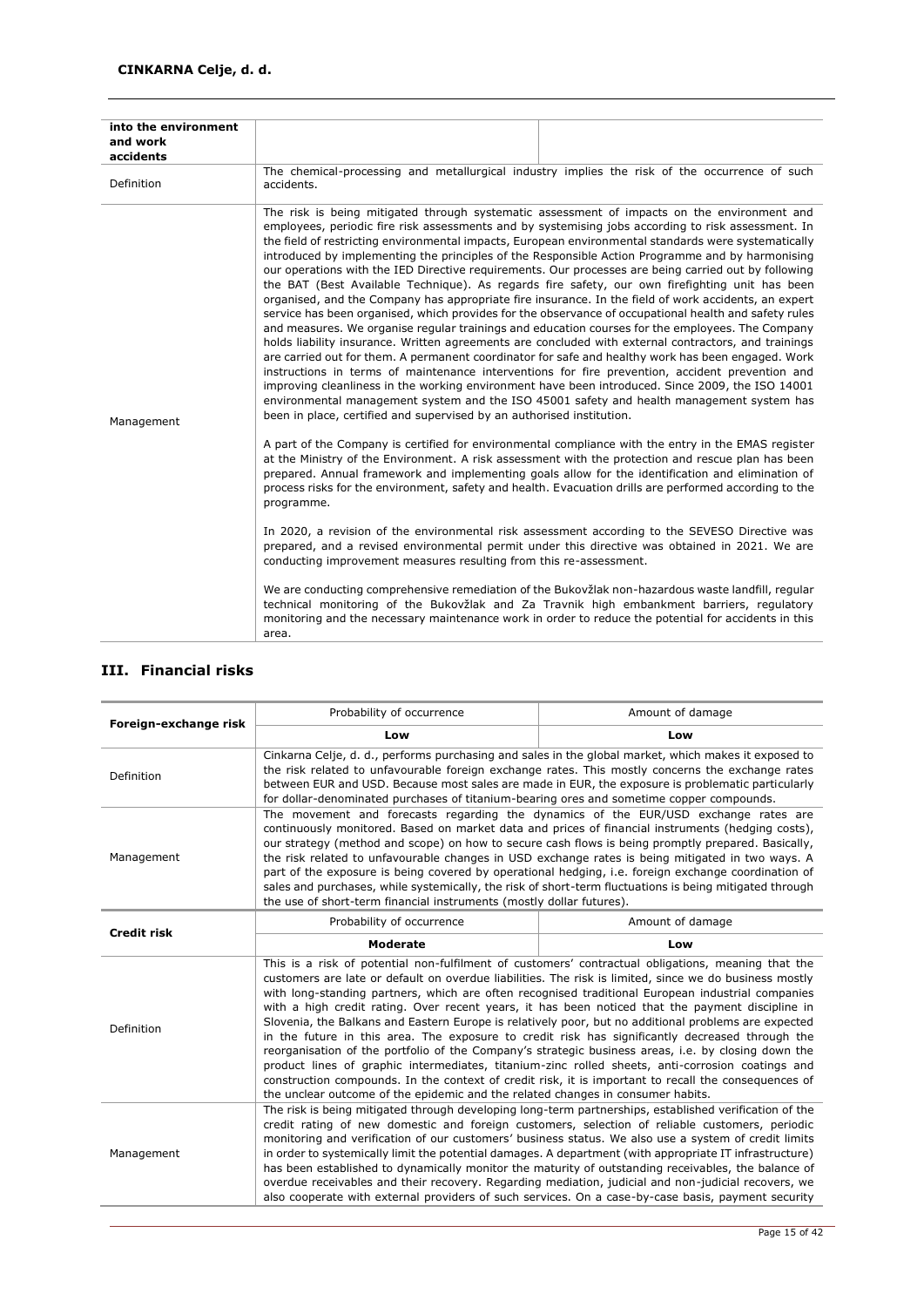| into the environment and work accidents | | |
|---|---|---|
| Definition | The chemical-processing and metallurgical industry implies the risk of the occurrence of such accidents. | |
| Management | The risk is being mitigated through systematic assessment of impacts on the environment and employees, periodic fire risk assessments and by systemising jobs according to risk assessment. In the field of restricting environmental impacts, European environmental standards were systematically introduced by implementing the principles of the Responsible Action Programme and by harmonising our operations with the IED Directive requirements. Our processes are being carried out by following the BAT (Best Available Technique). As regards fire safety, our own firefighting unit has been organised, and the Company has appropriate fire insurance. In the field of work accidents, an expert service has been organised, which provides for the observance of occupational health and safety rules and measures. We organise regular trainings and education courses for the employees. The Company holds liability insurance. Written agreements are concluded with external contractors, and trainings are carried out for them. A permanent coordinator for safe and healthy work has been engaged. Work instructions in terms of maintenance interventions for fire prevention, accident prevention and improving cleanliness in the working environment have been introduced. Since 2009, the ISO 14001 environmental management system and the ISO 45001 safety and health management system has been in place, certified and supervised by an authorised institution.<br><br>A part of the Company is certified for environmental compliance with the entry in the EMAS register at the Ministry of the Environment. A risk assessment with the protection and rescue plan has been prepared. Annual framework and implementing goals allow for the identification and elimination of process risks for the environment, safety and health. Evacuation drills are performed according to the programme.<br><br>In 2020, a revision of the environmental risk assessment according to the SEVESO Directive was prepared, and a revised environmental permit under this directive was obtained in 2021. We are conducting improvement measures resulting from this re-assessment.<br><br>We are conducting comprehensive remediation of the Bukovžlak non-hazardous waste landfill, regular technical monitoring of the Bukovžlak and Za Travnik high embankment barriers, regulatory monitoring and the necessary maintenance work in order to reduce the potential for accidents in this area. | |

## III. Financial risks

| Foreign-exchange risk | Probability of occurrence | Amount of damage |
|---|---|---|
| | **Low** | **Low** |
| Definition | Cinkarna Celje, d. d., performs purchasing and sales in the global market, which makes it exposed to the risk related to unfavourable foreign exchange rates. This mostly concerns the exchange rates between EUR and USD. Because most sales are made in EUR, the exposure is problematic particularly for dollar-denominated purchases of titanium-bearing ores and sometime copper compounds. | |
| Management | The movement and forecasts regarding the dynamics of the EUR/USD exchange rates are continuously monitored. Based on market data and prices of financial instruments (hedging costs), our strategy (method and scope) on how to secure cash flows is being promptly prepared. Basically, the risk related to unfavourable changes in USD exchange rates is being mitigated in two ways. A part of the exposure is being covered by operational hedging, i.e. foreign exchange coordination of sales and purchases, while systemically, the risk of short-term fluctuations is being mitigated through the use of short-term financial instruments (mostly dollar futures). | |
| **Credit risk** | Probability of occurrence | Amount of damage |
| | **Moderate** | **Low** |
| Definition | This is a risk of potential non-fulfilment of customers' contractual obligations, meaning that the customers are late or default on overdue liabilities. The risk is limited, since we do business mostly with long-standing partners, which are often recognised traditional European industrial companies with a high credit rating. Over recent years, it has been noticed that the payment discipline in Slovenia, the Balkans and Eastern Europe is relatively poor, but no additional problems are expected in the future in this area. The exposure to credit risk has significantly decreased through the reorganisation of the portfolio of the Company's strategic business areas, i.e. by closing down the product lines of graphic intermediates, titanium-zinc rolled sheets, anti-corrosion coatings and construction compounds. In the context of credit risk, it is important to recall the consequences of the unclear outcome of the epidemic and the related changes in consumer habits. | |
| Management | The risk is being mitigated through developing long-term partnerships, established verification of the credit rating of new domestic and foreign customers, selection of reliable customers, periodic monitoring and verification of our customers' business status. We also use a system of credit limits in order to systemically limit the potential damages. A department (with appropriate IT infrastructure) has been established to dynamically monitor the maturity of outstanding receivables, the balance of overdue receivables and their recovery. Regarding mediation, judicial and non-judicial recovers, we also cooperate with external providers of such services. On a case-by-case basis, payment security | |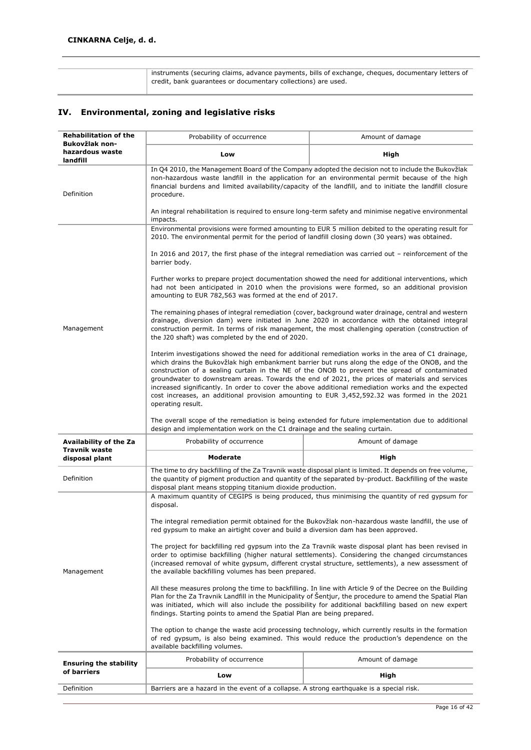| | instruments (securing claims, advance payments, bills of exchange, cheques, documentary letters of credit, bank guarantees or documentary collections) are used. |
|---|---|

## IV. Environmental, zoning and legislative risks

| **Rehabilitation of the Bukovžlak non-hazardous waste landfill** | Probability of occurrence | Amount of damage |
|---|---|---|
| | **Low** | **High** |
| Definition | In Q4 2010, the Management Board of the Company adopted the decision not to include the Bukovžlak non-hazardous waste landfill in the application for an environmental permit because of the high financial burdens and limited availability/capacity of the landfill, and to initiate the landfill closure procedure.<br><br>An integral rehabilitation is required to ensure long-term safety and minimise negative environmental impacts. | |
| Management | Environmental provisions were formed amounting to EUR 5 million debited to the operating result for 2010. The environmental permit for the period of landfill closing down (30 years) was obtained.<br><br>In 2016 and 2017, the first phase of the integral remediation was carried out – reinforcement of the barrier body.<br><br>Further works to prepare project documentation showed the need for additional interventions, which had not been anticipated in 2010 when the provisions were formed, so an additional provision amounting to EUR 782,563 was formed at the end of 2017.<br><br>The remaining phases of integral remediation (cover, background water drainage, central and western drainage, diversion dam) were initiated in June 2020 in accordance with the obtained integral construction permit. In terms of risk management, the most challenging operation (construction of the J20 shaft) was completed by the end of 2020.<br><br>Interim investigations showed the need for additional remediation works in the area of C1 drainage, which drains the Bukovžlak high embankment barrier but runs along the edge of the ONOB, and the construction of a sealing curtain in the NE of the ONOB to prevent the spread of contaminated groundwater to downstream areas. Towards the end of 2021, the prices of materials and services increased significantly. In order to cover the above additional remediation works and the expected cost increases, an additional provision amounting to EUR 3,452,592.32 was formed in the 2021 operating result.<br><br>The overall scope of the remediation is being extended for future implementation due to additional design and implementation work on the C1 drainage and the sealing curtain. | |
| **Availability of the Za Travnik waste disposal plant** | Probability of occurrence | Amount of damage |
| | **Moderate** | **High** |
| Definition | The time to dry backfilling of the Za Travnik waste disposal plant is limited. It depends on free volume, the quantity of pigment production and quantity of the separated by-product. Backfilling of the waste disposal plant means stopping titanium dioxide production. | |
| Management | A maximum quantity of CEGIPS is being produced, thus minimising the quantity of red gypsum for disposal.<br><br>The integral remediation permit obtained for the Bukovžlak non-hazardous waste landfill, the use of red gypsum to make an airtight cover and build a diversion dam has been approved.<br><br>The project for backfilling red gypsum into the Za Travnik waste disposal plant has been revised in order to optimise backfilling (higher natural settlements). Considering the changed circumstances (increased removal of white gypsum, different crystal structure, settlements), a new assessment of the available backfilling volumes has been prepared.<br><br>All these measures prolong the time to backfilling. In line with Article 9 of the Decree on the Building Plan for the Za Travnik Landfill in the Municipality of Šentjur, the procedure to amend the Spatial Plan was initiated, which will also include the possibility for additional backfilling based on new expert findings. Starting points to amend the Spatial Plan are being prepared.<br><br>The option to change the waste acid processing technology, which currently results in the formation of red gypsum, is also being examined. This would reduce the production's dependence on the available backfilling volumes. | |
| **Ensuring the stability of barriers** | Probability of occurrence | Amount of damage |
| | **Low** | **High** |
| Definition | Barriers are a hazard in the event of a collapse. A strong earthquake is a special risk. | |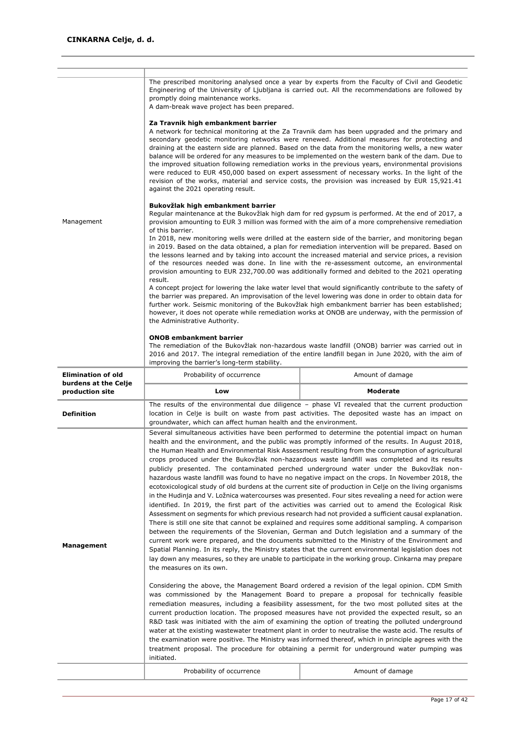| | | |
|---|---|---|
| Management | The prescribed monitoring analysed once a year by experts from the Faculty of Civil and Geodetic Engineering of the University of Ljubljana is carried out. All the recommendations are followed by promptly doing maintenance works.<br>A dam-break wave project has been prepared.<br><br>**Za Travnik high embankment barrier**<br>A network for technical monitoring at the Za Travnik dam has been upgraded and the primary and secondary geodetic monitoring networks were renewed. Additional measures for protecting and draining at the eastern side are planned. Based on the data from the monitoring wells, a new water balance will be ordered for any measures to be implemented on the western bank of the dam. Due to the improved situation following remediation works in the previous years, environmental provisions were reduced to EUR 450,000 based on expert assessment of necessary works. In the light of the revision of the works, material and service costs, the provision was increased by EUR 15,921.41 against the 2021 operating result.<br><br>**Bukovžlak high embankment barrier**<br>Regular maintenance at the Bukovžlak high dam for red gypsum is performed. At the end of 2017, a provision amounting to EUR 3 million was formed with the aim of a more comprehensive remediation of this barrier.<br>In 2018, new monitoring wells were drilled at the eastern side of the barrier, and monitoring began in 2019. Based on the data obtained, a plan for remediation intervention will be prepared. Based on the lessons learned and by taking into account the increased material and service prices, a revision of the resources needed was done. In line with the re-assessment outcome, an environmental provision amounting to EUR 232,700.00 was additionally formed and debited to the 2021 operating result.<br>A concept project for lowering the lake water level that would significantly contribute to the safety of the barrier was prepared. An improvisation of the level lowering was done in order to obtain data for further work. Seismic monitoring of the Bukovžlak high embankment barrier has been established; however, it does not operate while remediation works at ONOB are underway, with the permission of the Administrative Authority.<br><br>**ONOB embankment barrier**<br>The remediation of the Bukovžlak non-hazardous waste landfill (ONOB) barrier was carried out in 2016 and 2017. The integral remediation of the entire landfill began in June 2020, with the aim of improving the barrier's long-term stability. | |
| **Elimination of old burdens at the Celje production site** | Probability of occurrence | Amount of damage |
| | **Low** | **Moderate** |
| **Definition** | The results of the environmental due diligence – phase VI revealed that the current production location in Celje is built on waste from past activities. The deposited waste has an impact on groundwater, which can affect human health and the environment. | |
| **Management** | Several simultaneous activities have been performed to determine the potential impact on human health and the environment, and the public was promptly informed of the results. In August 2018, the Human Health and Environmental Risk Assessment resulting from the consumption of agricultural crops produced under the Bukovžlak non-hazardous waste landfill was completed and its results publicly presented. The contaminated perched underground water under the Bukovžlak non-hazardous waste landfill was found to have no negative impact on the crops. In November 2018, the ecotoxicological study of old burdens at the current site of production in Celje on the living organisms in the Hudinja and V. Ložnica watercourses was presented. Four sites revealing a need for action were identified. In 2019, the first part of the activities was carried out to amend the Ecological Risk Assessment on segments for which previous research had not provided a sufficient causal explanation. There is still one site that cannot be explained and requires some additional sampling. A comparison between the requirements of the Slovenian, German and Dutch legislation and a summary of the current work were prepared, and the documents submitted to the Ministry of the Environment and Spatial Planning. In its reply, the Ministry states that the current environmental legislation does not lay down any measures, so they are unable to participate in the working group. Cinkarna may prepare the measures on its own.<br><br>Considering the above, the Management Board ordered a revision of the legal opinion. CDM Smith was commissioned by the Management Board to prepare a proposal for technically feasible remediation measures, including a feasibility assessment, for the two most polluted sites at the current production location. The proposed measures have not provided the expected result, so an R&D task was initiated with the aim of examining the option of treating the polluted underground water at the existing wastewater treatment plant in order to neutralise the waste acid. The results of the examination were positive. The Ministry was informed thereof, which in principle agrees with the treatment proposal. The procedure for obtaining a permit for underground water pumping was initiated. | |
| | Probability of occurrence | Amount of damage |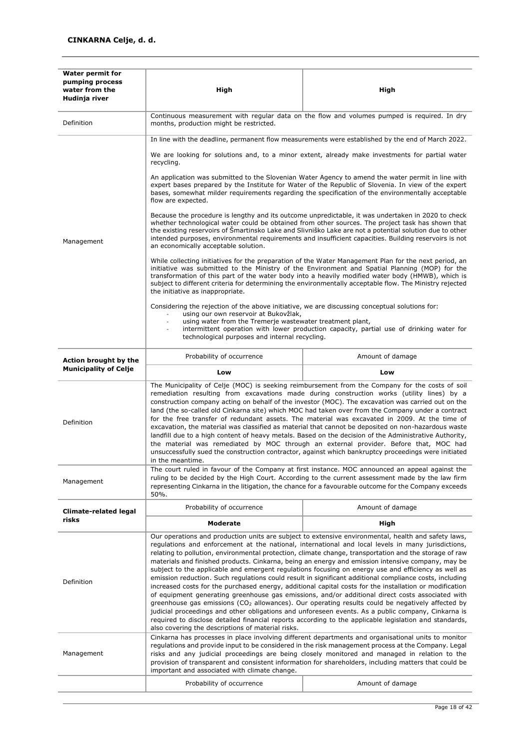| Water permit for pumping process water from the Hudinja river | High | High |
|---|---|---|
| Definition | Continuous measurement with regular data on the flow and volumes pumped is required. In dry months, production might be restricted. | |
| Management | In line with the deadline, permanent flow measurements were established by the end of March 2022.<br><br>We are looking for solutions and, to a minor extent, already make investments for partial water recycling.<br><br>An application was submitted to the Slovenian Water Agency to amend the water permit in line with expert bases prepared by the Institute for Water of the Republic of Slovenia. In view of the expert bases, somewhat milder requirements regarding the specification of the environmentally acceptable flow are expected.<br><br>Because the procedure is lengthy and its outcome unpredictable, it was undertaken in 2020 to check whether technological water could be obtained from other sources. The project task has shown that the existing reservoirs of Šmartinsko Lake and Slivniško Lake are not a potential solution due to other intended purposes, environmental requirements and insufficient capacities. Building reservoirs is not an economically acceptable solution.<br><br>While collecting initiatives for the preparation of the Water Management Plan for the next period, an initiative was submitted to the Ministry of the Environment and Spatial Planning (MOP) for the transformation of this part of the water body into a heavily modified water body (HMWB), which is subject to different criteria for determining the environmentally acceptable flow. The Ministry rejected the initiative as inappropriate.<br><br>Considering the rejection of the above initiative, we are discussing conceptual solutions for:<br>- using our own reservoir at Bukovžlak,<br>- using water from the Tremerje wastewater treatment plant,<br>- intermittent operation with lower production capacity, partial use of drinking water for technological purposes and internal recycling. | |
| **Action brought by the Municipality of Celje** | Probability of occurrence | Amount of damage |
| | **Low** | **Low** |
| Definition | The Municipality of Celje (MOC) is seeking reimbursement from the Company for the costs of soil remediation resulting from excavations made during construction works (utility lines) by a construction company acting on behalf of the investor (MOC). The excavation was carried out on the land (the so-called old Cinkarna site) which MOC had taken over from the Company under a contract for the free transfer of redundant assets. The material was excavated in 2009. At the time of excavation, the material was classified as material that cannot be deposited on non-hazardous waste landfill due to a high content of heavy metals. Based on the decision of the Administrative Authority, the material was remediated by MOC through an external provider. Before that, MOC had unsuccessfully sued the construction contractor, against which bankruptcy proceedings were initiated in the meantime. | |
| Management | The court ruled in favour of the Company at first instance. MOC announced an appeal against the ruling to be decided by the High Court. According to the current assessment made by the law firm representing Cinkarna in the litigation, the chance for a favourable outcome for the Company exceeds 50%. | |
| **Climate-related legal risks** | Probability of occurrence | Amount of damage |
| | **Moderate** | **High** |
| Definition | Our operations and production units are subject to extensive environmental, health and safety laws, regulations and enforcement at the national, international and local levels in many jurisdictions, relating to pollution, environmental protection, climate change, transportation and the storage of raw materials and finished products. Cinkarna, being an energy and emission intensive company, may be subject to the applicable and emergent regulations focusing on energy use and efficiency as well as emission reduction. Such regulations could result in significant additional compliance costs, including increased costs for the purchased energy, additional capital costs for the installation or modification of equipment generating greenhouse gas emissions, and/or additional direct costs associated with greenhouse gas emissions ($CO_2$ allowances). Our operating results could be negatively affected by judicial proceedings and other obligations and unforeseen events. As a public company, Cinkarna is required to disclose detailed financial reports according to the applicable legislation and standards, also covering the descriptions of material risks. | |
| Management | Cinkarna has processes in place involving different departments and organisational units to monitor regulations and provide input to be considered in the risk management process at the Company. Legal risks and any judicial proceedings are being closely monitored and managed in relation to the provision of transparent and consistent information for shareholders, including matters that could be important and associated with climate change. | |
| | Probability of occurrence | Amount of damage |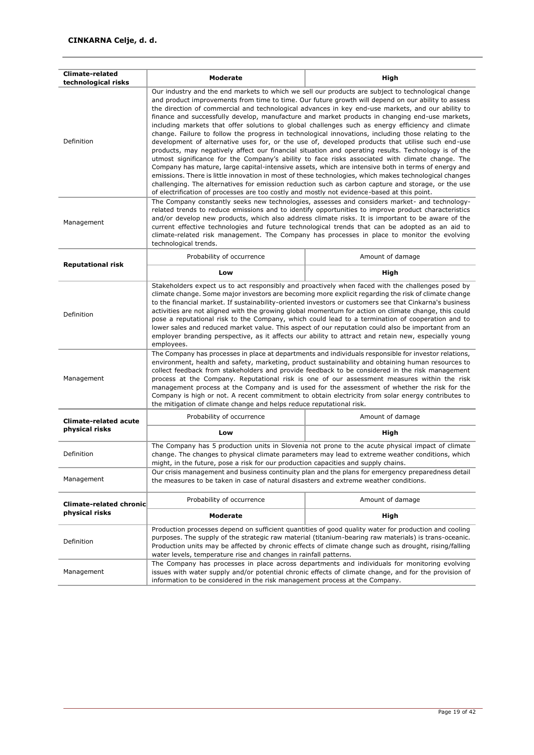| Climate-related technological risks | Moderate | High |
|---|---|---|
| Definition | Our industry and the end markets to which we sell our products are subject to technological change and product improvements from time to time. Our future growth will depend on our ability to assess the direction of commercial and technological advances in key end-use markets, and our ability to finance and successfully develop, manufacture and market products in changing end-use markets, including markets that offer solutions to global challenges such as energy efficiency and climate change. Failure to follow the progress in technological innovations, including those relating to the development of alternative uses for, or the use of, developed products that utilise such end-use products, may negatively affect our financial situation and operating results. Technology is of the utmost significance for the Company's ability to face risks associated with climate change. The Company has mature, large capital-intensive assets, which are intensive both in terms of energy and emissions. There is little innovation in most of these technologies, which makes technological changes challenging. The alternatives for emission reduction such as carbon capture and storage, or the use of electrification of processes are too costly and mostly not evidence-based at this point. | |
| Management | The Company constantly seeks new technologies, assesses and considers market- and technology-related trends to reduce emissions and to identify opportunities to improve product characteristics and/or develop new products, which also address climate risks. It is important to be aware of the current effective technologies and future technological trends that can be adopted as an aid to climate-related risk management. The Company has processes in place to monitor the evolving technological trends. | |

| Reputational risk | Probability of occurrence | Amount of damage |
|---|---|---|
| | **Low** | **High** |
| Definition | Stakeholders expect us to act responsibly and proactively when faced with the challenges posed by climate change. Some major investors are becoming more explicit regarding the risk of climate change to the financial market. If sustainability-oriented investors or customers see that Cinkarna's business activities are not aligned with the growing global momentum for action on climate change, this could pose a reputational risk to the Company, which could lead to a termination of cooperation and to lower sales and reduced market value. This aspect of our reputation could also be important from an employer branding perspective, as it affects our ability to attract and retain new, especially young employees. | |
| Management | The Company has processes in place at departments and individuals responsible for investor relations, environment, health and safety, marketing, product sustainability and obtaining human resources to collect feedback from stakeholders and provide feedback to be considered in the risk management process at the Company. Reputational risk is one of our assessment measures within the risk management process at the Company and is used for the assessment of whether the risk for the Company is high or not. A recent commitment to obtain electricity from solar energy contributes to the mitigation of climate change and helps reduce reputational risk. | |

| Climate-related acute physical risks | Probability of occurrence | Amount of damage |
|---|---|---|
| | **Low** | **High** |
| Definition | The Company has 5 production units in Slovenia not prone to the acute physical impact of climate change. The changes to physical climate parameters may lead to extreme weather conditions, which might, in the future, pose a risk for our production capacities and supply chains. | |
| Management | Our crisis management and business continuity plan and the plans for emergency preparedness detail the measures to be taken in case of natural disasters and extreme weather conditions. | |

| Climate-related chronic physical risks | Probability of occurrence | Amount of damage |
|---|---|---|
| | **Moderate** | **High** |
| Definition | Production processes depend on sufficient quantities of good quality water for production and cooling purposes. The supply of the strategic raw material (titanium-bearing raw materials) is trans-oceanic. Production units may be affected by chronic effects of climate change such as drought, rising/falling water levels, temperature rise and changes in rainfall patterns. | |
| Management | The Company has processes in place across departments and individuals for monitoring evolving issues with water supply and/or potential chronic effects of climate change, and for the provision of information to be considered in the risk management process at the Company. | |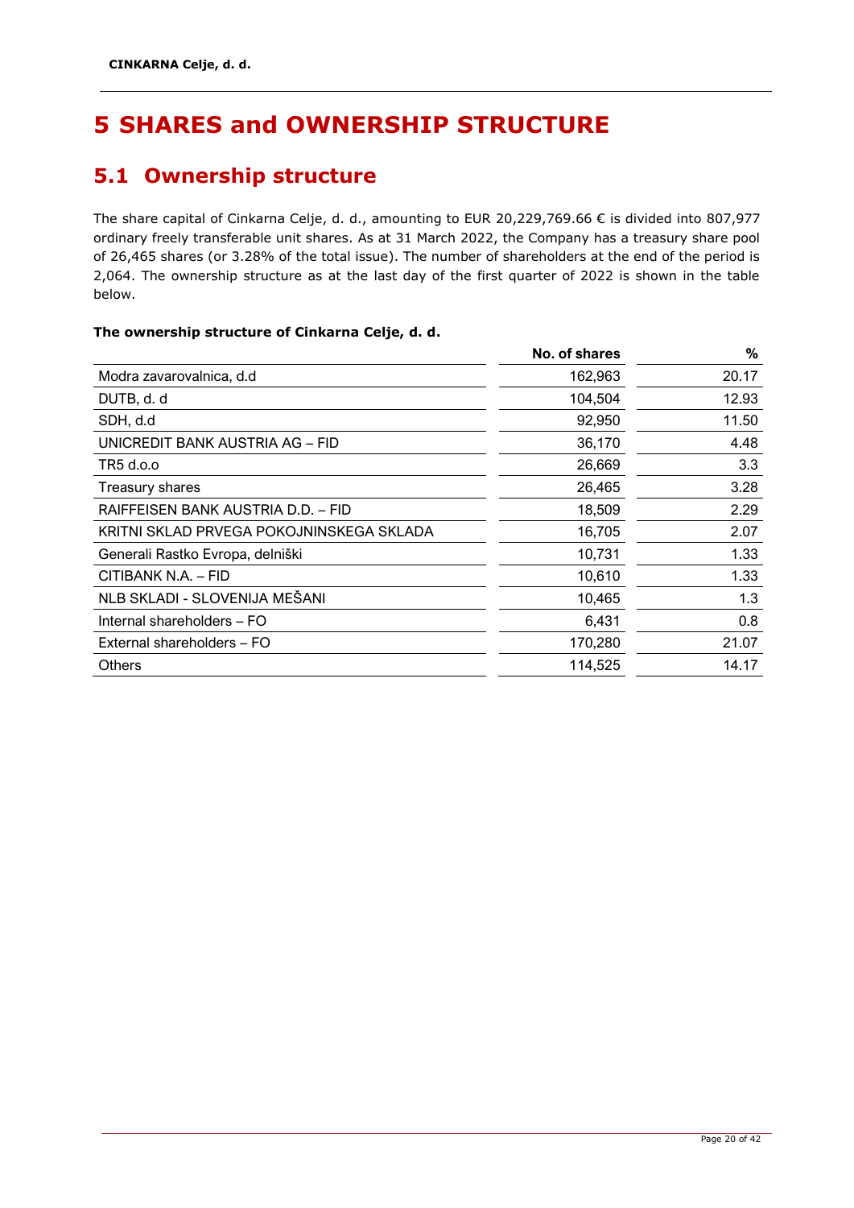# 5 SHARES and OWNERSHIP STRUCTURE

## 5.1 Ownership structure

The share capital of Cinkarna Celje, d. d., amounting to EUR 20,229,769.66 € is divided into 807,977 ordinary freely transferable unit shares. As at 31 March 2022, the Company has a treasury share pool of 26,465 shares (or 3.28% of the total issue). The number of shareholders at the end of the period is 2,064. The ownership structure as at the last day of the first quarter of 2022 is shown in the table below.

**The ownership structure of Cinkarna Celje, d. d.**

| | No. of shares | % |
|---|---|---|
| Modra zavarovalnica, d.d | 162,963 | 20.17 |
| DUTB, d. d | 104,504 | 12.93 |
| SDH, d.d | 92,950 | 11.50 |
| UNICREDIT BANK AUSTRIA AG – FID | 36,170 | 4.48 |
| TR5 d.o.o | 26,669 | 3.3 |
| Treasury shares | 26,465 | 3.28 |
| RAIFFEISEN BANK AUSTRIA D.D. – FID | 18,509 | 2.29 |
| KRITNI SKLAD PRVEGA POKOJNINSKEGA SKLADA | 16,705 | 2.07 |
| Generali Rastko Evropa, delniški | 10,731 | 1.33 |
| CITIBANK N.A. – FID | 10,610 | 1.33 |
| NLB SKLADI - SLOVENIJA MEŠANI | 10,465 | 1.3 |
| Internal shareholders – FO | 6,431 | 0.8 |
| External shareholders – FO | 170,280 | 21.07 |
| Others | 114,525 | 14.17 |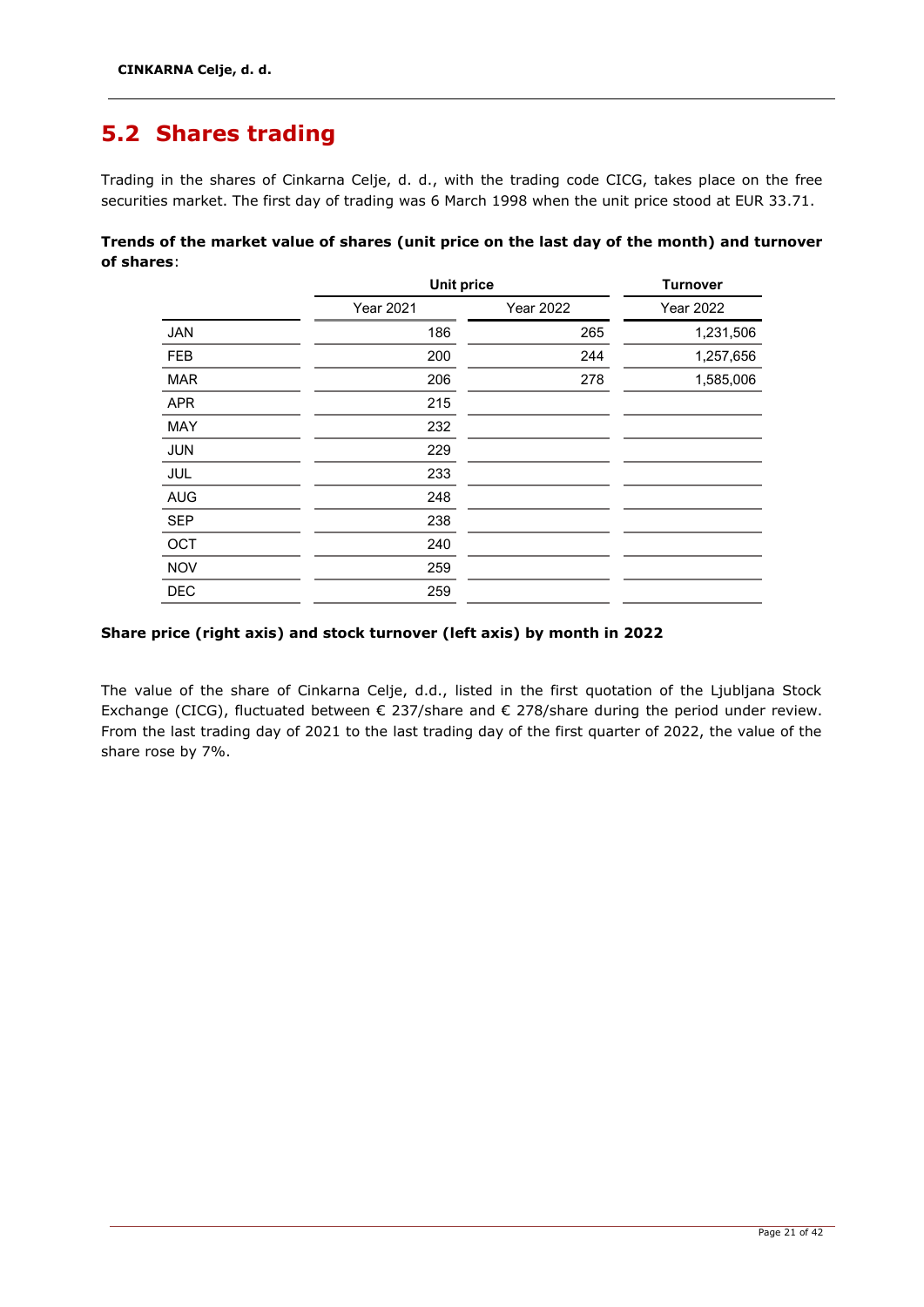## 5.2 Shares trading

Trading in the shares of Cinkarna Celje, d. d., with the trading code CICG, takes place on the free securities market. The first day of trading was 6 March 1998 when the unit price stood at EUR 33.71.

**Trends of the market value of shares (unit price on the last day of the month) and turnover of shares**:

| | Unit price | | Turnover |
|---|---|---|---|
| | Year 2021 | Year 2022 | Year 2022 |
| JAN | 186 | 265 | 1,231,506 |
| FEB | 200 | 244 | 1,257,656 |
| MAR | 206 | 278 | 1,585,006 |
| APR | 215 | | |
| MAY | 232 | | |
| JUN | 229 | | |
| JUL | 233 | | |
| AUG | 248 | | |
| SEP | 238 | | |
| OCT | 240 | | |
| NOV | 259 | | |
| DEC | 259 | | |

**Share price (right axis) and stock turnover (left axis) by month in 2022**

The value of the share of Cinkarna Celje, d.d., listed in the first quotation of the Ljubljana Stock Exchange (CICG), fluctuated between € 237/share and € 278/share during the period under review. From the last trading day of 2021 to the last trading day of the first quarter of 2022, the value of the share rose by 7%.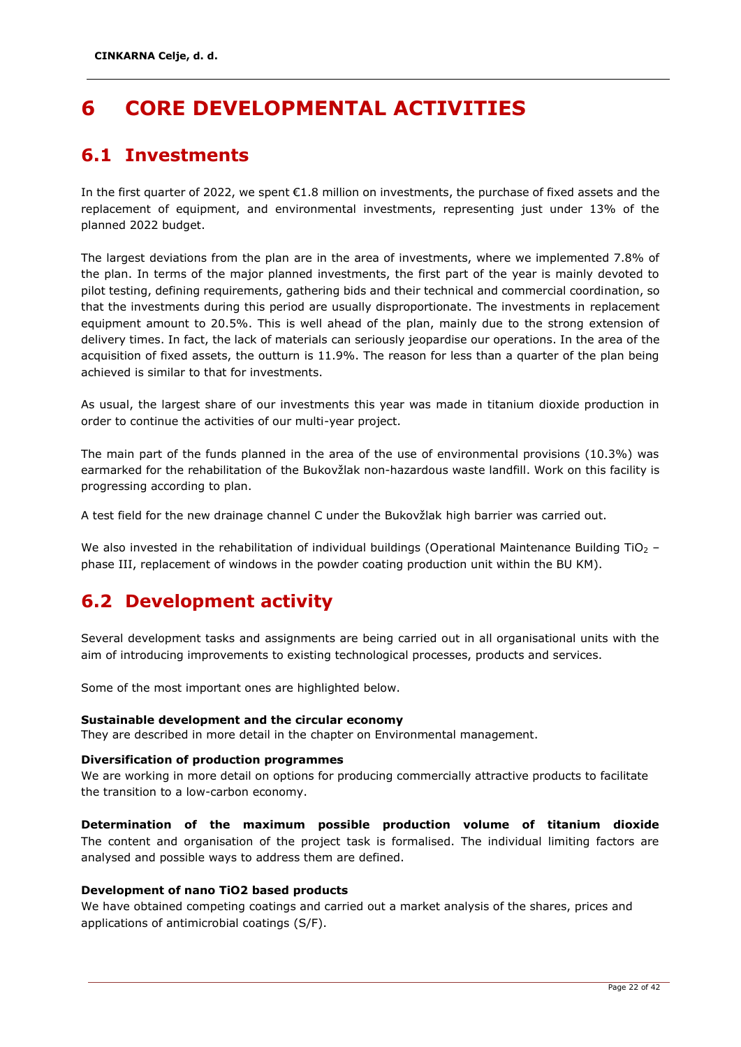# 6 CORE DEVELOPMENTAL ACTIVITIES

## 6.1 Investments

In the first quarter of 2022, we spent €1.8 million on investments, the purchase of fixed assets and the replacement of equipment, and environmental investments, representing just under 13% of the planned 2022 budget.

The largest deviations from the plan are in the area of investments, where we implemented 7.8% of the plan. In terms of the major planned investments, the first part of the year is mainly devoted to pilot testing, defining requirements, gathering bids and their technical and commercial coordination, so that the investments during this period are usually disproportionate. The investments in replacement equipment amount to 20.5%. This is well ahead of the plan, mainly due to the strong extension of delivery times. In fact, the lack of materials can seriously jeopardise our operations. In the area of the acquisition of fixed assets, the outturn is 11.9%. The reason for less than a quarter of the plan being achieved is similar to that for investments.

As usual, the largest share of our investments this year was made in titanium dioxide production in order to continue the activities of our multi-year project.

The main part of the funds planned in the area of the use of environmental provisions (10.3%) was earmarked for the rehabilitation of the Bukovžlak non-hazardous waste landfill. Work on this facility is progressing according to plan.

A test field for the new drainage channel C under the Bukovžlak high barrier was carried out.

We also invested in the rehabilitation of individual buildings (Operational Maintenance Building $TiO_2$ – phase III, replacement of windows in the powder coating production unit within the BU KM).

## 6.2 Development activity

Several development tasks and assignments are being carried out in all organisational units with the aim of introducing improvements to existing technological processes, products and services.

Some of the most important ones are highlighted below.

**Sustainable development and the circular economy**
They are described in more detail in the chapter on Environmental management.

**Diversification of production programmes**
We are working in more detail on options for producing commercially attractive products to facilitate the transition to a low-carbon economy.

**Determination of the maximum possible production volume of titanium dioxide**
The content and organisation of the project task is formalised. The individual limiting factors are analysed and possible ways to address them are defined.

**Development of nano TiO2 based products**
We have obtained competing coatings and carried out a market analysis of the shares, prices and applications of antimicrobial coatings (S/F).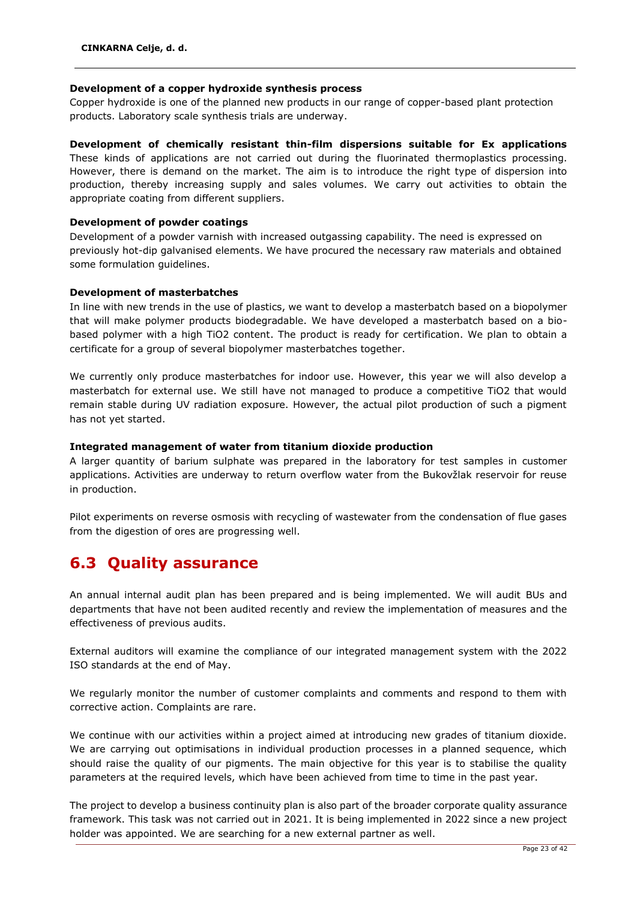**Development of a copper hydroxide synthesis process**

Copper hydroxide is one of the planned new products in our range of copper-based plant protection products. Laboratory scale synthesis trials are underway.

**Development of chemically resistant thin-film dispersions suitable for Ex applications**

These kinds of applications are not carried out during the fluorinated thermoplastics processing. However, there is demand on the market. The aim is to introduce the right type of dispersion into production, thereby increasing supply and sales volumes. We carry out activities to obtain the appropriate coating from different suppliers.

**Development of powder coatings**

Development of a powder varnish with increased outgassing capability. The need is expressed on previously hot-dip galvanised elements. We have procured the necessary raw materials and obtained some formulation guidelines.

**Development of masterbatches**

In line with new trends in the use of plastics, we want to develop a masterbatch based on a biopolymer that will make polymer products biodegradable. We have developed a masterbatch based on a bio-based polymer with a high $TiO_2$ content. The product is ready for certification. We plan to obtain a certificate for a group of several biopolymer masterbatches together.

We currently only produce masterbatches for indoor use. However, this year we will also develop a masterbatch for external use. We still have not managed to produce a competitive $TiO_2$ that would remain stable during UV radiation exposure. However, the actual pilot production of such a pigment has not yet started.

**Integrated management of water from titanium dioxide production**

A larger quantity of barium sulphate was prepared in the laboratory for test samples in customer applications. Activities are underway to return overflow water from the Bukovžlak reservoir for reuse in production.

Pilot experiments on reverse osmosis with recycling of wastewater from the condensation of flue gases from the digestion of ores are progressing well.

## 6.3 Quality assurance

An annual internal audit plan has been prepared and is being implemented. We will audit BUs and departments that have not been audited recently and review the implementation of measures and the effectiveness of previous audits.

External auditors will examine the compliance of our integrated management system with the 2022 ISO standards at the end of May.

We regularly monitor the number of customer complaints and comments and respond to them with corrective action. Complaints are rare.

We continue with our activities within a project aimed at introducing new grades of titanium dioxide. We are carrying out optimisations in individual production processes in a planned sequence, which should raise the quality of our pigments. The main objective for this year is to stabilise the quality parameters at the required levels, which have been achieved from time to time in the past year.

The project to develop a business continuity plan is also part of the broader corporate quality assurance framework. This task was not carried out in 2021. It is being implemented in 2022 since a new project holder was appointed. We are searching for a new external partner as well.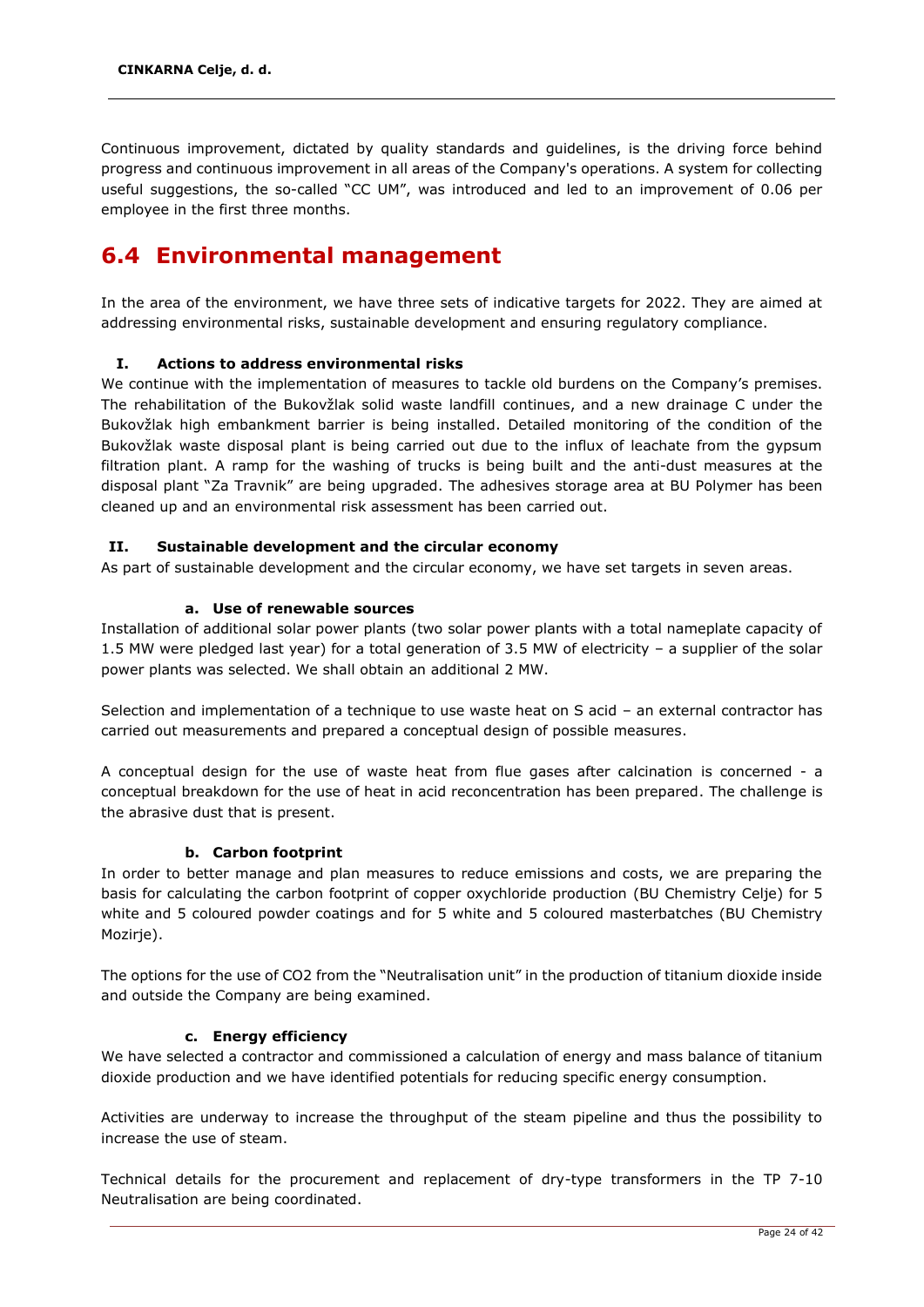Continuous improvement, dictated by quality standards and guidelines, is the driving force behind progress and continuous improvement in all areas of the Company's operations. A system for collecting useful suggestions, the so-called "CC UM", was introduced and led to an improvement of 0.06 per employee in the first three months.

## 6.4 Environmental management

In the area of the environment, we have three sets of indicative targets for 2022. They are aimed at addressing environmental risks, sustainable development and ensuring regulatory compliance.

**I. Actions to address environmental risks**

We continue with the implementation of measures to tackle old burdens on the Company's premises. The rehabilitation of the Bukovžlak solid waste landfill continues, and a new drainage C under the Bukovžlak high embankment barrier is being installed. Detailed monitoring of the condition of the Bukovžlak waste disposal plant is being carried out due to the influx of leachate from the gypsum filtration plant. A ramp for the washing of trucks is being built and the anti-dust measures at the disposal plant "Za Travnik" are being upgraded. The adhesives storage area at BU Polymer has been cleaned up and an environmental risk assessment has been carried out.

**II. Sustainable development and the circular economy**

As part of sustainable development and the circular economy, we have set targets in seven areas.

**a. Use of renewable sources**

Installation of additional solar power plants (two solar power plants with a total nameplate capacity of 1.5 MW were pledged last year) for a total generation of 3.5 MW of electricity – a supplier of the solar power plants was selected. We shall obtain an additional 2 MW.

Selection and implementation of a technique to use waste heat on S acid – an external contractor has carried out measurements and prepared a conceptual design of possible measures.

A conceptual design for the use of waste heat from flue gases after calcination is concerned - a conceptual breakdown for the use of heat in acid reconcentration has been prepared. The challenge is the abrasive dust that is present.

**b. Carbon footprint**

In order to better manage and plan measures to reduce emissions and costs, we are preparing the basis for calculating the carbon footprint of copper oxychloride production (BU Chemistry Celje) for 5 white and 5 coloured powder coatings and for 5 white and 5 coloured masterbatches (BU Chemistry Mozirje).

The options for the use of $CO_2$ from the "Neutralisation unit" in the production of titanium dioxide inside and outside the Company are being examined.

**c. Energy efficiency**

We have selected a contractor and commissioned a calculation of energy and mass balance of titanium dioxide production and we have identified potentials for reducing specific energy consumption.

Activities are underway to increase the throughput of the steam pipeline and thus the possibility to increase the use of steam.

Technical details for the procurement and replacement of dry-type transformers in the TP 7-10 Neutralisation are being coordinated.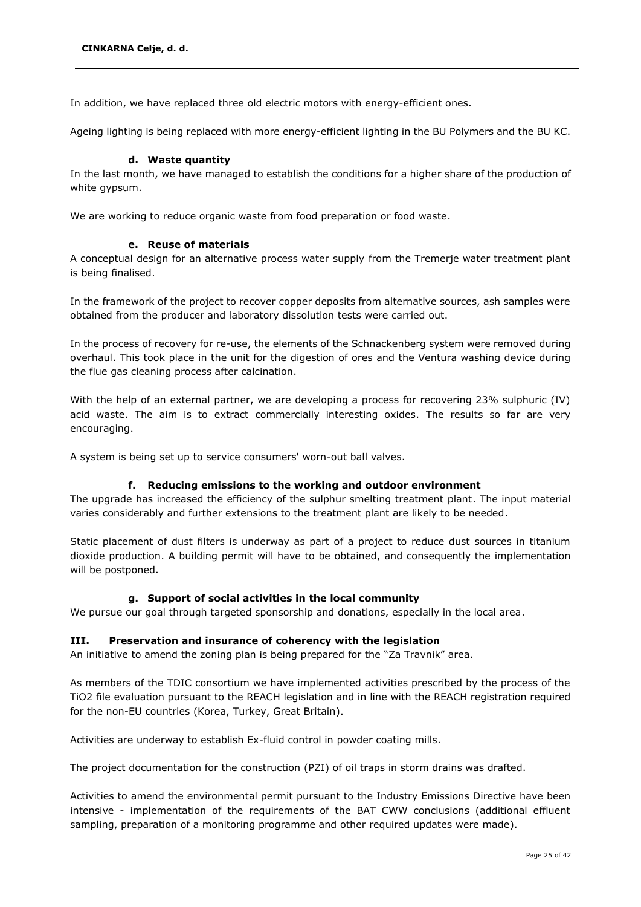In addition, we have replaced three old electric motors with energy-efficient ones.

Ageing lighting is being replaced with more energy-efficient lighting in the BU Polymers and the BU KC.

#### d. Waste quantity

In the last month, we have managed to establish the conditions for a higher share of the production of white gypsum.

We are working to reduce organic waste from food preparation or food waste.

#### e. Reuse of materials

A conceptual design for an alternative process water supply from the Tremerje water treatment plant is being finalised.

In the framework of the project to recover copper deposits from alternative sources, ash samples were obtained from the producer and laboratory dissolution tests were carried out.

In the process of recovery for re-use, the elements of the Schnackenberg system were removed during overhaul. This took place in the unit for the digestion of ores and the Ventura washing device during the flue gas cleaning process after calcination.

With the help of an external partner, we are developing a process for recovering 23% sulphuric (IV) acid waste. The aim is to extract commercially interesting oxides. The results so far are very encouraging.

A system is being set up to service consumers' worn-out ball valves.

#### f. Reducing emissions to the working and outdoor environment

The upgrade has increased the efficiency of the sulphur smelting treatment plant. The input material varies considerably and further extensions to the treatment plant are likely to be needed.

Static placement of dust filters is underway as part of a project to reduce dust sources in titanium dioxide production. A building permit will have to be obtained, and consequently the implementation will be postponed.

#### g. Support of social activities in the local community

We pursue our goal through targeted sponsorship and donations, especially in the local area.

### III. Preservation and insurance of coherency with the legislation

An initiative to amend the zoning plan is being prepared for the "Za Travnik" area.

As members of the TDIC consortium we have implemented activities prescribed by the process of the $TiO_2$ file evaluation pursuant to the REACH legislation and in line with the REACH registration required for the non-EU countries (Korea, Turkey, Great Britain).

Activities are underway to establish Ex-fluid control in powder coating mills.

The project documentation for the construction (PZI) of oil traps in storm drains was drafted.

Activities to amend the environmental permit pursuant to the Industry Emissions Directive have been intensive - implementation of the requirements of the BAT CWW conclusions (additional effluent sampling, preparation of a monitoring programme and other required updates were made).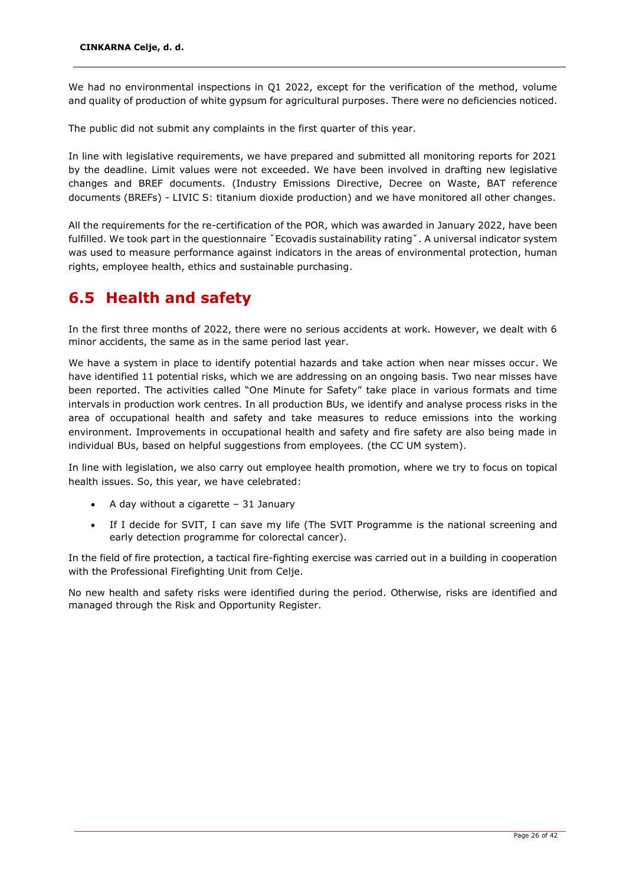We had no environmental inspections in Q1 2022, except for the verification of the method, volume and quality of production of white gypsum for agricultural purposes. There were no deficiencies noticed.

The public did not submit any complaints in the first quarter of this year.

In line with legislative requirements, we have prepared and submitted all monitoring reports for 2021 by the deadline. Limit values were not exceeded. We have been involved in drafting new legislative changes and BREF documents. (Industry Emissions Directive, Decree on Waste, BAT reference documents (BREFs) - LIVIC S: titanium dioxide production) and we have monitored all other changes.

All the requirements for the re-certification of the POR, which was awarded in January 2022, have been fulfilled. We took part in the questionnaire ˇEcovadis sustainability ratingˇ. A universal indicator system was used to measure performance against indicators in the areas of environmental protection, human rights, employee health, ethics and sustainable purchasing.

## 6.5 Health and safety

In the first three months of 2022, there were no serious accidents at work. However, we dealt with 6 minor accidents, the same as in the same period last year.

We have a system in place to identify potential hazards and take action when near misses occur. We have identified 11 potential risks, which we are addressing on an ongoing basis. Two near misses have been reported. The activities called "One Minute for Safety" take place in various formats and time intervals in production work centres. In all production BUs, we identify and analyse process risks in the area of occupational health and safety and take measures to reduce emissions into the working environment. Improvements in occupational health and safety and fire safety are also being made in individual BUs, based on helpful suggestions from employees. (the CC UM system).

In line with legislation, we also carry out employee health promotion, where we try to focus on topical health issues. So, this year, we have celebrated:

- A day without a cigarette – 31 January
- If I decide for SVIT, I can save my life (The SVIT Programme is the national screening and early detection programme for colorectal cancer).

In the field of fire protection, a tactical fire-fighting exercise was carried out in a building in cooperation with the Professional Firefighting Unit from Celje.

No new health and safety risks were identified during the period. Otherwise, risks are identified and managed through the Risk and Opportunity Register.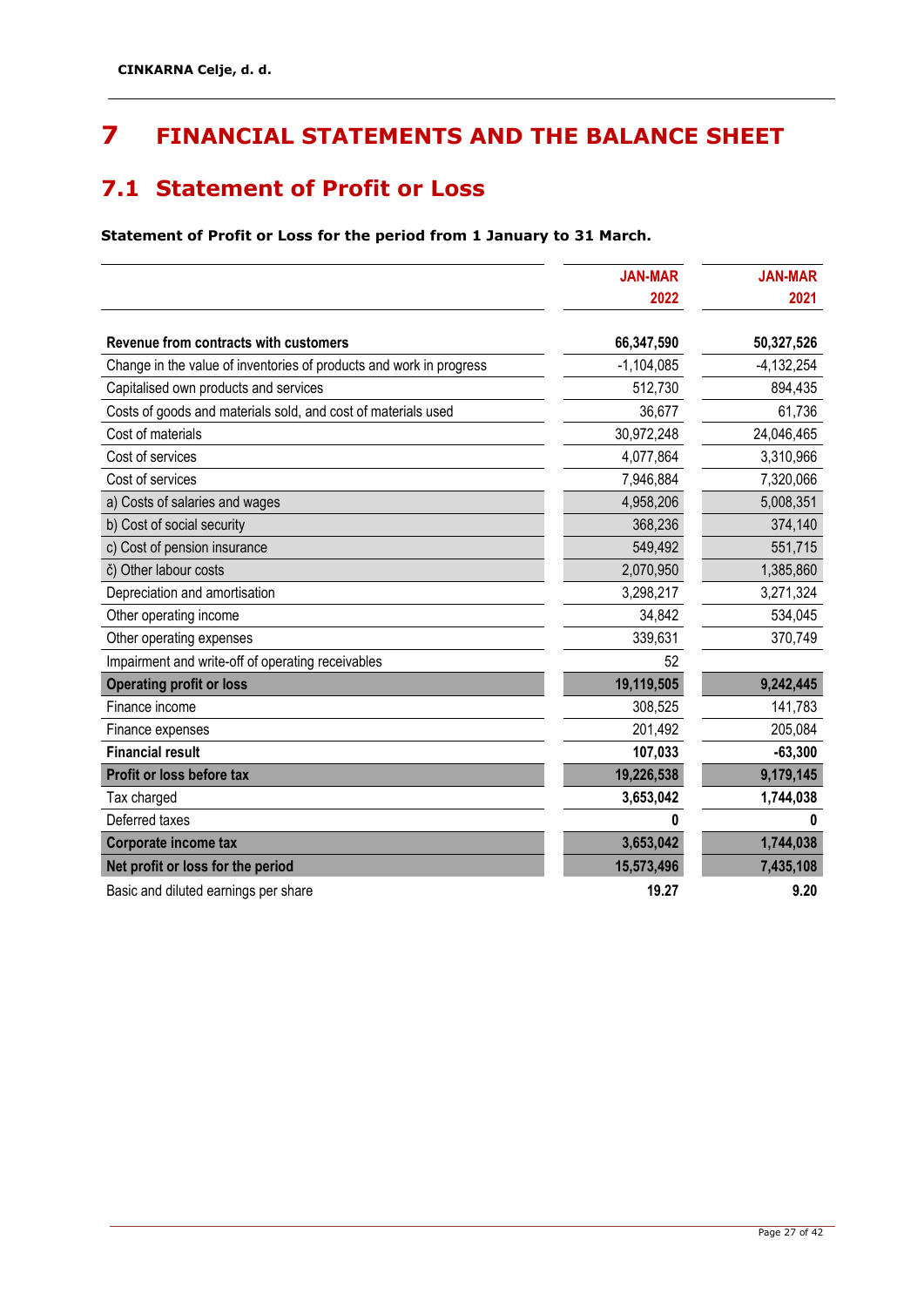# 7 FINANCIAL STATEMENTS AND THE BALANCE SHEET

## 7.1 Statement of Profit or Loss

**Statement of Profit or Loss for the period from 1 January to 31 March.**

| | JAN-MAR 2022 | JAN-MAR 2021 |
|---|---|---|
| **Revenue from contracts with customers** | **66,347,590** | **50,327,526** |
| Change in the value of inventories of products and work in progress | -1,104,085 | -4,132,254 |
| Capitalised own products and services | 512,730 | 894,435 |
| Costs of goods and materials sold, and cost of materials used | 36,677 | 61,736 |
| Cost of materials | 30,972,248 | 24,046,465 |
| Cost of services | 4,077,864 | 3,310,966 |
| Cost of services | 7,946,884 | 7,320,066 |
| a) Costs of salaries and wages | 4,958,206 | 5,008,351 |
| b) Cost of social security | 368,236 | 374,140 |
| c) Cost of pension insurance | 549,492 | 551,715 |
| č) Other labour costs | 2,070,950 | 1,385,860 |
| Depreciation and amortisation | 3,298,217 | 3,271,324 |
| Other operating income | 34,842 | 534,045 |
| Other operating expenses | 339,631 | 370,749 |
| Impairment and write-off of operating receivables | 52 | |
| **Operating profit or loss** | **19,119,505** | **9,242,445** |
| Finance income | 308,525 | 141,783 |
| Finance expenses | 201,492 | 205,084 |
| **Financial result** | **107,033** | **-63,300** |
| **Profit or loss before tax** | **19,226,538** | **9,179,145** |
| Tax charged | **3,653,042** | **1,744,038** |
| Deferred taxes | **0** | **0** |
| **Corporate income tax** | **3,653,042** | **1,744,038** |
| **Net profit or loss for the period** | **15,573,496** | **7,435,108** |
| Basic and diluted earnings per share | **19.27** | **9.20** |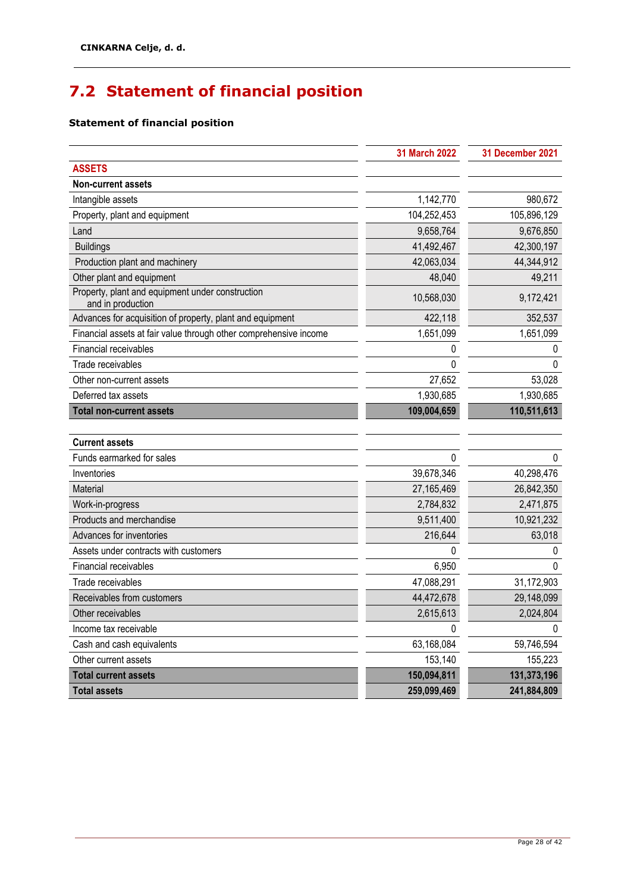## 7.2 Statement of financial position

**Statement of financial position**

| | 31 March 2022 | 31 December 2021 |
|---|---|---|
| **ASSETS** | | |
| **Non-current assets** | | |
| Intangible assets | 1,142,770 | 980,672 |
| Property, plant and equipment | 104,252,453 | 105,896,129 |
| Land | 9,658,764 | 9,676,850 |
| Buildings | 41,492,467 | 42,300,197 |
| Production plant and machinery | 42,063,034 | 44,344,912 |
| Other plant and equipment | 48,040 | 49,211 |
| Property, plant and equipment under construction and in production | 10,568,030 | 9,172,421 |
| Advances for acquisition of property, plant and equipment | 422,118 | 352,537 |
| Financial assets at fair value through other comprehensive income | 1,651,099 | 1,651,099 |
| Financial receivables | 0 | 0 |
| Trade receivables | 0 | 0 |
| Other non-current assets | 27,652 | 53,028 |
| Deferred tax assets | 1,930,685 | 1,930,685 |
| **Total non-current assets** | **109,004,659** | **110,511,613** |
| | | |
| **Current assets** | | |
| Funds earmarked for sales | 0 | 0 |
| Inventories | 39,678,346 | 40,298,476 |
| Material | 27,165,469 | 26,842,350 |
| Work-in-progress | 2,784,832 | 2,471,875 |
| Products and merchandise | 9,511,400 | 10,921,232 |
| Advances for inventories | 216,644 | 63,018 |
| Assets under contracts with customers | 0 | 0 |
| Financial receivables | 6,950 | 0 |
| Trade receivables | 47,088,291 | 31,172,903 |
| Receivables from customers | 44,472,678 | 29,148,099 |
| Other receivables | 2,615,613 | 2,024,804 |
| Income tax receivable | 0 | 0 |
| Cash and cash equivalents | 63,168,084 | 59,746,594 |
| Other current assets | 153,140 | 155,223 |
| **Total current assets** | **150,094,811** | **131,373,196** |
| **Total assets** | **259,099,469** | **241,884,809** |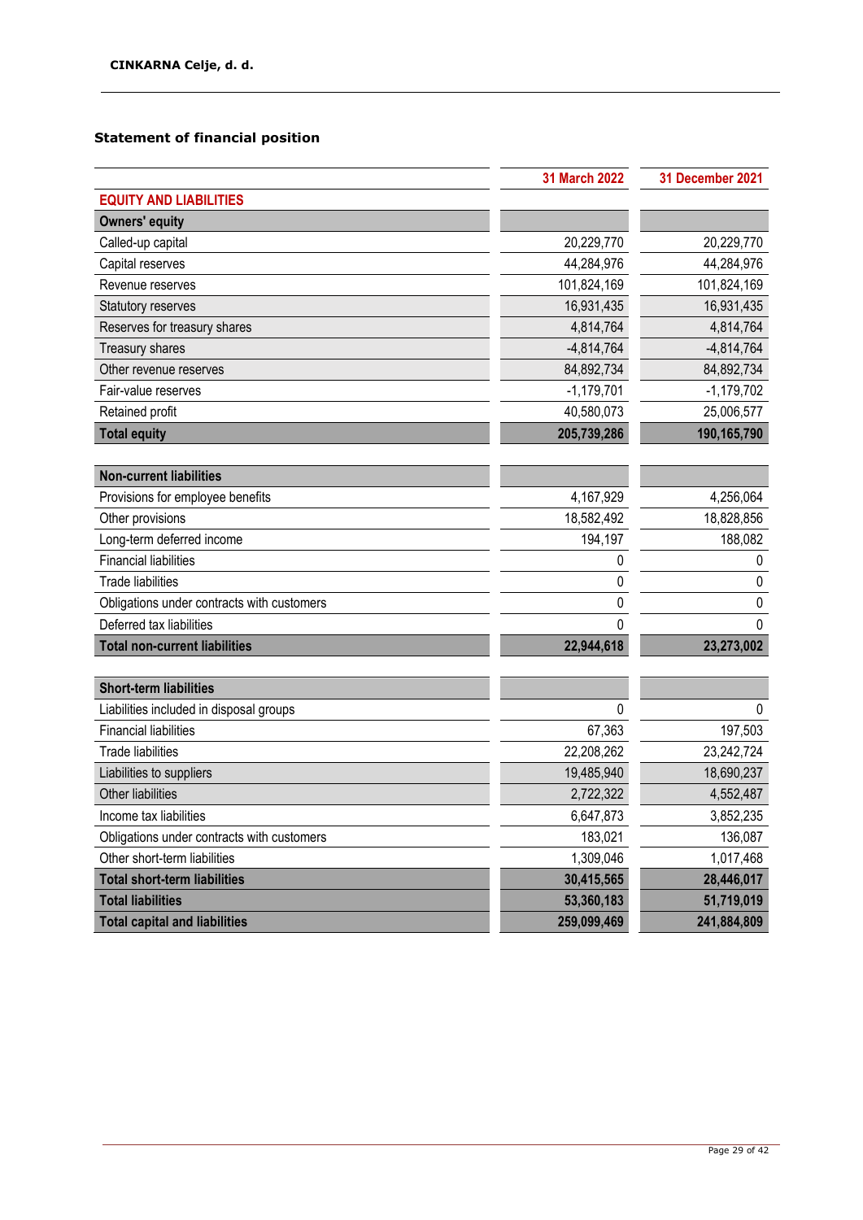**CINKARNA Celje, d. d.**

## Statement of financial position

| | 31 March 2022 | 31 December 2021 |
|---|---|---|
| **EQUITY AND LIABILITIES** | | |
| **Owners' equity** | | |
| Called-up capital | 20,229,770 | 20,229,770 |
| Capital reserves | 44,284,976 | 44,284,976 |
| Revenue reserves | 101,824,169 | 101,824,169 |
| Statutory reserves | 16,931,435 | 16,931,435 |
| Reserves for treasury shares | 4,814,764 | 4,814,764 |
| Treasury shares | -4,814,764 | -4,814,764 |
| Other revenue reserves | 84,892,734 | 84,892,734 |
| Fair-value reserves | -1,179,701 | -1,179,702 |
| Retained profit | 40,580,073 | 25,006,577 |
| **Total equity** | **205,739,286** | **190,165,790** |
| | | |
| **Non-current liabilities** | | |
| Provisions for employee benefits | 4,167,929 | 4,256,064 |
| Other provisions | 18,582,492 | 18,828,856 |
| Long-term deferred income | 194,197 | 188,082 |
| Financial liabilities | 0 | 0 |
| Trade liabilities | 0 | 0 |
| Obligations under contracts with customers | 0 | 0 |
| Deferred tax liabilities | 0 | 0 |
| **Total non-current liabilities** | **22,944,618** | **23,273,002** |
| | | |
| **Short-term liabilities** | | |
| Liabilities included in disposal groups | 0 | 0 |
| Financial liabilities | 67,363 | 197,503 |
| Trade liabilities | 22,208,262 | 23,242,724 |
| Liabilities to suppliers | 19,485,940 | 18,690,237 |
| Other liabilities | 2,722,322 | 4,552,487 |
| Income tax liabilities | 6,647,873 | 3,852,235 |
| Obligations under contracts with customers | 183,021 | 136,087 |
| Other short-term liabilities | 1,309,046 | 1,017,468 |
| **Total short-term liabilities** | **30,415,565** | **28,446,017** |
| **Total liabilities** | **53,360,183** | **51,719,019** |
| **Total capital and liabilities** | **259,099,469** | **241,884,809** |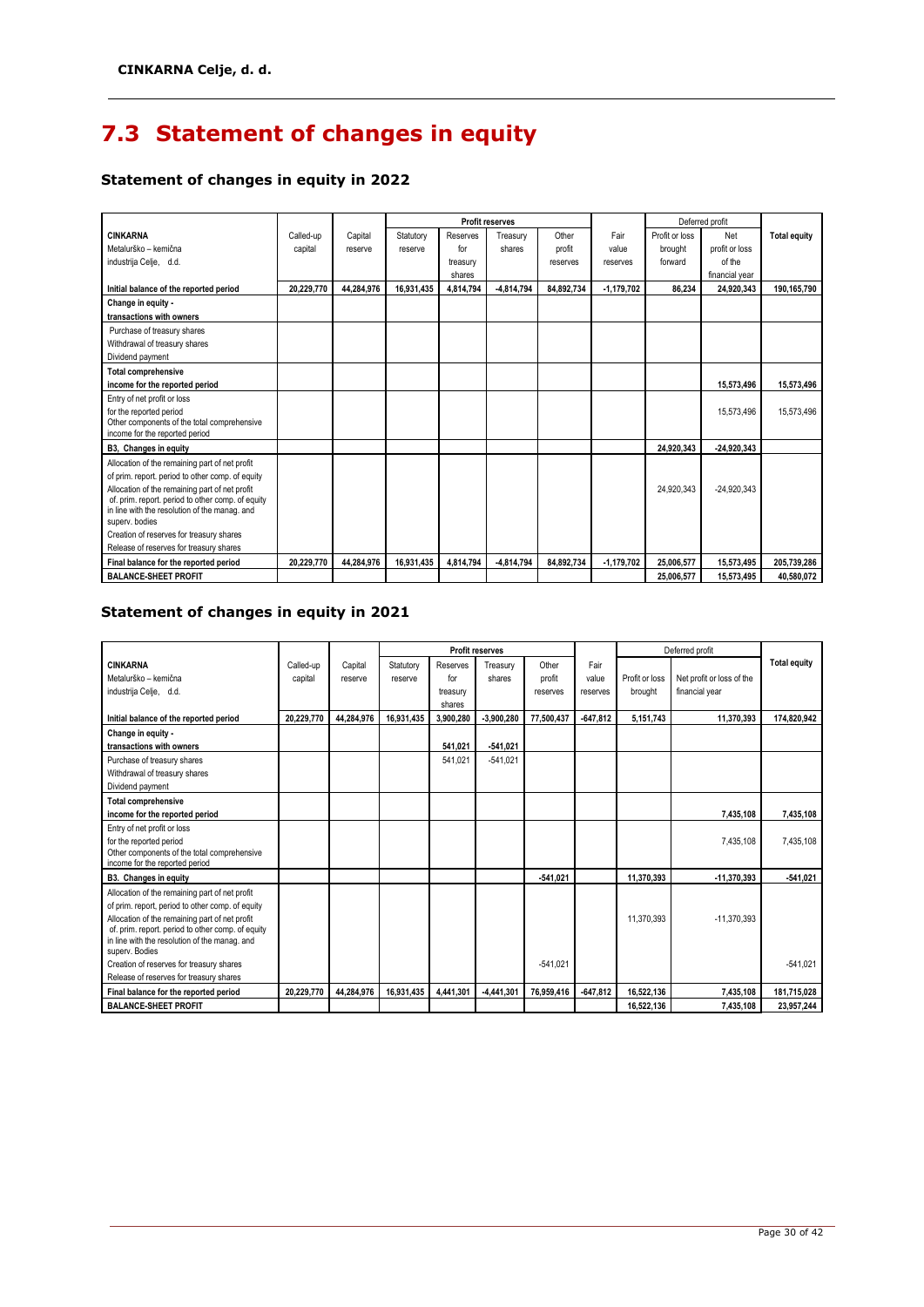# 7.3 Statement of changes in equity

## Statement of changes in equity in 2022

| CINKARNA Metalurško – kemična industrija Celje, d.d. | Called-up capital | Capital reserve | Profit reserves | | | | Fair value reserves | Deferred profit | | Total equity |
|---|---|---|---|---|---|---|---|---|---|---|
| | | | Statutory reserve | Reserves for treasury shares | Treasury shares | Other profit reserves | | Profit or loss brought forward | Net profit or loss of the financial year | |
| **Initial balance of the reported period** | **20,229,770** | **44,284,976** | **16,931,435** | **4,814,794** | **-4,814,794** | **84,892,734** | **-1,179,702** | **86,234** | **24,920,343** | **190,165,790** |
| **Change in equity - transactions with owners** | | | | | | | | | | |
| Purchase of treasury shares | | | | | | | | | | |
| Withdrawal of treasury shares | | | | | | | | | | |
| Dividend payment | | | | | | | | | | |
| **Total comprehensive income for the reported period** | | | | | | | | | **15,573,496** | **15,573,496** |
| Entry of net profit or loss for the reported period | | | | | | | | | 15,573,496 | 15,573,496 |
| Other components of the total comprehensive income for the reported period | | | | | | | | | | |
| **B3. Changes in equity** | | | | | | | | **24,920,343** | **-24,920,343** | |
| Allocation of the remaining part of net profit of prim. report. period to other comp. of equity | | | | | | | | | | |
| Allocation of the remaining part of net profit of. prim. report. period to other comp. of equity in line with the resolution of the manag. and superv. bodies | | | | | | | | 24,920,343 | -24,920,343 | |
| Creation of reserves for treasury shares | | | | | | | | | | |
| Release of reserves for treasury shares | | | | | | | | | | |
| **Final balance for the reported period** | **20,229,770** | **44,284,976** | **16,931,435** | **4,814,794** | **-4,814,794** | **84,892,734** | **-1,179,702** | **25,006,577** | **15,573,495** | **205,739,286** |
| **BALANCE-SHEET PROFIT** | | | | | | | | **25,006,577** | **15,573,495** | **40,580,072** |

## Statement of changes in equity in 2021

| CINKARNA Metalurško – kemična industrija Celje, d.d. | Called-up capital | Capital reserve | Profit reserves | | | | Fair value reserves | Deferred profit | | Total equity |
|---|---|---|---|---|---|---|---|---|---|---|
| | | | Statutory reserve | Reserves for treasury shares | Treasury shares | Other profit reserves | | Profit or loss brought | Net profit or loss of the financial year | |
| **Initial balance of the reported period** | **20,229,770** | **44,284,976** | **16,931,435** | **3,900,280** | **-3,900,280** | **77,500,437** | **-647,812** | **5,151,743** | **11,370,393** | **174,820,942** |
| **Change in equity - transactions with owners** | | | | **541,021** | **-541,021** | | | | | |
| Purchase of treasury shares | | | | 541,021 | -541,021 | | | | | |
| Withdrawal of treasury shares | | | | | | | | | | |
| Dividend payment | | | | | | | | | | |
| **Total comprehensive income for the reported period** | | | | | | | | | **7,435,108** | **7,435,108** |
| Entry of net profit or loss for the reported period | | | | | | | | | 7,435,108 | 7,435,108 |
| Other components of the total comprehensive income for the reported period | | | | | | | | | | |
| **B3. Changes in equity** | | | | | | **-541,021** | | **11,370,393** | **-11,370,393** | **-541,021** |
| Allocation of the remaining part of net profit of prim. report. period to other comp. of equity | | | | | | | | | | |
| Allocation of the remaining part of net profit of. prim. report. period to other comp. of equity in line with the resolution of the manag. and superv. Bodies | | | | | | | | 11,370,393 | -11,370,393 | |
| Creation of reserves for treasury shares | | | | | | -541,021 | | | | -541,021 |
| Release of reserves for treasury shares | | | | | | | | | | |
| **Final balance for the reported period** | **20,229,770** | **44,284,976** | **16,931,435** | **4,441,301** | **-4,441,301** | **76,959,416** | **-647,812** | **16,522,136** | **7,435,108** | **181,715,028** |
| **BALANCE-SHEET PROFIT** | | | | | | | | **16,522,136** | **7,435,108** | **23,957,244** |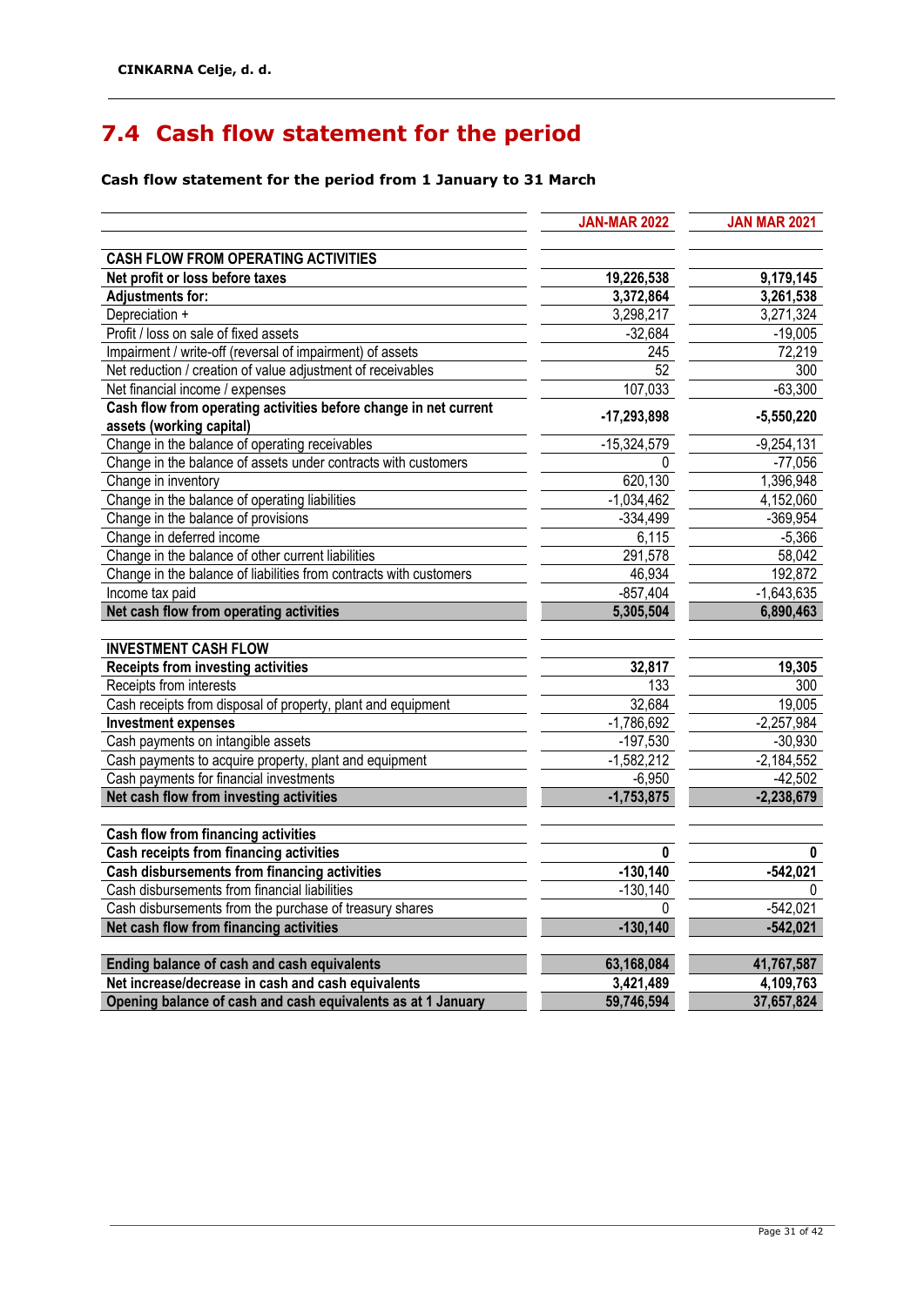## 7.4 Cash flow statement for the period

**Cash flow statement for the period from 1 January to 31 March**

| | JAN-MAR 2022 | JAN MAR 2021 |
|---|---|---|
| **CASH FLOW FROM OPERATING ACTIVITIES** | | |
| **Net profit or loss before taxes** | **19,226,538** | **9,179,145** |
| **Adjustments for:** | **3,372,864** | **3,261,538** |
| Depreciation + | 3,298,217 | 3,271,324 |
| Profit / loss on sale of fixed assets | -32,684 | -19,005 |
| Impairment / write-off (reversal of impairment) of assets | 245 | 72,219 |
| Net reduction / creation of value adjustment of receivables | 52 | 300 |
| Net financial income / expenses | 107,033 | -63,300 |
| **Cash flow from operating activities before change in net current assets (working capital)** | **-17,293,898** | **-5,550,220** |
| Change in the balance of operating receivables | -15,324,579 | -9,254,131 |
| Change in the balance of assets under contracts with customers | 0 | -77,056 |
| Change in inventory | 620,130 | 1,396,948 |
| Change in the balance of operating liabilities | -1,034,462 | 4,152,060 |
| Change in the balance of provisions | -334,499 | -369,954 |
| Change in deferred income | 6,115 | -5,366 |
| Change in the balance of other current liabilities | 291,578 | 58,042 |
| Change in the balance of liabilities from contracts with customers | 46,934 | 192,872 |
| Income tax paid | -857,404 | -1,643,635 |
| **Net cash flow from operating activities** | **5,305,504** | **6,890,463** |
| **INVESTMENT CASH FLOW** | | |
| **Receipts from investing activities** | **32,817** | **19,305** |
| Receipts from interests | 133 | 300 |
| Cash receipts from disposal of property, plant and equipment | 32,684 | 19,005 |
| **Investment expenses** | -1,786,692 | -2,257,984 |
| Cash payments on intangible assets | -197,530 | -30,930 |
| Cash payments to acquire property, plant and equipment | -1,582,212 | -2,184,552 |
| Cash payments for financial investments | -6,950 | -42,502 |
| **Net cash flow from investing activities** | **-1,753,875** | **-2,238,679** |
| **Cash flow from financing activities** | | |
| **Cash receipts from financing activities** | **0** | **0** |
| **Cash disbursements from financing activities** | **-130,140** | **-542,021** |
| Cash disbursements from financial liabilities | -130,140 | 0 |
| Cash disbursements from the purchase of treasury shares | 0 | -542,021 |
| **Net cash flow from financing activities** | **-130,140** | **-542,021** |
| **Ending balance of cash and cash equivalents** | **63,168,084** | **41,767,587** |
| **Net increase/decrease in cash and cash equivalents** | **3,421,489** | **4,109,763** |
| **Opening balance of cash and cash equivalents as at 1 January** | **59,746,594** | **37,657,824** |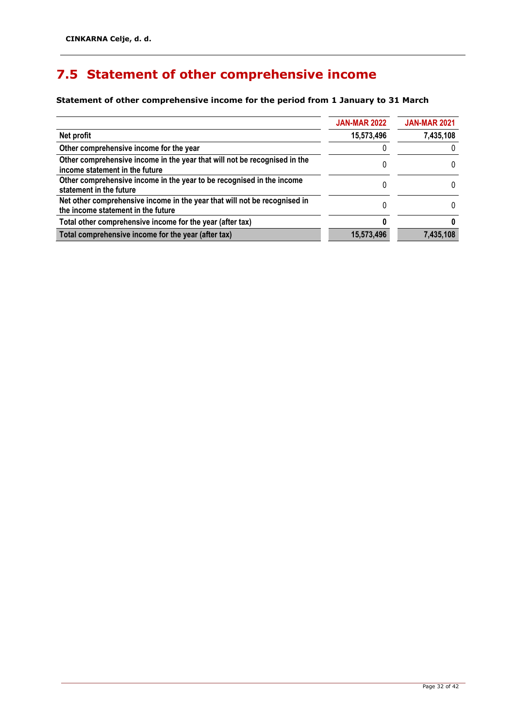## 7.5 Statement of other comprehensive income

**Statement of other comprehensive income for the period from 1 January to 31 March**

| | JAN-MAR 2022 | JAN-MAR 2021 |
|---|---|---|
| **Net profit** | **15,573,496** | **7,435,108** |
| Other comprehensive income for the year | 0 | 0 |
| Other comprehensive income in the year that will not be recognised in the income statement in the future | 0 | 0 |
| Other comprehensive income in the year to be recognised in the income statement in the future | 0 | 0 |
| Net other comprehensive income in the year that will not be recognised in the income statement in the future | 0 | 0 |
| **Total other comprehensive income for the year (after tax)** | **0** | **0** |
| **Total comprehensive income for the year (after tax)** | **15,573,496** | **7,435,108** |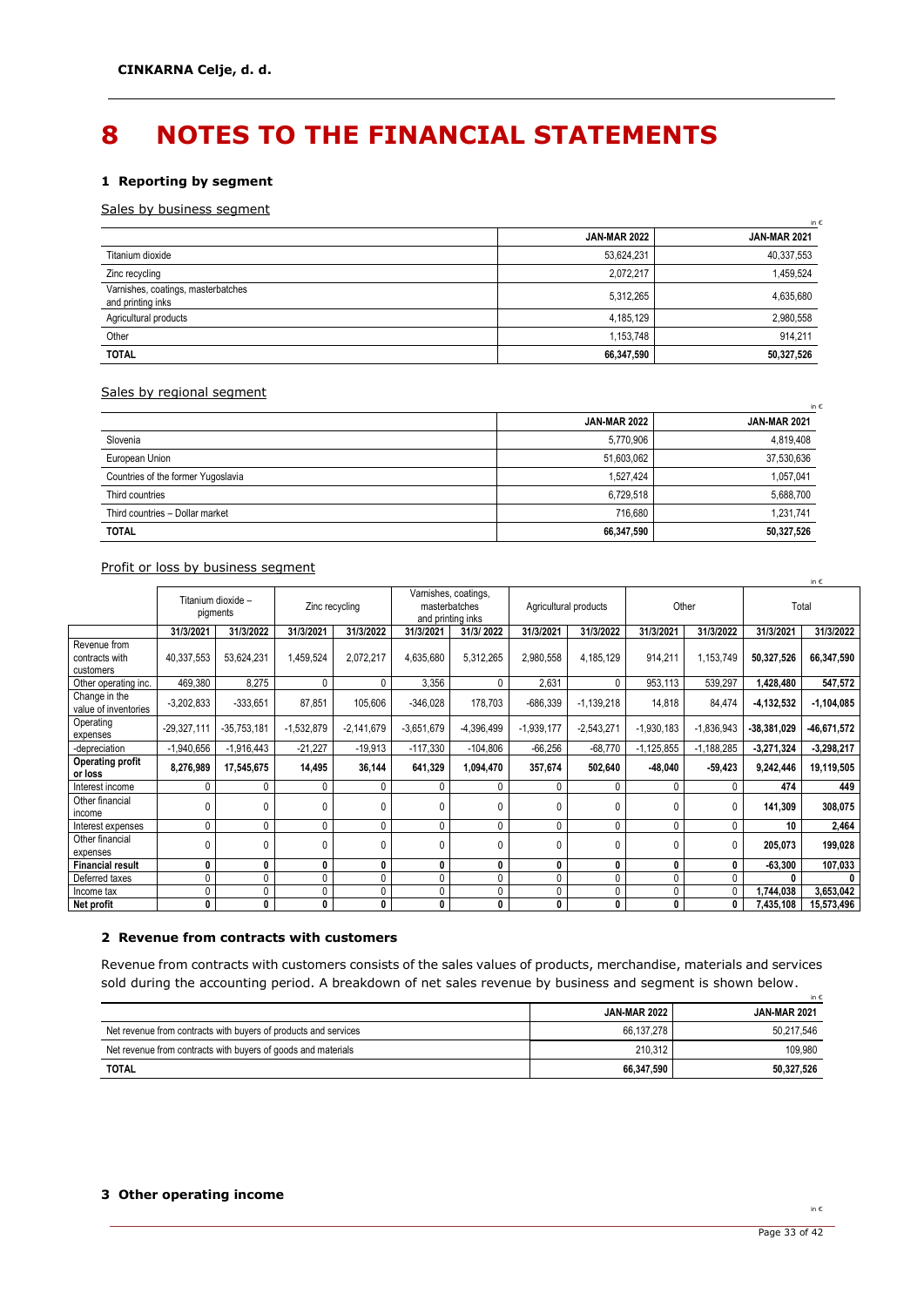# 8 NOTES TO THE FINANCIAL STATEMENTS

### 1 Reporting by segment

Sales by business segment

in €

| | JAN-MAR 2022 | JAN-MAR 2021 |
|---|---|---|
| Titanium dioxide | 53,624,231 | 40,337,553 |
| Zinc recycling | 2,072,217 | 1,459,524 |
| Varnishes, coatings, masterbatches and printing inks | 5,312,265 | 4,635,680 |
| Agricultural products | 4,185,129 | 2,980,558 |
| Other | 1,153,748 | 914,211 |
| **TOTAL** | **66,347,590** | **50,327,526** |

Sales by regional segment

in €

| | JAN-MAR 2022 | JAN-MAR 2021 |
|---|---|---|
| Slovenia | 5,770,906 | 4,819,408 |
| European Union | 51,603,062 | 37,530,636 |
| Countries of the former Yugoslavia | 1,527,424 | 1,057,041 |
| Third countries | 6,729,518 | 5,688,700 |
| Third countries – Dollar market | 716,680 | 1,231,741 |
| **TOTAL** | **66,347,590** | **50,327,526** |

Profit or loss by business segment

in €

| | Titanium dioxide – pigments | | Zinc recycling | | Varnishes, coatings, masterbatches and printing inks | | Agricultural products | | Other | | Total | |
|---|---|---|---|---|---|---|---|---|---|---|---|---|
| | 31/3/2021 | 31/3/2022 | 31/3/2021 | 31/3/2022 | 31/3/2021 | 31/3/ 2022 | 31/3/2021 | 31/3/2022 | 31/3/2021 | 31/3/2022 | 31/3/2021 | 31/3/2022 |
| Revenue from contracts with customers | 40,337,553 | 53,624,231 | 1,459,524 | 2,072,217 | 4,635,680 | 5,312,265 | 2,980,558 | 4,185,129 | 914,211 | 1,153,749 | **50,327,526** | **66,347,590** |
| Other operating inc. | 469,380 | 8,275 | 0 | 0 | 3,356 | 0 | 2,631 | 0 | 953,113 | 539,297 | **1,428,480** | **547,572** |
| Change in the value of inventories | -3,202,833 | -333,651 | 87,851 | 105,606 | -346,028 | 178,703 | -686,339 | -1,139,218 | 14,818 | 84,474 | **-4,132,532** | **-1,104,085** |
| Operating expenses | -29,327,111 | -35,753,181 | -1,532,879 | -2,141,679 | -3,651,679 | -4,396,499 | -1,939,177 | -2,543,271 | -1,930,183 | -1,836,943 | **-38,381,029** | **-46,671,572** |
| -depreciation | -1,940,656 | -1,916,443 | -21,227 | -19,913 | -117,330 | -104,806 | -66,256 | -68,770 | -1,125,855 | -1,188,285 | **-3,271,324** | **-3,298,217** |
| **Operating profit or loss** | **8,276,989** | **17,545,675** | **14,495** | **36,144** | **641,329** | **1,094,470** | **357,674** | **502,640** | **-48,040** | **-59,423** | **9,242,446** | **19,119,505** |
| Interest income | 0 | 0 | 0 | 0 | 0 | 0 | 0 | 0 | 0 | 0 | **474** | **449** |
| Other financial income | 0 | 0 | 0 | 0 | 0 | 0 | 0 | 0 | 0 | 0 | **141,309** | **308,075** |
| Interest expenses | 0 | 0 | 0 | 0 | 0 | 0 | 0 | 0 | 0 | 0 | **10** | **2,464** |
| Other financial expenses | 0 | 0 | 0 | 0 | 0 | 0 | 0 | 0 | 0 | 0 | **205,073** | **199,028** |
| **Financial result** | **0** | **0** | **0** | **0** | **0** | **0** | **0** | **0** | **0** | **0** | **-63,300** | **107,033** |
| Deferred taxes | 0 | 0 | 0 | 0 | 0 | 0 | 0 | 0 | 0 | 0 | **0** | **0** |
| Income tax | 0 | 0 | 0 | 0 | 0 | 0 | 0 | 0 | 0 | 0 | **1,744,038** | **3,653,042** |
| **Net profit** | **0** | **0** | **0** | **0** | **0** | **0** | **0** | **0** | **0** | **0** | **7,435,108** | **15,573,496** |

### 2 Revenue from contracts with customers

Revenue from contracts with customers consists of the sales values of products, merchandise, materials and services sold during the accounting period. A breakdown of net sales revenue by business and segment is shown below.

in €

| | JAN-MAR 2022 | JAN-MAR 2021 |
|---|---|---|
| Net revenue from contracts with buyers of products and services | 66,137,278 | 50,217,546 |
| Net revenue from contracts with buyers of goods and materials | 210,312 | 109,980 |
| **TOTAL** | **66,347,590** | **50,327,526** |

### 3 Other operating income

in €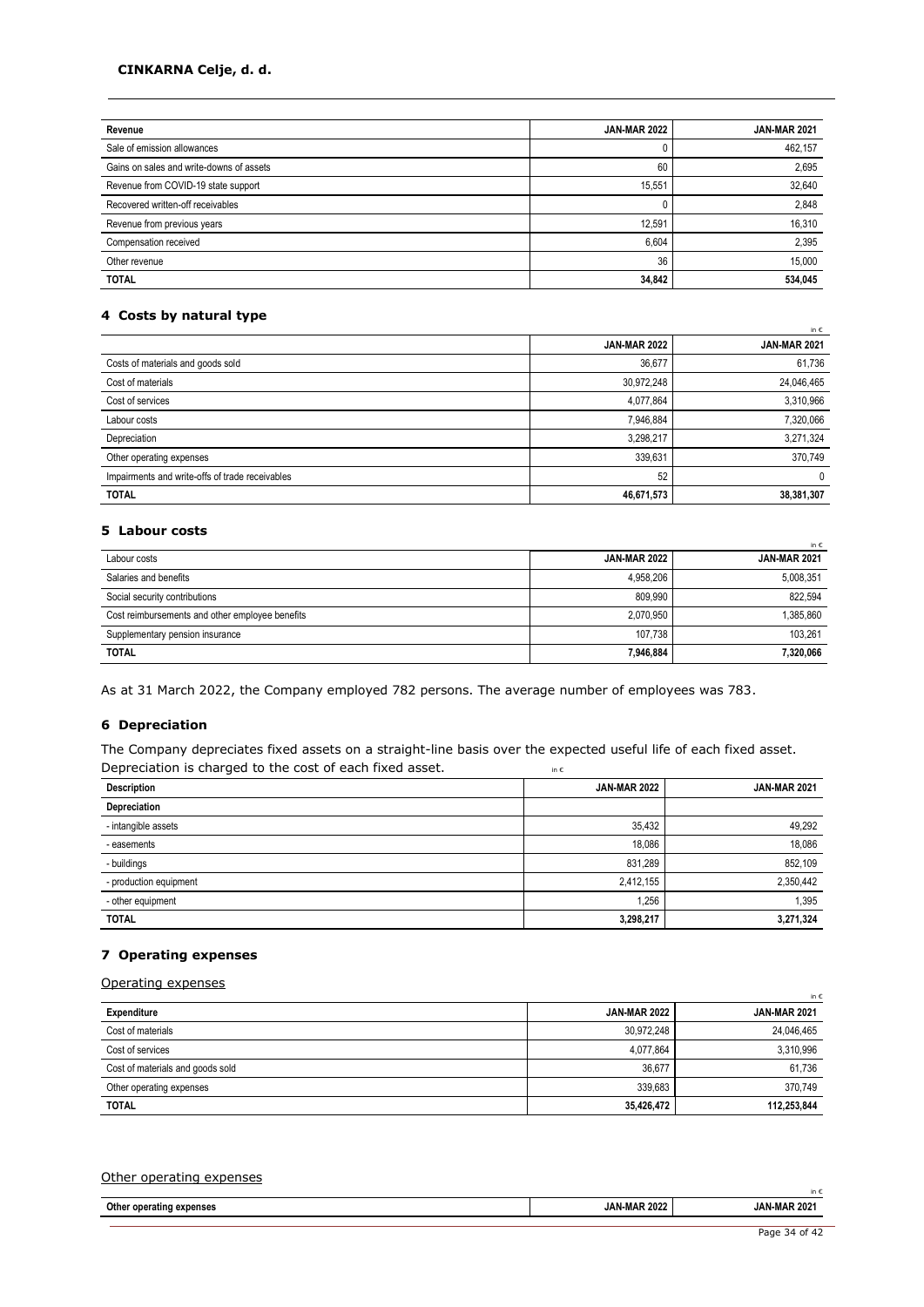| Revenue | JAN-MAR 2022 | JAN-MAR 2021 |
|---|---|---|
| Sale of emission allowances | 0 | 462,157 |
| Gains on sales and write-downs of assets | 60 | 2,695 |
| Revenue from COVID-19 state support | 15,551 | 32,640 |
| Recovered written-off receivables | 0 | 2,848 |
| Revenue from previous years | 12,591 | 16,310 |
| Compensation received | 6,604 | 2,395 |
| Other revenue | 36 | 15,000 |
| **TOTAL** | **34,842** | **534,045** |

## 4 Costs by natural type

in €

| | JAN-MAR 2022 | JAN-MAR 2021 |
|---|---|---|
| Costs of materials and goods sold | 36,677 | 61,736 |
| Cost of materials | 30,972,248 | 24,046,465 |
| Cost of services | 4,077,864 | 3,310,966 |
| Labour costs | 7,946,884 | 7,320,066 |
| Depreciation | 3,298,217 | 3,271,324 |
| Other operating expenses | 339,631 | 370,749 |
| Impairments and write-offs of trade receivables | 52 | 0 |
| **TOTAL** | **46,671,573** | **38,381,307** |

## 5 Labour costs

in €

| Labour costs | JAN-MAR 2022 | JAN-MAR 2021 |
|---|---|---|
| Salaries and benefits | 4,958,206 | 5,008,351 |
| Social security contributions | 809,990 | 822,594 |
| Cost reimbursements and other employee benefits | 2,070,950 | 1,385,860 |
| Supplementary pension insurance | 107,738 | 103,261 |
| **TOTAL** | **7,946,884** | **7,320,066** |

As at 31 March 2022, the Company employed 782 persons. The average number of employees was 783.

## 6 Depreciation

The Company depreciates fixed assets on a straight-line basis over the expected useful life of each fixed asset. Depreciation is charged to the cost of each fixed asset.

in €

| Description | JAN-MAR 2022 | JAN-MAR 2021 |
|---|---|---|
| **Depreciation** | | |
| - intangible assets | 35,432 | 49,292 |
| - easements | 18,086 | 18,086 |
| - buildings | 831,289 | 852,109 |
| - production equipment | 2,412,155 | 2,350,442 |
| - other equipment | 1,256 | 1,395 |
| **TOTAL** | **3,298,217** | **3,271,324** |

## 7 Operating expenses

Operating expenses

in €

| Expenditure | JAN-MAR 2022 | JAN-MAR 2021 |
|---|---|---|
| Cost of materials | 30,972,248 | 24,046,465 |
| Cost of services | 4,077,864 | 3,310,996 |
| Cost of materials and goods sold | 36,677 | 61,736 |
| Other operating expenses | 339,683 | 370,749 |
| **TOTAL** | **35,426,472** | **112,253,844** |

Other operating expenses

in €

| Other operating expenses | JAN-MAR 2022 | JAN-MAR 2021 |
|---|---|---|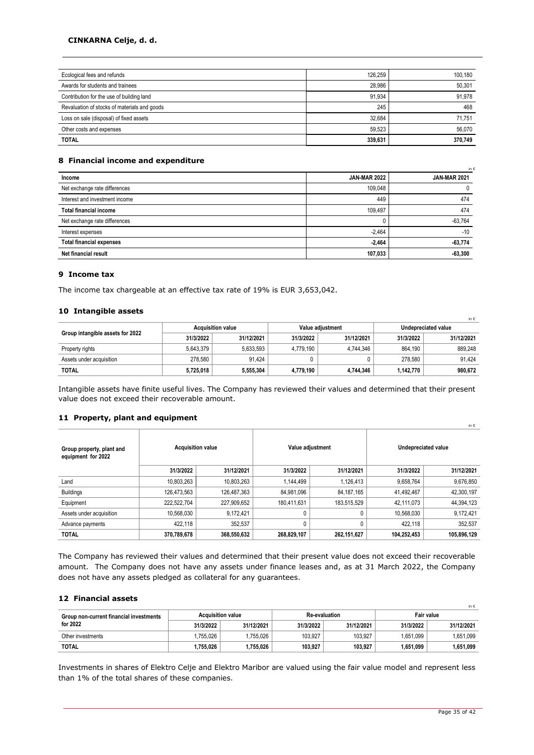| Ecological fees and refunds | 126,259 | 100,180 |
|---|---|---|
| Awards for students and trainees | 28,986 | 50,301 |
| Contribution for the use of building land | 91,934 | 91,978 |
| Revaluation of stocks of materials and goods | 245 | 468 |
| Loss on sale (disposal) of fixed assets | 32,684 | 71,751 |
| Other costs and expenses | 59,523 | 56,070 |
| **TOTAL** | **339,631** | **370,749** |

## 8 Financial income and expenditure

in €

| Income | JAN-MAR 2022 | JAN-MAR 2021 |
|---|---|---|
| Net exchange rate differences | 109,048 | 0 |
| Interest and investment income | 449 | 474 |
| **Total financial income** | 109,497 | 474 |
| Net exchange rate differences | 0 | -63,764 |
| Interest expenses | -2,464 | -10 |
| **Total financial expenses** | **-2,464** | **-63,774** |
| **Net financial result** | **107,033** | **-63,300** |

## 9 Income tax

The income tax chargeable at an effective tax rate of 19% is EUR 3,653,042.

## 10 Intangible assets

in €

| Group intangible assets for 2022 | Acquisition value | | Value adjustment | | Undepreciated value | |
|---|---|---|---|---|---|---|
| | 31/3/2022 | 31/12/2021 | 31/3/2022 | 31/12/2021 | 31/3/2022 | 31/12/2021 |
| Property rights | 5,643,379 | 5,633,593 | 4,779,190 | 4,744,346 | 864,190 | 889,248 |
| Assets under acquisition | 278,580 | 91,424 | 0 | 0 | 278,580 | 91,424 |
| **TOTAL** | **5,725,018** | **5,555,304** | **4,779,190** | **4,744,346** | **1,142,770** | **980,672** |

Intangible assets have finite useful lives. The Company has reviewed their values and determined that their present value does not exceed their recoverable amount.

## 11 Property, plant and equipment

in €

| Group property, plant and equipment for 2022 | Acquisition value | | Value adjustment | | Undepreciated value | |
|---|---|---|---|---|---|---|
| | 31/3/2022 | 31/12/2021 | 31/3/2022 | 31/12/2021 | 31/3/2022 | 31/12/2021 |
| Land | 10,803,263 | 10,803,263 | 1,144,499 | 1,126,413 | 9,658,764 | 9,676,850 |
| Buildings | 126,473,563 | 126,487,363 | 84,981,096 | 84,187,165 | 41,492,467 | 42,300,197 |
| Equipment | 222,522,704 | 227,909,652 | 180,411,631 | 183,515,529 | 42,111,073 | 44,394,123 |
| Assets under acquisition | 10,568,030 | 9,172,421 | 0 | 0 | 10,568,030 | 9,172,421 |
| Advance payments | 422,118 | 352,537 | 0 | 0 | 422,118 | 352,537 |
| **TOTAL** | **370,789,678** | **368,550,632** | **268,829,107** | **262,151,627** | **104,252,453** | **105,896,129** |

The Company has reviewed their values and determined that their present value does not exceed their recoverable amount. The Company does not have any assets under finance leases and, as at 31 March 2022, the Company does not have any assets pledged as collateral for any guarantees.

## 12 Financial assets

in €

| Group non-current financial investments for 2022 | Acquisition value | | Re-evaluation | | Fair value | |
|---|---|---|---|---|---|---|
| | 31/3/2022 | 31/12/2021 | 31/3/2022 | 31/12/2021 | 31/3/2022 | 31/12/2021 |
| Other investments | 1,755,026 | 1,755,026 | 103,927 | 103,927 | 1,651,099 | 1,651,099 |
| **TOTAL** | **1,755,026** | **1,755,026** | **103,927** | **103,927** | **1,651,099** | **1,651,099** |

Investments in shares of Elektro Celje and Elektro Maribor are valued using the fair value model and represent less than 1% of the total shares of these companies.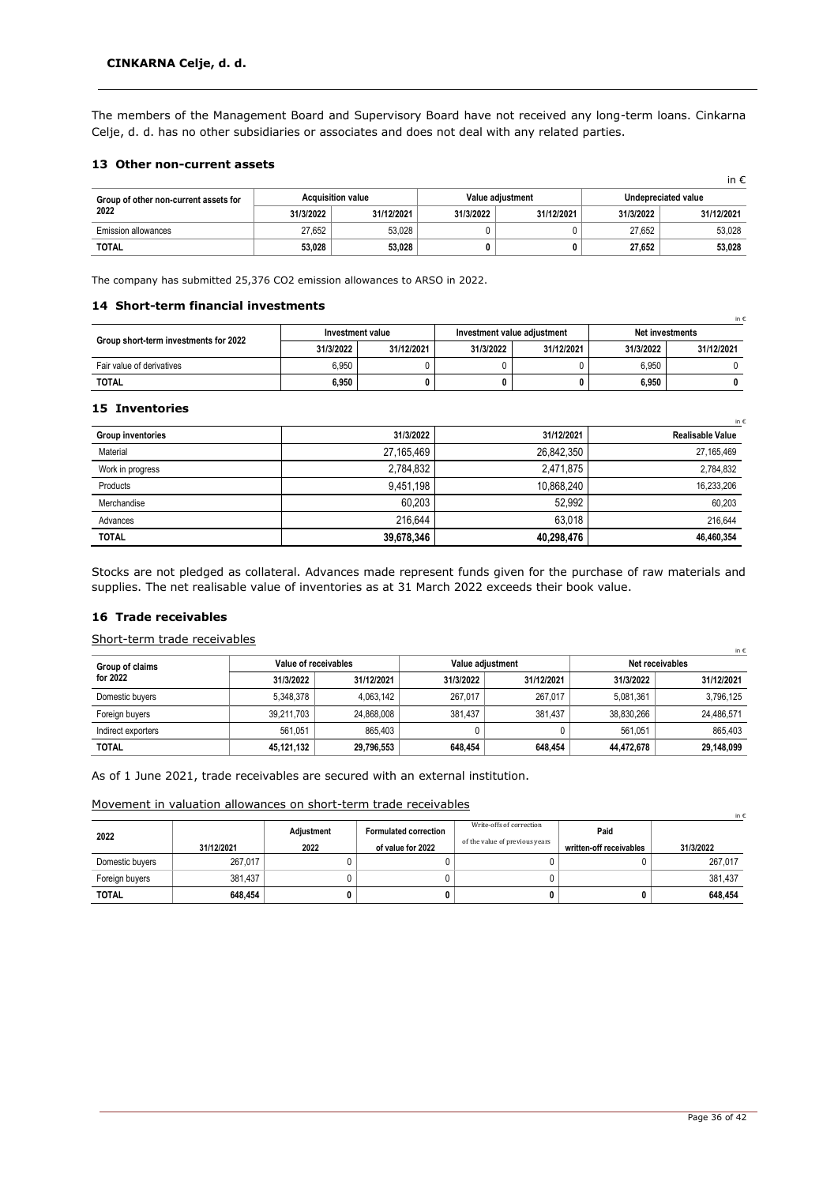The members of the Management Board and Supervisory Board have not received any long-term loans. Cinkarna Celje, d. d. has no other subsidiaries or associates and does not deal with any related parties.

### 13 Other non-current assets

in €

| Group of other non-current assets for 2022 | Acquisition value | | Value adjustment | | Undepreciated value | |
|---|---|---|---|---|---|---|
| | 31/3/2022 | 31/12/2021 | 31/3/2022 | 31/12/2021 | 31/3/2022 | 31/12/2021 |
| Emission allowances | 27,652 | 53,028 | 0 | 0 | 27,652 | 53,028 |
| **TOTAL** | **53,028** | **53,028** | **0** | **0** | **27,652** | **53,028** |

The company has submitted 25,376 CO2 emission allowances to ARSO in 2022.

### 14 Short-term financial investments

in €

| Group short-term investments for 2022 | Investment value | | Investment value adjustment | | Net investments | |
|---|---|---|---|---|---|---|
| | 31/3/2022 | 31/12/2021 | 31/3/2022 | 31/12/2021 | 31/3/2022 | 31/12/2021 |
| Fair value of derivatives | 6,950 | 0 | 0 | 0 | 6,950 | 0 |
| **TOTAL** | **6,950** | **0** | **0** | **0** | **6,950** | **0** |

### 15 Inventories

in €

| Group inventories | 31/3/2022 | 31/12/2021 | Realisable Value |
|---|---|---|---|
| Material | 27,165,469 | 26,842,350 | 27,165,469 |
| Work in progress | 2,784,832 | 2,471,875 | 2,784,832 |
| Products | 9,451,198 | 10,868,240 | 16,233,206 |
| Merchandise | 60,203 | 52,992 | 60,203 |
| Advances | 216,644 | 63,018 | 216,644 |
| **TOTAL** | **39,678,346** | **40,298,476** | **46,460,354** |

Stocks are not pledged as collateral. Advances made represent funds given for the purchase of raw materials and supplies. The net realisable value of inventories as at 31 March 2022 exceeds their book value.

### 16 Trade receivables

Short-term trade receivables

in €

| Group of claims for 2022 | Value of receivables | | Value adjustment | | Net receivables | |
|---|---|---|---|---|---|---|
| | 31/3/2022 | 31/12/2021 | 31/3/2022 | 31/12/2021 | 31/3/2022 | 31/12/2021 |
| Domestic buyers | 5,348,378 | 4,063,142 | 267,017 | 267,017 | 5,081,361 | 3,796,125 |
| Foreign buyers | 39,211,703 | 24,868,008 | 381,437 | 381,437 | 38,830,266 | 24,486,571 |
| Indirect exporters | 561,051 | 865,403 | 0 | 0 | 561,051 | 865,403 |
| **TOTAL** | **45,121,132** | **29,796,553** | **648,454** | **648,454** | **44,472,678** | **29,148,099** |

As of 1 June 2021, trade receivables are secured with an external institution.

Movement in valuation allowances on short-term trade receivables

in €

| 2022 | 31/12/2021 | Adjustment 2022 | Formulated correction of value for 2022 | Write-offs of correction of the value of previous years | Paid written-off receivables | 31/3/2022 |
|---|---|---|---|---|---|---|
| Domestic buyers | 267,017 | 0 | 0 | 0 | 0 | 267,017 |
| Foreign buyers | 381,437 | 0 | 0 | 0 | | 381,437 |
| **TOTAL** | **648,454** | **0** | **0** | **0** | **0** | **648,454** |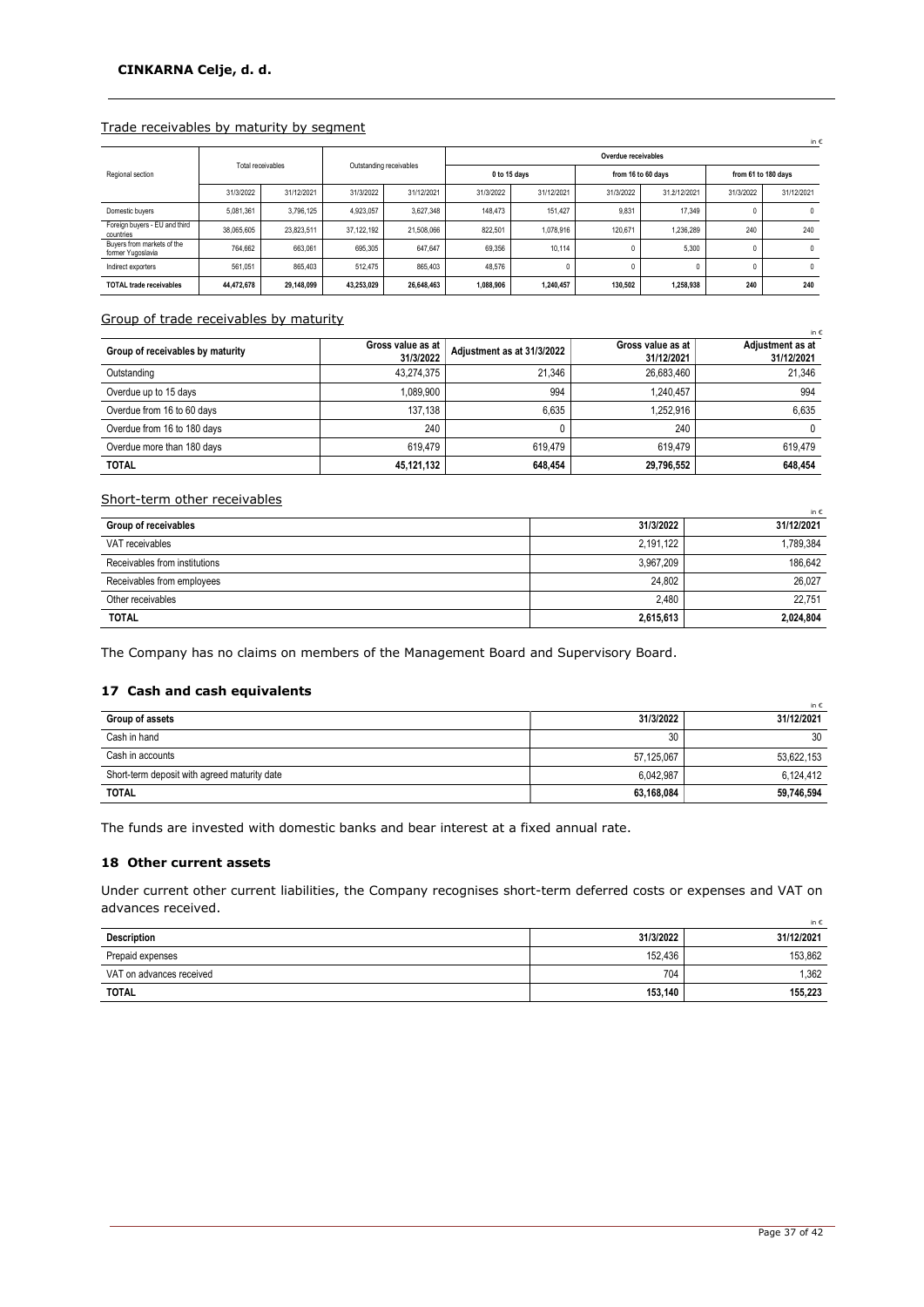Trade receivables by maturity by segment

in €

| Regional section | Total receivables | | Outstanding receivables | | Overdue receivables | | | | | |
|---|---|---|---|---|---|---|---|---|---|---|
| | | | | | 0 to 15 days | | from 16 to 60 days | | from 61 to 180 days | |
| | 31/3/2022 | 31/12/2021 | 31/3/2022 | 31/12/2021 | 31/3/2022 | 31/12/2021 | 31/3/2022 | 31.2/12/2021 | 31/3/2022 | 31/12/2021 |
| Domestic buyers | 5,081,361 | 3,796,125 | 4,923,057 | 3,627,348 | 148,473 | 151,427 | 9,831 | 17,349 | 0 | 0 |
| Foreign buyers - EU and third countries | 38,065,605 | 23,823,511 | 37,122,192 | 21,508,066 | 822,501 | 1,078,916 | 120,671 | 1,236,289 | 240 | 240 |
| Buyers from markets of the former Yugoslavia | 764,662 | 663,061 | 695,305 | 647,647 | 69,356 | 10,114 | 0 | 5,300 | 0 | 0 |
| Indirect exporters | 561,051 | 865,403 | 512,475 | 865,403 | 48,576 | 0 | 0 | 0 | 0 | 0 |
| **TOTAL trade receivables** | **44,472,678** | **29,148,099** | **43,253,029** | **26,648,463** | **1,088,906** | **1,240,457** | **130,502** | **1,258,938** | **240** | **240** |

Group of trade receivables by maturity

in €

| Group of receivables by maturity | Gross value as at 31/3/2022 | Adjustment as at 31/3/2022 | Gross value as at 31/12/2021 | Adjustment as at 31/12/2021 |
|---|---|---|---|---|
| Outstanding | 43,274,375 | 21,346 | 26,683,460 | 21,346 |
| Overdue up to 15 days | 1,089,900 | 994 | 1,240,457 | 994 |
| Overdue from 16 to 60 days | 137,138 | 6,635 | 1,252,916 | 6,635 |
| Overdue from 16 to 180 days | 240 | 0 | 240 | 0 |
| Overdue more than 180 days | 619,479 | 619,479 | 619,479 | 619,479 |
| **TOTAL** | **45,121,132** | **648,454** | **29,796,552** | **648,454** |

Short-term other receivables

in €

| Group of receivables | 31/3/2022 | 31/12/2021 |
|---|---|---|
| VAT receivables | 2,191,122 | 1,789,384 |
| Receivables from institutions | 3,967,209 | 186,642 |
| Receivables from employees | 24,802 | 26,027 |
| Other receivables | 2,480 | 22,751 |
| **TOTAL** | **2,615,613** | **2,024,804** |

The Company has no claims on members of the Management Board and Supervisory Board.

## 17 Cash and cash equivalents

in €

| Group of assets | 31/3/2022 | 31/12/2021 |
|---|---|---|
| Cash in hand | 30 | 30 |
| Cash in accounts | 57,125,067 | 53,622,153 |
| Short-term deposit with agreed maturity date | 6,042,987 | 6,124,412 |
| **TOTAL** | **63,168,084** | **59,746,594** |

The funds are invested with domestic banks and bear interest at a fixed annual rate.

## 18 Other current assets

Under current other current liabilities, the Company recognises short-term deferred costs or expenses and VAT on advances received.

in €

| Description | 31/3/2022 | 31/12/2021 |
|---|---|---|
| Prepaid expenses | 152,436 | 153,862 |
| VAT on advances received | 704 | 1,362 |
| **TOTAL** | **153,140** | **155,223** |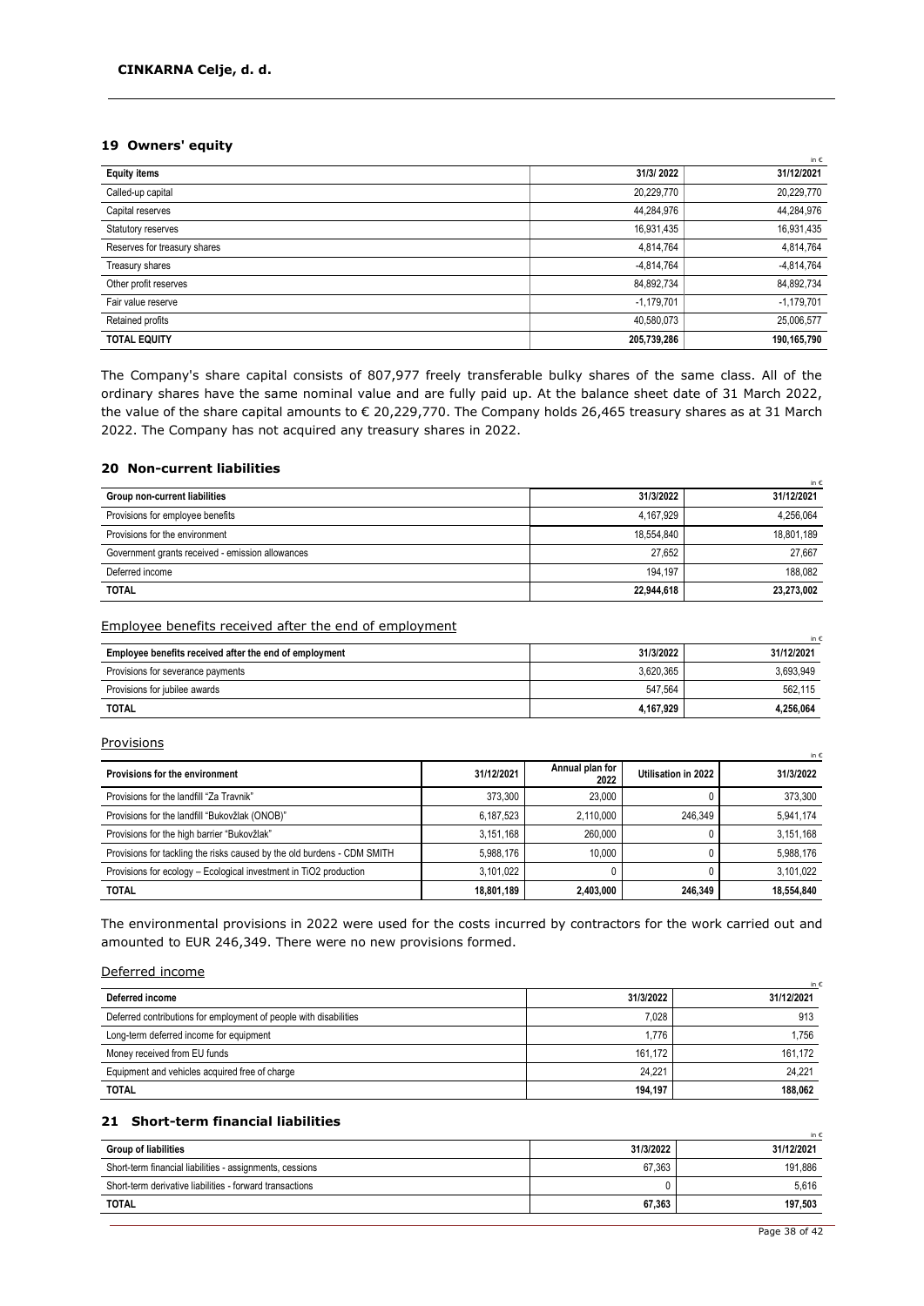## 19 Owners' equity

in €

| Equity items | 31/3/ 2022 | 31/12/2021 |
|---|---|---|
| Called-up capital | 20,229,770 | 20,229,770 |
| Capital reserves | 44,284,976 | 44,284,976 |
| Statutory reserves | 16,931,435 | 16,931,435 |
| Reserves for treasury shares | 4,814,764 | 4,814,764 |
| Treasury shares | -4,814,764 | -4,814,764 |
| Other profit reserves | 84,892,734 | 84,892,734 |
| Fair value reserve | -1,179,701 | -1,179,701 |
| Retained profits | 40,580,073 | 25,006,577 |
| **TOTAL EQUITY** | **205,739,286** | **190,165,790** |

The Company's share capital consists of 807,977 freely transferable bulky shares of the same class. All of the ordinary shares have the same nominal value and are fully paid up. At the balance sheet date of 31 March 2022, the value of the share capital amounts to € 20,229,770. The Company holds 26,465 treasury shares as at 31 March 2022. The Company has not acquired any treasury shares in 2022.

## 20 Non-current liabilities

in €

| Group non-current liabilities | 31/3/2022 | 31/12/2021 |
|---|---|---|
| Provisions for employee benefits | 4,167,929 | 4,256,064 |
| Provisions for the environment | 18,554,840 | 18,801,189 |
| Government grants received - emission allowances | 27,652 | 27,667 |
| Deferred income | 194,197 | 188,082 |
| **TOTAL** | **22,944,618** | **23,273,002** |

Employee benefits received after the end of employment

in €

| Employee benefits received after the end of employment | 31/3/2022 | 31/12/2021 |
|---|---|---|
| Provisions for severance payments | 3,620,365 | 3,693,949 |
| Provisions for jubilee awards | 547,564 | 562,115 |
| **TOTAL** | **4,167,929** | **4,256,064** |

Provisions

in €

| Provisions for the environment | 31/12/2021 | Annual plan for 2022 | Utilisation in 2022 | 31/3/2022 |
|---|---|---|---|---|
| Provisions for the landfill "Za Travnik" | 373,300 | 23,000 | 0 | 373,300 |
| Provisions for the landfill "Bukovžlak (ONOB)" | 6,187,523 | 2,110,000 | 246,349 | 5,941,174 |
| Provisions for the high barrier "Bukovžlak" | 3,151,168 | 260,000 | 0 | 3,151,168 |
| Provisions for tackling the risks caused by the old burdens - CDM SMITH | 5,988,176 | 10,000 | 0 | 5,988,176 |
| Provisions for ecology – Ecological investment in TiO2 production | 3,101,022 | 0 | 0 | 3,101,022 |
| **TOTAL** | **18,801,189** | **2,403,000** | **246,349** | **18,554,840** |

The environmental provisions in 2022 were used for the costs incurred by contractors for the work carried out and amounted to EUR 246,349. There were no new provisions formed.

Deferred income

in €

| Deferred income | 31/3/2022 | 31/12/2021 |
|---|---|---|
| Deferred contributions for employment of people with disabilities | 7,028 | 913 |
| Long-term deferred income for equipment | 1,776 | 1,756 |
| Money received from EU funds | 161,172 | 161,172 |
| Equipment and vehicles acquired free of charge | 24,221 | 24,221 |
| **TOTAL** | **194,197** | **188,062** |

## 21 Short-term financial liabilities

in €

| Group of liabilities | 31/3/2022 | 31/12/2021 |
|---|---|---|
| Short-term financial liabilities - assignments, cessions | 67,363 | 191,886 |
| Short-term derivative liabilities - forward transactions | 0 | 5,616 |
| **TOTAL** | **67,363** | **197,503** |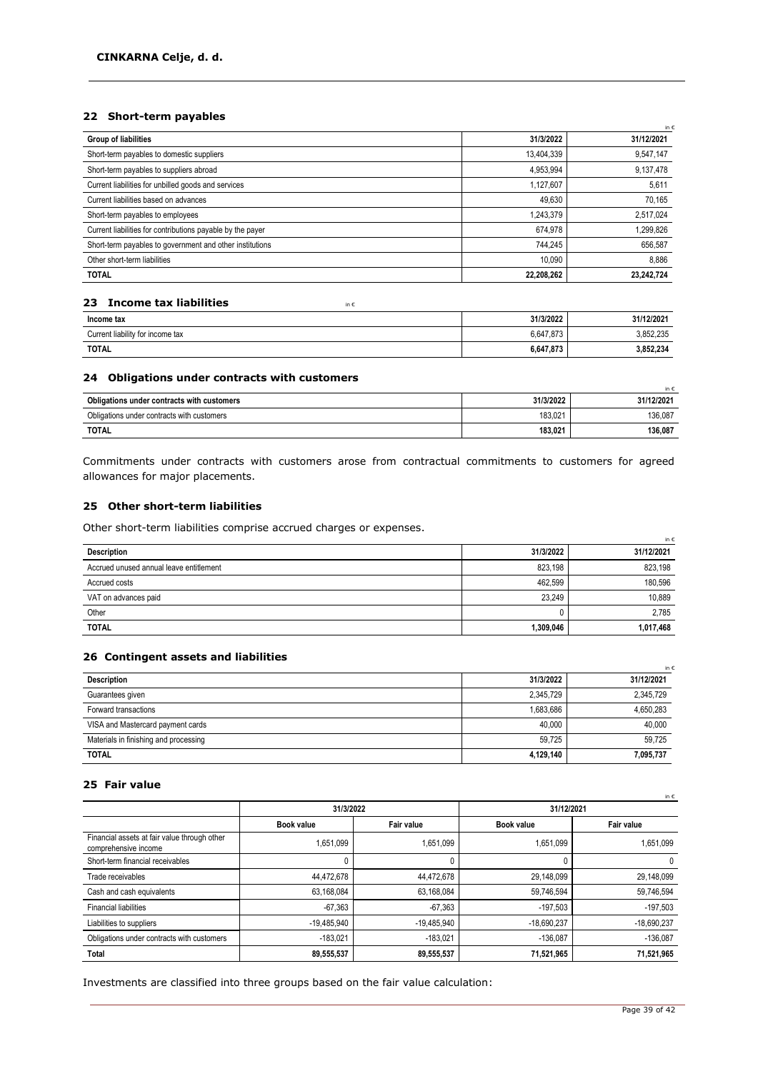## 22 Short-term payables

in €

| Group of liabilities | 31/3/2022 | 31/12/2021 |
|---|---|---|
| Short-term payables to domestic suppliers | 13,404,339 | 9,547,147 |
| Short-term payables to suppliers abroad | 4,953,994 | 9,137,478 |
| Current liabilities for unbilled goods and services | 1,127,607 | 5,611 |
| Current liabilities based on advances | 49,630 | 70,165 |
| Short-term payables to employees | 1,243,379 | 2,517,024 |
| Current liabilities for contributions payable by the payer | 674,978 | 1,299,826 |
| Short-term payables to government and other institutions | 744,245 | 656,587 |
| Other short-term liabilities | 10,090 | 8,886 |
| **TOTAL** | **22,208,262** | **23,242,724** |

## 23 Income tax liabilities

in €

| Income tax | 31/3/2022 | 31/12/2021 |
|---|---|---|
| Current liability for income tax | 6,647,873 | 3,852,235 |
| **TOTAL** | **6,647,873** | **3,852,234** |

## 24 Obligations under contracts with customers

in €

| Obligations under contracts with customers | 31/3/2022 | 31/12/2021 |
|---|---|---|
| Obligations under contracts with customers | 183,021 | 136,087 |
| **TOTAL** | **183,021** | **136,087** |

Commitments under contracts with customers arose from contractual commitments to customers for agreed allowances for major placements.

## 25 Other short-term liabilities

Other short-term liabilities comprise accrued charges or expenses.

in €

| Description | 31/3/2022 | 31/12/2021 |
|---|---|---|
| Accrued unused annual leave entitlement | 823,198 | 823,198 |
| Accrued costs | 462,599 | 180,596 |
| VAT on advances paid | 23,249 | 10,889 |
| Other | 0 | 2,785 |
| **TOTAL** | **1,309,046** | **1,017,468** |

## 26 Contingent assets and liabilities

in €

| Description | 31/3/2022 | 31/12/2021 |
|---|---|---|
| Guarantees given | 2,345,729 | 2,345,729 |
| Forward transactions | 1,683,686 | 4,650,283 |
| VISA and Mastercard payment cards | 40,000 | 40,000 |
| Materials in finishing and processing | 59,725 | 59,725 |
| **TOTAL** | **4,129,140** | **7,095,737** |

## 25 Fair value

in €

| | 31/3/2022 | | 31/12/2021 | |
|---|---|---|---|---|
| | Book value | Fair value | Book value | Fair value |
| Financial assets at fair value through other comprehensive income | 1,651,099 | 1,651,099 | 1,651,099 | 1,651,099 |
| Short-term financial receivables | 0 | 0 | 0 | 0 |
| Trade receivables | 44,472,678 | 44,472,678 | 29,148,099 | 29,148,099 |
| Cash and cash equivalents | 63,168,084 | 63,168,084 | 59,746,594 | 59,746,594 |
| Financial liabilities | -67,363 | -67,363 | -197,503 | -197,503 |
| Liabilities to suppliers | -19,485,940 | -19,485,940 | -18,690,237 | -18,690,237 |
| Obligations under contracts with customers | -183,021 | -183,021 | -136,087 | -136,087 |
| **Total** | **89,555,537** | **89,555,537** | **71,521,965** | **71,521,965** |

Investments are classified into three groups based on the fair value calculation: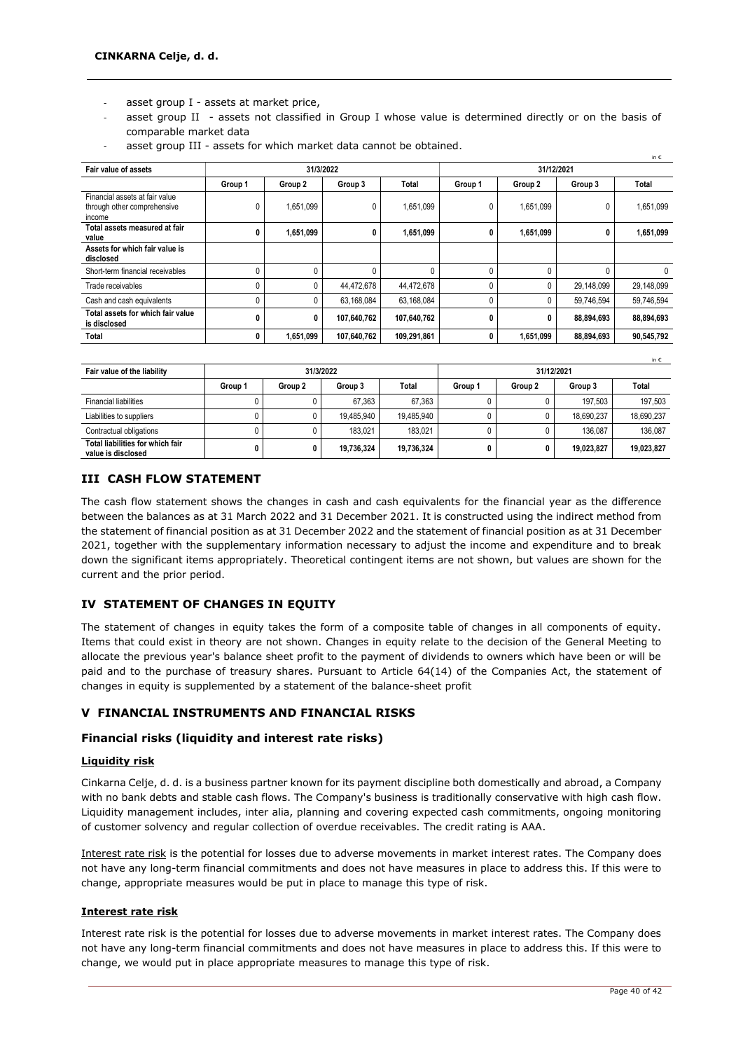- asset group I - assets at market price,
- asset group II - assets not classified in Group I whose value is determined directly or on the basis of comparable market data
- asset group III - assets for which market data cannot be obtained.

in €

| Fair value of assets | 31/3/2022 | | | | 31/12/2021 | | | |
|---|---|---|---|---|---|---|---|---|
| | Group 1 | Group 2 | Group 3 | Total | Group 1 | Group 2 | Group 3 | Total |
| Financial assets at fair value through other comprehensive income | 0 | 1,651,099 | 0 | 1,651,099 | 0 | 1,651,099 | 0 | 1,651,099 |
| **Total assets measured at fair value** | **0** | **1,651,099** | **0** | **1,651,099** | **0** | **1,651,099** | **0** | **1,651,099** |
| **Assets for which fair value is disclosed** | | | | | | | | |
| Short-term financial receivables | 0 | 0 | 0 | 0 | 0 | 0 | 0 | 0 |
| Trade receivables | 0 | 0 | 44,472,678 | 44,472,678 | 0 | 0 | 29,148,099 | 29,148,099 |
| Cash and cash equivalents | 0 | 0 | 63,168,084 | 63,168,084 | 0 | 0 | 59,746,594 | 59,746,594 |
| **Total assets for which fair value is disclosed** | **0** | **0** | **107,640,762** | **107,640,762** | **0** | **0** | **88,894,693** | **88,894,693** |
| **Total** | **0** | **1,651,099** | **107,640,762** | **109,291,861** | **0** | **1,651,099** | **88,894,693** | **90,545,792** |

in €

| Fair value of the liability | 31/3/2022 | | | | 31/12/2021 | | | |
|---|---|---|---|---|---|---|---|---|
| | Group 1 | Group 2 | Group 3 | Total | Group 1 | Group 2 | Group 3 | Total |
| Financial liabilities | 0 | 0 | 67,363 | 67,363 | 0 | 0 | 197,503 | 197,503 |
| Liabilities to suppliers | 0 | 0 | 19,485,940 | 19,485,940 | 0 | 0 | 18,690,237 | 18,690,237 |
| Contractual obligations | 0 | 0 | 183,021 | 183,021 | 0 | 0 | 136,087 | 136,087 |
| **Total liabilities for which fair value is disclosed** | **0** | **0** | **19,736,324** | **19,736,324** | **0** | **0** | **19,023,827** | **19,023,827** |

## III CASH FLOW STATEMENT

The cash flow statement shows the changes in cash and cash equivalents for the financial year as the difference between the balances as at 31 March 2022 and 31 December 2021. It is constructed using the indirect method from the statement of financial position as at 31 December 2022 and the statement of financial position as at 31 December 2021, together with the supplementary information necessary to adjust the income and expenditure and to break down the significant items appropriately. Theoretical contingent items are not shown, but values are shown for the current and the prior period.

## IV STATEMENT OF CHANGES IN EQUITY

The statement of changes in equity takes the form of a composite table of changes in all components of equity. Items that could exist in theory are not shown. Changes in equity relate to the decision of the General Meeting to allocate the previous year's balance sheet profit to the payment of dividends to owners which have been or will be paid and to the purchase of treasury shares. Pursuant to Article 64(14) of the Companies Act, the statement of changes in equity is supplemented by a statement of the balance-sheet profit

## V FINANCIAL INSTRUMENTS AND FINANCIAL RISKS

### Financial risks (liquidity and interest rate risks)

**Liquidity risk**

Cinkarna Celje, d. d. is a business partner known for its payment discipline both domestically and abroad, a Company with no bank debts and stable cash flows. The Company's business is traditionally conservative with high cash flow. Liquidity management includes, inter alia, planning and covering expected cash commitments, ongoing monitoring of customer solvency and regular collection of overdue receivables. The credit rating is AAA.

Interest rate risk is the potential for losses due to adverse movements in market interest rates. The Company does not have any long-term financial commitments and does not have measures in place to address this. If this were to change, appropriate measures would be put in place to manage this type of risk.

**Interest rate risk**

Interest rate risk is the potential for losses due to adverse movements in market interest rates. The Company does not have any long-term financial commitments and does not have measures in place to address this. If this were to change, we would put in place appropriate measures to manage this type of risk.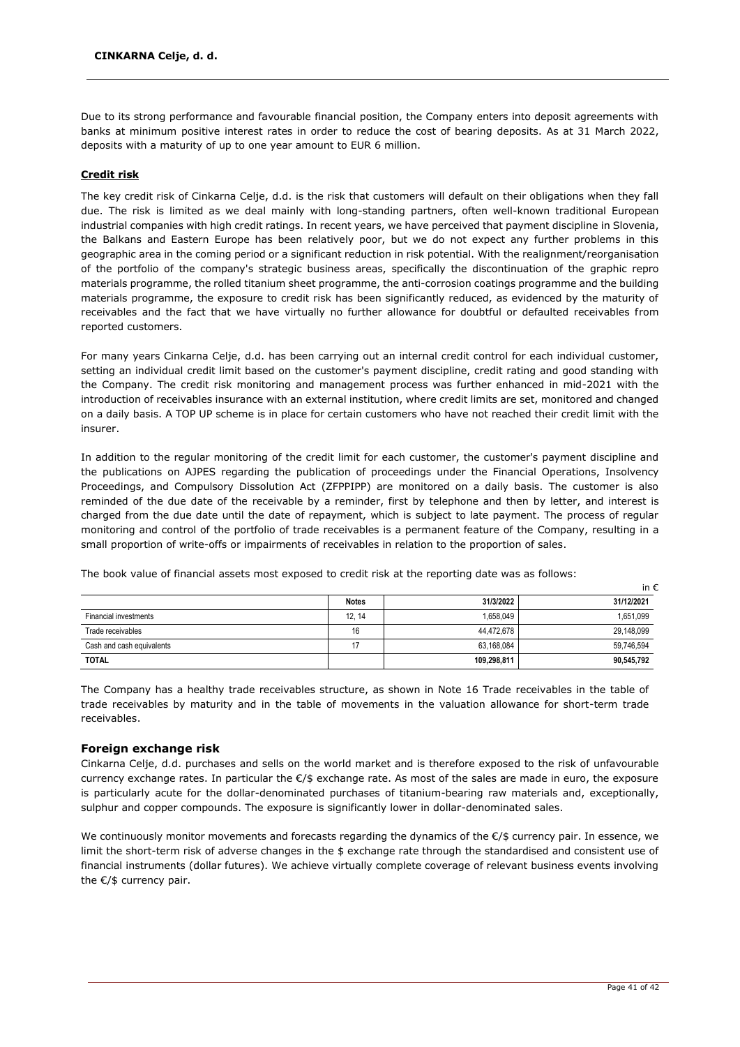Due to its strong performance and favourable financial position, the Company enters into deposit agreements with banks at minimum positive interest rates in order to reduce the cost of bearing deposits. As at 31 March 2022, deposits with a maturity of up to one year amount to EUR 6 million.

**Credit risk**

The key credit risk of Cinkarna Celje, d.d. is the risk that customers will default on their obligations when they fall due. The risk is limited as we deal mainly with long-standing partners, often well-known traditional European industrial companies with high credit ratings. In recent years, we have perceived that payment discipline in Slovenia, the Balkans and Eastern Europe has been relatively poor, but we do not expect any further problems in this geographic area in the coming period or a significant reduction in risk potential. With the realignment/reorganisation of the portfolio of the company's strategic business areas, specifically the discontinuation of the graphic repro materials programme, the rolled titanium sheet programme, the anti-corrosion coatings programme and the building materials programme, the exposure to credit risk has been significantly reduced, as evidenced by the maturity of receivables and the fact that we have virtually no further allowance for doubtful or defaulted receivables from reported customers.

For many years Cinkarna Celje, d.d. has been carrying out an internal credit control for each individual customer, setting an individual credit limit based on the customer's payment discipline, credit rating and good standing with the Company. The credit risk monitoring and management process was further enhanced in mid-2021 with the introduction of receivables insurance with an external institution, where credit limits are set, monitored and changed on a daily basis. A TOP UP scheme is in place for certain customers who have not reached their credit limit with the insurer.

In addition to the regular monitoring of the credit limit for each customer, the customer's payment discipline and the publications on AJPES regarding the publication of proceedings under the Financial Operations, Insolvency Proceedings, and Compulsory Dissolution Act (ZFPPIPP) are monitored on a daily basis. The customer is also reminded of the due date of the receivable by a reminder, first by telephone and then by letter, and interest is charged from the due date until the date of repayment, which is subject to late payment. The process of regular monitoring and control of the portfolio of trade receivables is a permanent feature of the Company, resulting in a small proportion of write-offs or impairments of receivables in relation to the proportion of sales.

The book value of financial assets most exposed to credit risk at the reporting date was as follows:

in €

| | Notes | 31/3/2022 | 31/12/2021 |
|---|---|---|---|
| Financial investments | 12, 14 | 1,658,049 | 1,651,099 |
| Trade receivables | 16 | 44,472,678 | 29,148,099 |
| Cash and cash equivalents | 17 | 63,168,084 | 59,746,594 |
| **TOTAL** | | **109,298,811** | **90,545,792** |

The Company has a healthy trade receivables structure, as shown in Note 16 Trade receivables in the table of trade receivables by maturity and in the table of movements in the valuation allowance for short-term trade receivables.

### Foreign exchange risk

Cinkarna Celje, d.d. purchases and sells on the world market and is therefore exposed to the risk of unfavourable currency exchange rates. In particular the €/$ exchange rate. As most of the sales are made in euro, the exposure is particularly acute for the dollar-denominated purchases of titanium-bearing raw materials and, exceptionally, sulphur and copper compounds. The exposure is significantly lower in dollar-denominated sales.

We continuously monitor movements and forecasts regarding the dynamics of the €/$ currency pair. In essence, we limit the short-term risk of adverse changes in the $ exchange rate through the standardised and consistent use of financial instruments (dollar futures). We achieve virtually complete coverage of relevant business events involving the €/$ currency pair.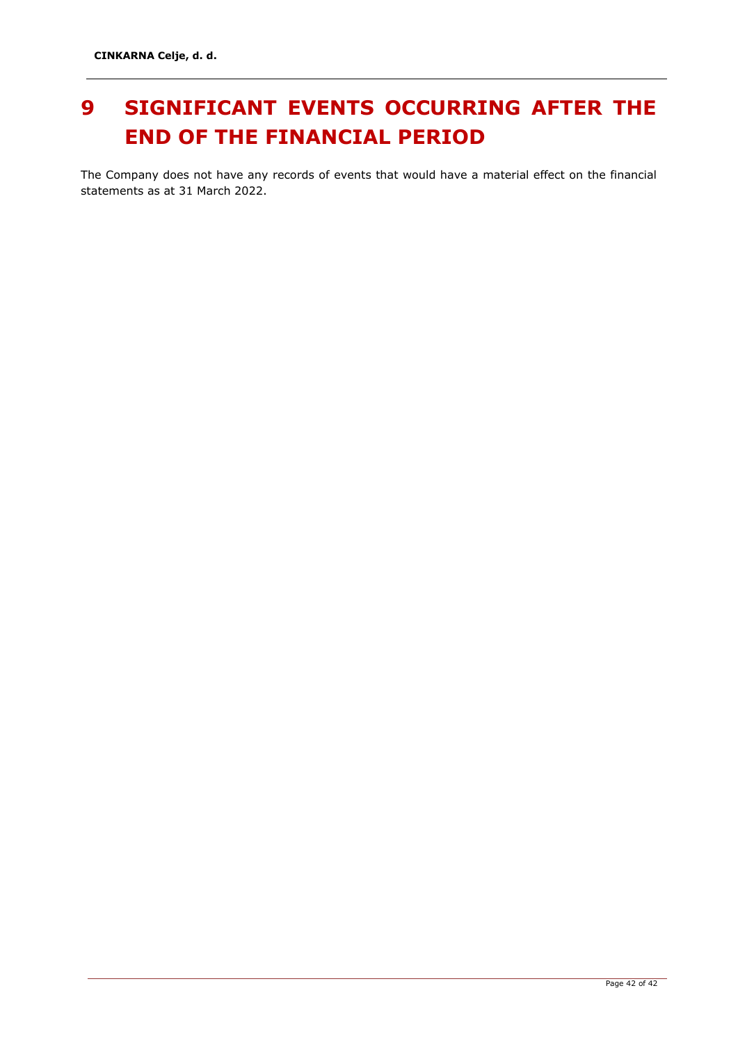# 9 SIGNIFICANT EVENTS OCCURRING AFTER THE END OF THE FINANCIAL PERIOD

The Company does not have any records of events that would have a material effect on the financial statements as at 31 March 2022.